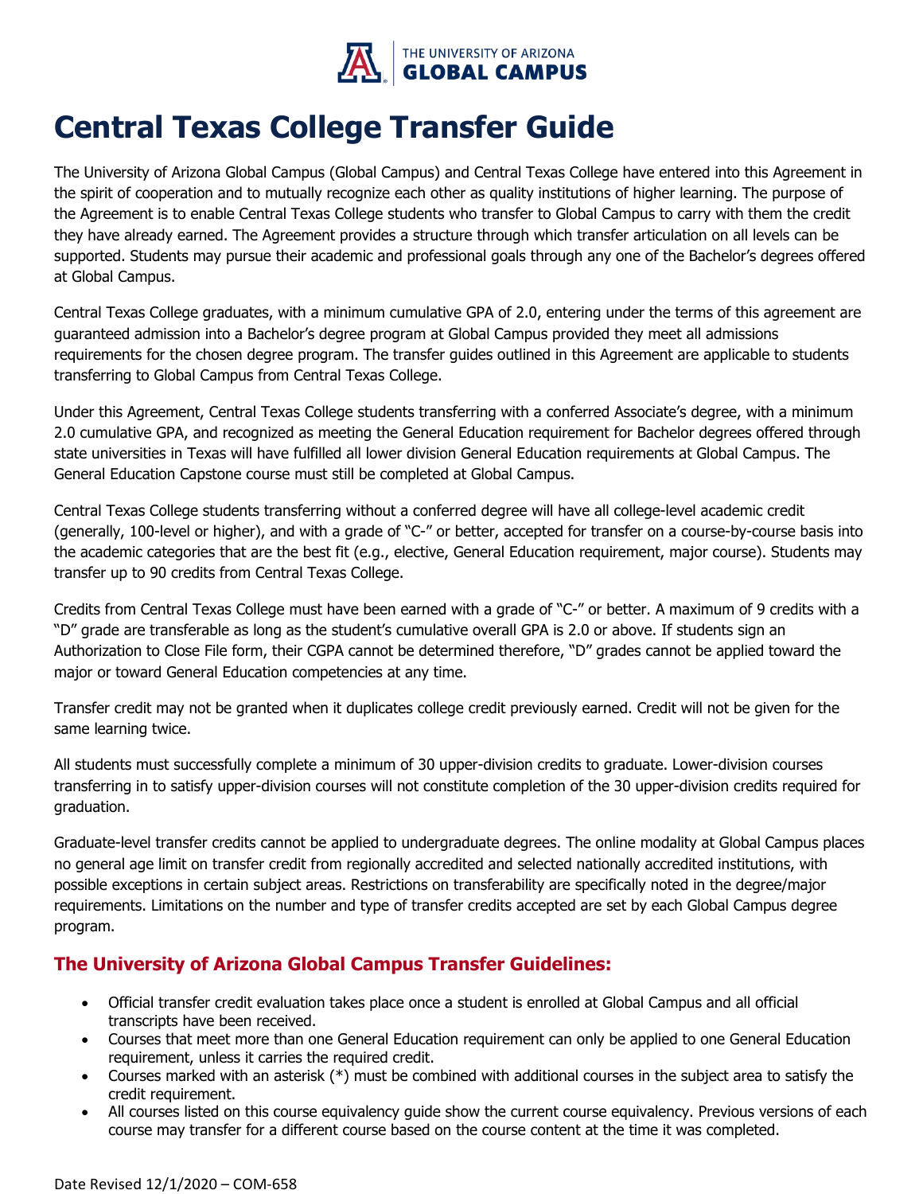# Central Texas College Transfer Guide

The University of Arizona Global Campus (Global Campus) and Central Texas College have entered into this Agreement in the spirit of cooperation and to mutually recognize each other as quality institutions of higher learning. The purpose of the Agreement is to enable Central Texas College students who transfer to Global Campus to carry with them the credit they have already earned. The Agreement provides a structure through which transfer articulation on all levels can be supported. Students may pursue their academic and professional goals through any one of the Bachelor's degrees offered at Global Campus.

Central Texas College graduates, with a minimum cumulative GPA of 2.0, entering under the terms of this agreement are guaranteed admission into a Bachelor's degree program at Global Campus provided they meet all admissions requirements for the chosen degree program. The transfer guides outlined in this Agreement are applicable to students transferring to Global Campus from Central Texas College.

Under this Agreement, Central Texas College students transferring with a conferred Associate's degree, with a minimum 2.0 cumulative GPA, and recognized as meeting the General Education requirement for Bachelor degrees offered through state universities in Texas will have fulfilled all lower division General Education requirements at Global Campus. The General Education Capstone course must still be completed at Global Campus.

Central Texas College students transferring without a conferred degree will have all college-level academic credit (generally, 100-level or higher), and with a grade of "C-" or better, accepted for transfer on a course-by-course basis into the academic categories that are the best fit (e.g., elective, General Education requirement, major course). Students may transfer up to 90 credits from Central Texas College.

Credits from Central Texas College must have been earned with a grade of "C-" or better. A maximum of 9 credits with a "D" grade are transferable as long as the student's cumulative overall GPA is 2.0 or above. If students sign an Authorization to Close File form, their CGPA cannot be determined therefore, "D" grades cannot be applied toward the major or toward General Education competencies at any time.

Transfer credit may not be granted when it duplicates college credit previously earned. Credit will not be given for the same learning twice.

All students must successfully complete a minimum of 30 upper-division credits to graduate. Lower-division courses transferring in to satisfy upper-division courses will not constitute completion of the 30 upper-division credits required for graduation.

Graduate-level transfer credits cannot be applied to undergraduate degrees. The online modality at Global Campus places no general age limit on transfer credit from regionally accredited and selected nationally accredited institutions, with possible exceptions in certain subject areas. Restrictions on transferability are specifically noted in the degree/major requirements. Limitations on the number and type of transfer credits accepted are set by each Global Campus degree program.

## The University of Arizona Global Campus Transfer Guidelines:

- Official transfer credit evaluation takes place once a student is enrolled at Global Campus and all official transcripts have been received.
- Courses that meet more than one General Education requirement can only be applied to one General Education requirement, unless it carries the required credit.
- Courses marked with an asterisk (*) must be combined with additional courses in the subject area to satisfy the credit requirement.
- All courses listed on this course equivalency guide show the current course equivalency. Previous versions of each course may transfer for a different course based on the course content at the time it was completed.

Date Revised 12/1/2020 – COM-658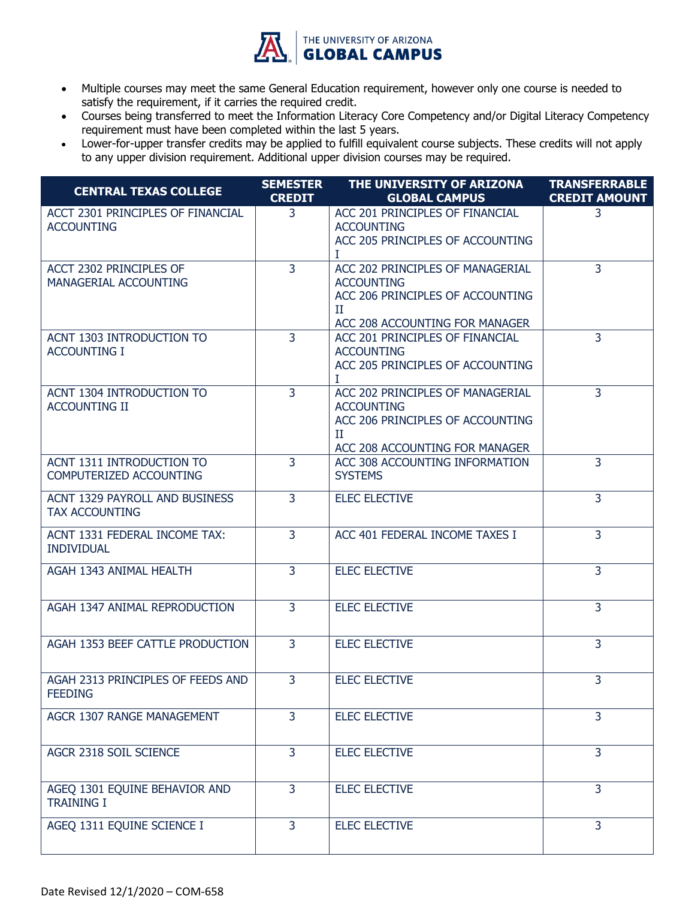- Multiple courses may meet the same General Education requirement, however only one course is needed to satisfy the requirement, if it carries the required credit.
- Courses being transferred to meet the Information Literacy Core Competency and/or Digital Literacy Competency requirement must have been completed within the last 5 years.
- Lower-for-upper transfer credits may be applied to fulfill equivalent course subjects. These credits will not apply to any upper division requirement. Additional upper division courses may be required.

| CENTRAL TEXAS COLLEGE | SEMESTER CREDIT | THE UNIVERSITY OF ARIZONA GLOBAL CAMPUS | TRANSFERRABLE CREDIT AMOUNT |
|---|---|---|---|
| ACCT 2301 PRINCIPLES OF FINANCIAL ACCOUNTING | 3 | ACC 201 PRINCIPLES OF FINANCIAL ACCOUNTING<br>ACC 205 PRINCIPLES OF ACCOUNTING I | 3 |
| ACCT 2302 PRINCIPLES OF MANAGERIAL ACCOUNTING | 3 | ACC 202 PRINCIPLES OF MANAGERIAL ACCOUNTING<br>ACC 206 PRINCIPLES OF ACCOUNTING II<br>ACC 208 ACCOUNTING FOR MANAGER | 3 |
| ACNT 1303 INTRODUCTION TO ACCOUNTING I | 3 | ACC 201 PRINCIPLES OF FINANCIAL ACCOUNTING<br>ACC 205 PRINCIPLES OF ACCOUNTING I | 3 |
| ACNT 1304 INTRODUCTION TO ACCOUNTING II | 3 | ACC 202 PRINCIPLES OF MANAGERIAL ACCOUNTING<br>ACC 206 PRINCIPLES OF ACCOUNTING II<br>ACC 208 ACCOUNTING FOR MANAGER | 3 |
| ACNT 1311 INTRODUCTION TO COMPUTERIZED ACCOUNTING | 3 | ACC 308 ACCOUNTING INFORMATION SYSTEMS | 3 |
| ACNT 1329 PAYROLL AND BUSINESS TAX ACCOUNTING | 3 | ELEC ELECTIVE | 3 |
| ACNT 1331 FEDERAL INCOME TAX: INDIVIDUAL | 3 | ACC 401 FEDERAL INCOME TAXES I | 3 |
| AGAH 1343 ANIMAL HEALTH | 3 | ELEC ELECTIVE | 3 |
| AGAH 1347 ANIMAL REPRODUCTION | 3 | ELEC ELECTIVE | 3 |
| AGAH 1353 BEEF CATTLE PRODUCTION | 3 | ELEC ELECTIVE | 3 |
| AGAH 2313 PRINCIPLES OF FEEDS AND FEEDING | 3 | ELEC ELECTIVE | 3 |
| AGCR 1307 RANGE MANAGEMENT | 3 | ELEC ELECTIVE | 3 |
| AGCR 2318 SOIL SCIENCE | 3 | ELEC ELECTIVE | 3 |
| AGEQ 1301 EQUINE BEHAVIOR AND TRAINING I | 3 | ELEC ELECTIVE | 3 |
| AGEQ 1311 EQUINE SCIENCE I | 3 | ELEC ELECTIVE | 3 |

Date Revised 12/1/2020 – COM-658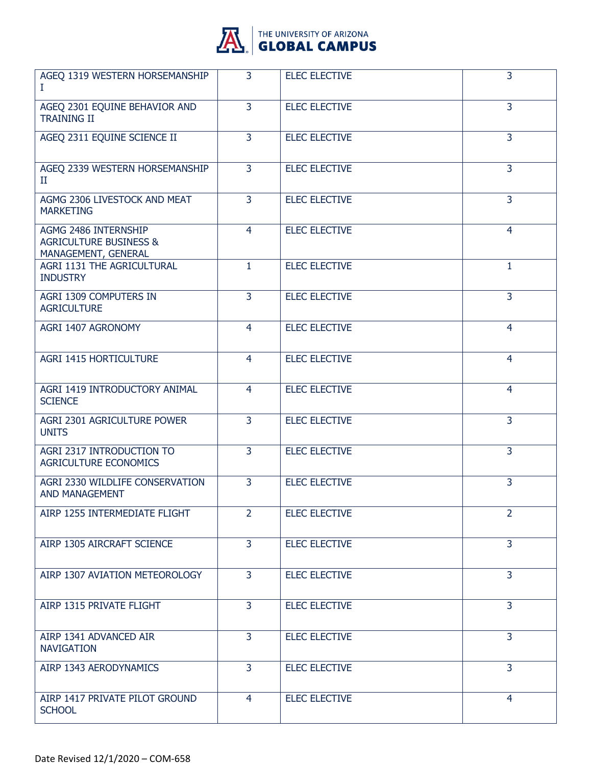| | | | |
|---|---|---|---|
| AGEQ 1319 WESTERN HORSEMANSHIP I | 3 | ELEC ELECTIVE | 3 |
| AGEQ 2301 EQUINE BEHAVIOR AND TRAINING II | 3 | ELEC ELECTIVE | 3 |
| AGEQ 2311 EQUINE SCIENCE II | 3 | ELEC ELECTIVE | 3 |
| AGEQ 2339 WESTERN HORSEMANSHIP II | 3 | ELEC ELECTIVE | 3 |
| AGMG 2306 LIVESTOCK AND MEAT MARKETING | 3 | ELEC ELECTIVE | 3 |
| AGMG 2486 INTERNSHIP AGRICULTURE BUSINESS & MANAGEMENT, GENERAL | 4 | ELEC ELECTIVE | 4 |
| AGRI 1131 THE AGRICULTURAL INDUSTRY | 1 | ELEC ELECTIVE | 1 |
| AGRI 1309 COMPUTERS IN AGRICULTURE | 3 | ELEC ELECTIVE | 3 |
| AGRI 1407 AGRONOMY | 4 | ELEC ELECTIVE | 4 |
| AGRI 1415 HORTICULTURE | 4 | ELEC ELECTIVE | 4 |
| AGRI 1419 INTRODUCTORY ANIMAL SCIENCE | 4 | ELEC ELECTIVE | 4 |
| AGRI 2301 AGRICULTURE POWER UNITS | 3 | ELEC ELECTIVE | 3 |
| AGRI 2317 INTRODUCTION TO AGRICULTURE ECONOMICS | 3 | ELEC ELECTIVE | 3 |
| AGRI 2330 WILDLIFE CONSERVATION AND MANAGEMENT | 3 | ELEC ELECTIVE | 3 |
| AIRP 1255 INTERMEDIATE FLIGHT | 2 | ELEC ELECTIVE | 2 |
| AIRP 1305 AIRCRAFT SCIENCE | 3 | ELEC ELECTIVE | 3 |
| AIRP 1307 AVIATION METEOROLOGY | 3 | ELEC ELECTIVE | 3 |
| AIRP 1315 PRIVATE FLIGHT | 3 | ELEC ELECTIVE | 3 |
| AIRP 1341 ADVANCED AIR NAVIGATION | 3 | ELEC ELECTIVE | 3 |
| AIRP 1343 AERODYNAMICS | 3 | ELEC ELECTIVE | 3 |
| AIRP 1417 PRIVATE PILOT GROUND SCHOOL | 4 | ELEC ELECTIVE | 4 |

Date Revised 12/1/2020 – COM-658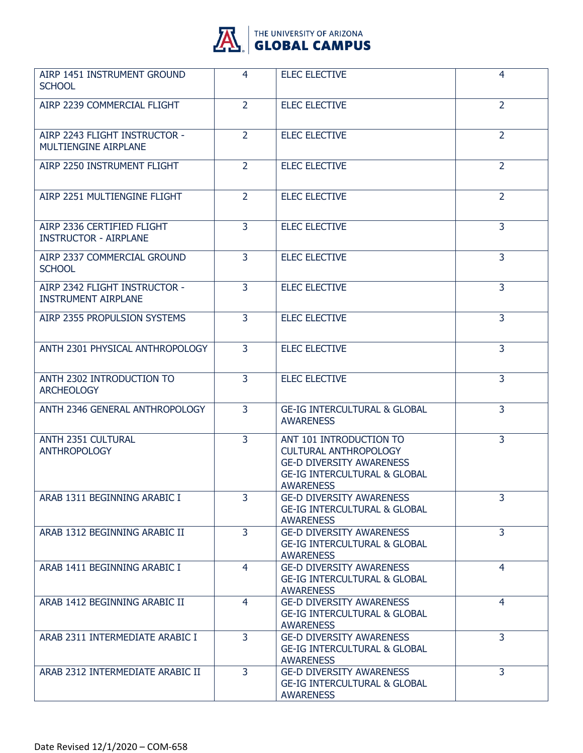| AIRP 1451 INSTRUMENT GROUND SCHOOL | 4 | ELEC ELECTIVE | 4 |
|---|---|---|---|
| AIRP 2239 COMMERCIAL FLIGHT | 2 | ELEC ELECTIVE | 2 |
| AIRP 2243 FLIGHT INSTRUCTOR - MULTIENGINE AIRPLANE | 2 | ELEC ELECTIVE | 2 |
| AIRP 2250 INSTRUMENT FLIGHT | 2 | ELEC ELECTIVE | 2 |
| AIRP 2251 MULTIENGINE FLIGHT | 2 | ELEC ELECTIVE | 2 |
| AIRP 2336 CERTIFIED FLIGHT INSTRUCTOR - AIRPLANE | 3 | ELEC ELECTIVE | 3 |
| AIRP 2337 COMMERCIAL GROUND SCHOOL | 3 | ELEC ELECTIVE | 3 |
| AIRP 2342 FLIGHT INSTRUCTOR - INSTRUMENT AIRPLANE | 3 | ELEC ELECTIVE | 3 |
| AIRP 2355 PROPULSION SYSTEMS | 3 | ELEC ELECTIVE | 3 |
| ANTH 2301 PHYSICAL ANTHROPOLOGY | 3 | ELEC ELECTIVE | 3 |
| ANTH 2302 INTRODUCTION TO ARCHEOLOGY | 3 | ELEC ELECTIVE | 3 |
| ANTH 2346 GENERAL ANTHROPOLOGY | 3 | GE-IG INTERCULTURAL & GLOBAL AWARENESS | 3 |
| ANTH 2351 CULTURAL ANTHROPOLOGY | 3 | ANT 101 INTRODUCTION TO CULTURAL ANTHROPOLOGY<br>GE-D DIVERSITY AWARENESS<br>GE-IG INTERCULTURAL & GLOBAL AWARENESS | 3 |
| ARAB 1311 BEGINNING ARABIC I | 3 | GE-D DIVERSITY AWARENESS<br>GE-IG INTERCULTURAL & GLOBAL AWARENESS | 3 |
| ARAB 1312 BEGINNING ARABIC II | 3 | GE-D DIVERSITY AWARENESS<br>GE-IG INTERCULTURAL & GLOBAL AWARENESS | 3 |
| ARAB 1411 BEGINNING ARABIC I | 4 | GE-D DIVERSITY AWARENESS<br>GE-IG INTERCULTURAL & GLOBAL AWARENESS | 4 |
| ARAB 1412 BEGINNING ARABIC II | 4 | GE-D DIVERSITY AWARENESS<br>GE-IG INTERCULTURAL & GLOBAL AWARENESS | 4 |
| ARAB 2311 INTERMEDIATE ARABIC I | 3 | GE-D DIVERSITY AWARENESS<br>GE-IG INTERCULTURAL & GLOBAL AWARENESS | 3 |
| ARAB 2312 INTERMEDIATE ARABIC II | 3 | GE-D DIVERSITY AWARENESS<br>GE-IG INTERCULTURAL & GLOBAL AWARENESS | 3 |

Date Revised 12/1/2020 – COM-658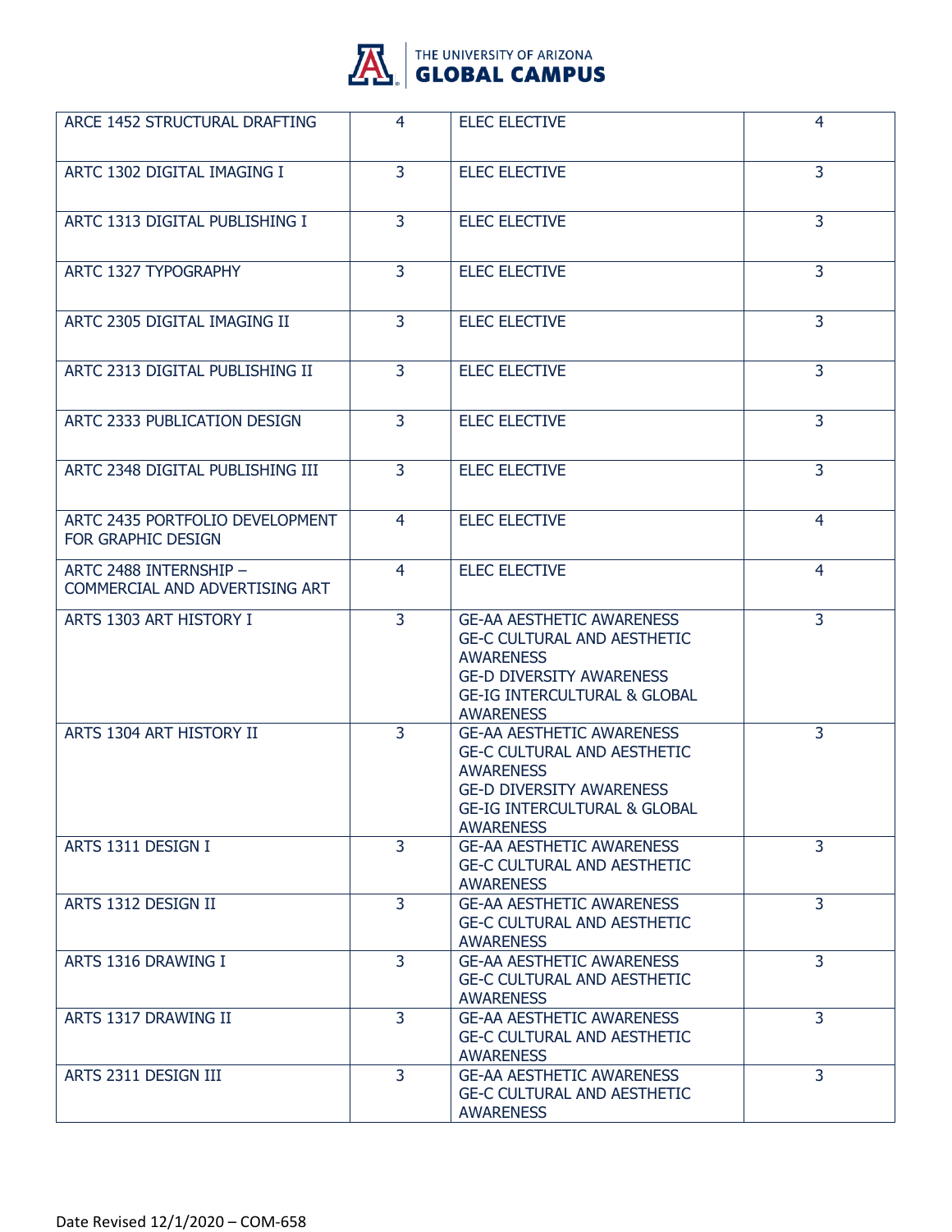| ARCE 1452 STRUCTURAL DRAFTING | 4 | ELEC ELECTIVE | 4 |
|---|---|---|---|
| ARTC 1302 DIGITAL IMAGING I | 3 | ELEC ELECTIVE | 3 |
| ARTC 1313 DIGITAL PUBLISHING I | 3 | ELEC ELECTIVE | 3 |
| ARTC 1327 TYPOGRAPHY | 3 | ELEC ELECTIVE | 3 |
| ARTC 2305 DIGITAL IMAGING II | 3 | ELEC ELECTIVE | 3 |
| ARTC 2313 DIGITAL PUBLISHING II | 3 | ELEC ELECTIVE | 3 |
| ARTC 2333 PUBLICATION DESIGN | 3 | ELEC ELECTIVE | 3 |
| ARTC 2348 DIGITAL PUBLISHING III | 3 | ELEC ELECTIVE | 3 |
| ARTC 2435 PORTFOLIO DEVELOPMENT FOR GRAPHIC DESIGN | 4 | ELEC ELECTIVE | 4 |
| ARTC 2488 INTERNSHIP – COMMERCIAL AND ADVERTISING ART | 4 | ELEC ELECTIVE | 4 |
| ARTS 1303 ART HISTORY I | 3 | GE-AA AESTHETIC AWARENESS<br>GE-C CULTURAL AND AESTHETIC AWARENESS<br>GE-D DIVERSITY AWARENESS<br>GE-IG INTERCULTURAL & GLOBAL AWARENESS | 3 |
| ARTS 1304 ART HISTORY II | 3 | GE-AA AESTHETIC AWARENESS<br>GE-C CULTURAL AND AESTHETIC AWARENESS<br>GE-D DIVERSITY AWARENESS<br>GE-IG INTERCULTURAL & GLOBAL AWARENESS | 3 |
| ARTS 1311 DESIGN I | 3 | GE-AA AESTHETIC AWARENESS<br>GE-C CULTURAL AND AESTHETIC AWARENESS | 3 |
| ARTS 1312 DESIGN II | 3 | GE-AA AESTHETIC AWARENESS<br>GE-C CULTURAL AND AESTHETIC AWARENESS | 3 |
| ARTS 1316 DRAWING I | 3 | GE-AA AESTHETIC AWARENESS<br>GE-C CULTURAL AND AESTHETIC AWARENESS | 3 |
| ARTS 1317 DRAWING II | 3 | GE-AA AESTHETIC AWARENESS<br>GE-C CULTURAL AND AESTHETIC AWARENESS | 3 |
| ARTS 2311 DESIGN III | 3 | GE-AA AESTHETIC AWARENESS<br>GE-C CULTURAL AND AESTHETIC AWARENESS | 3 |

Date Revised 12/1/2020 – COM-658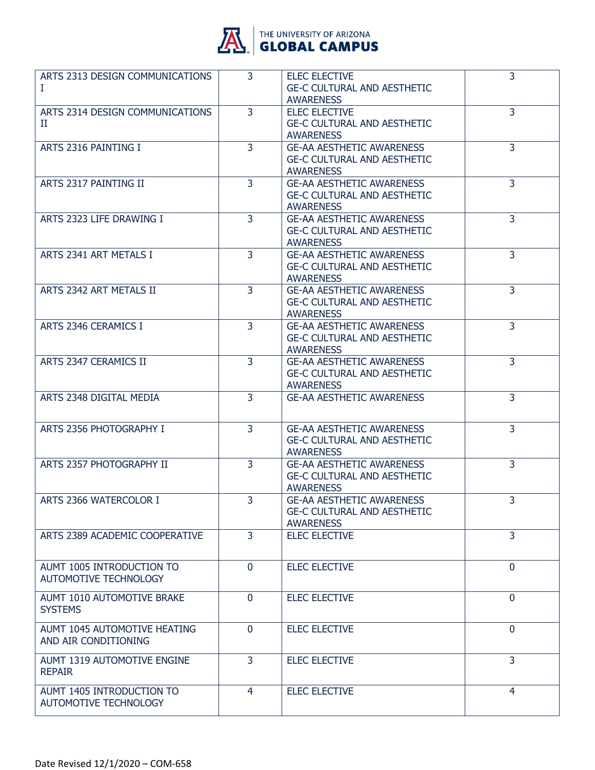| | | | |
|---|---|---|---|
| ARTS 2313 DESIGN COMMUNICATIONS I | 3 | ELEC ELECTIVE<br>GE-C CULTURAL AND AESTHETIC AWARENESS | 3 |
| ARTS 2314 DESIGN COMMUNICATIONS II | 3 | ELEC ELECTIVE<br>GE-C CULTURAL AND AESTHETIC AWARENESS | 3 |
| ARTS 2316 PAINTING I | 3 | GE-AA AESTHETIC AWARENESS<br>GE-C CULTURAL AND AESTHETIC AWARENESS | 3 |
| ARTS 2317 PAINTING II | 3 | GE-AA AESTHETIC AWARENESS<br>GE-C CULTURAL AND AESTHETIC AWARENESS | 3 |
| ARTS 2323 LIFE DRAWING I | 3 | GE-AA AESTHETIC AWARENESS<br>GE-C CULTURAL AND AESTHETIC AWARENESS | 3 |
| ARTS 2341 ART METALS I | 3 | GE-AA AESTHETIC AWARENESS<br>GE-C CULTURAL AND AESTHETIC AWARENESS | 3 |
| ARTS 2342 ART METALS II | 3 | GE-AA AESTHETIC AWARENESS<br>GE-C CULTURAL AND AESTHETIC AWARENESS | 3 |
| ARTS 2346 CERAMICS I | 3 | GE-AA AESTHETIC AWARENESS<br>GE-C CULTURAL AND AESTHETIC AWARENESS | 3 |
| ARTS 2347 CERAMICS II | 3 | GE-AA AESTHETIC AWARENESS<br>GE-C CULTURAL AND AESTHETIC AWARENESS | 3 |
| ARTS 2348 DIGITAL MEDIA | 3 | GE-AA AESTHETIC AWARENESS | 3 |
| ARTS 2356 PHOTOGRAPHY I | 3 | GE-AA AESTHETIC AWARENESS<br>GE-C CULTURAL AND AESTHETIC AWARENESS | 3 |
| ARTS 2357 PHOTOGRAPHY II | 3 | GE-AA AESTHETIC AWARENESS<br>GE-C CULTURAL AND AESTHETIC AWARENESS | 3 |
| ARTS 2366 WATERCOLOR I | 3 | GE-AA AESTHETIC AWARENESS<br>GE-C CULTURAL AND AESTHETIC AWARENESS | 3 |
| ARTS 2389 ACADEMIC COOPERATIVE | 3 | ELEC ELECTIVE | 3 |
| AUMT 1005 INTRODUCTION TO AUTOMOTIVE TECHNOLOGY | 0 | ELEC ELECTIVE | 0 |
| AUMT 1010 AUTOMOTIVE BRAKE SYSTEMS | 0 | ELEC ELECTIVE | 0 |
| AUMT 1045 AUTOMOTIVE HEATING AND AIR CONDITIONING | 0 | ELEC ELECTIVE | 0 |
| AUMT 1319 AUTOMOTIVE ENGINE REPAIR | 3 | ELEC ELECTIVE | 3 |
| AUMT 1405 INTRODUCTION TO AUTOMOTIVE TECHNOLOGY | 4 | ELEC ELECTIVE | 4 |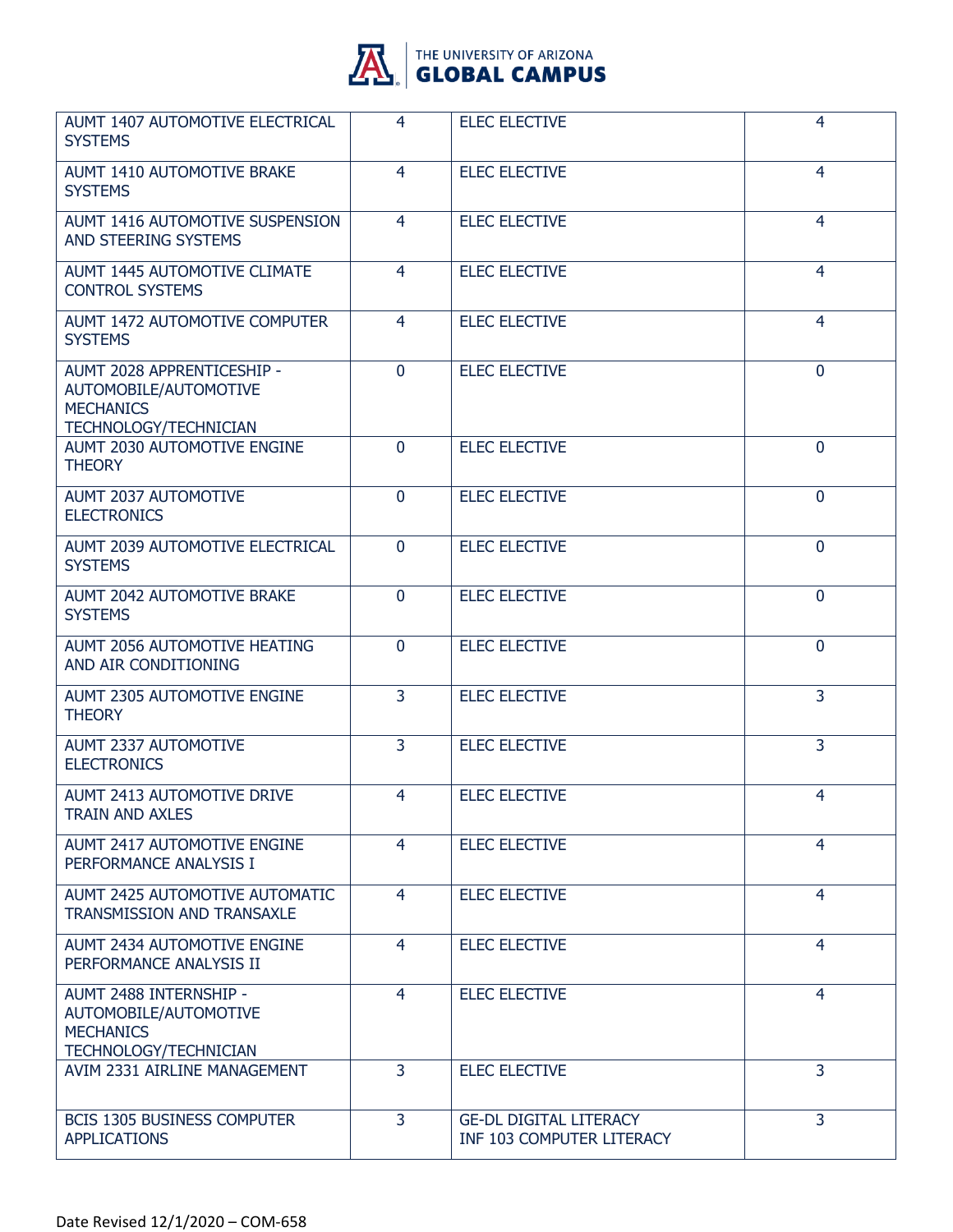| | | | |
|---|---|---|---|
| AUMT 1407 AUTOMOTIVE ELECTRICAL SYSTEMS | 4 | ELEC ELECTIVE | 4 |
| AUMT 1410 AUTOMOTIVE BRAKE SYSTEMS | 4 | ELEC ELECTIVE | 4 |
| AUMT 1416 AUTOMOTIVE SUSPENSION AND STEERING SYSTEMS | 4 | ELEC ELECTIVE | 4 |
| AUMT 1445 AUTOMOTIVE CLIMATE CONTROL SYSTEMS | 4 | ELEC ELECTIVE | 4 |
| AUMT 1472 AUTOMOTIVE COMPUTER SYSTEMS | 4 | ELEC ELECTIVE | 4 |
| AUMT 2028 APPRENTICESHIP - AUTOMOBILE/AUTOMOTIVE MECHANICS TECHNOLOGY/TECHNICIAN | 0 | ELEC ELECTIVE | 0 |
| AUMT 2030 AUTOMOTIVE ENGINE THEORY | 0 | ELEC ELECTIVE | 0 |
| AUMT 2037 AUTOMOTIVE ELECTRONICS | 0 | ELEC ELECTIVE | 0 |
| AUMT 2039 AUTOMOTIVE ELECTRICAL SYSTEMS | 0 | ELEC ELECTIVE | 0 |
| AUMT 2042 AUTOMOTIVE BRAKE SYSTEMS | 0 | ELEC ELECTIVE | 0 |
| AUMT 2056 AUTOMOTIVE HEATING AND AIR CONDITIONING | 0 | ELEC ELECTIVE | 0 |
| AUMT 2305 AUTOMOTIVE ENGINE THEORY | 3 | ELEC ELECTIVE | 3 |
| AUMT 2337 AUTOMOTIVE ELECTRONICS | 3 | ELEC ELECTIVE | 3 |
| AUMT 2413 AUTOMOTIVE DRIVE TRAIN AND AXLES | 4 | ELEC ELECTIVE | 4 |
| AUMT 2417 AUTOMOTIVE ENGINE PERFORMANCE ANALYSIS I | 4 | ELEC ELECTIVE | 4 |
| AUMT 2425 AUTOMOTIVE AUTOMATIC TRANSMISSION AND TRANSAXLE | 4 | ELEC ELECTIVE | 4 |
| AUMT 2434 AUTOMOTIVE ENGINE PERFORMANCE ANALYSIS II | 4 | ELEC ELECTIVE | 4 |
| AUMT 2488 INTERNSHIP - AUTOMOBILE/AUTOMOTIVE MECHANICS TECHNOLOGY/TECHNICIAN | 4 | ELEC ELECTIVE | 4 |
| AVIM 2331 AIRLINE MANAGEMENT | 3 | ELEC ELECTIVE | 3 |
| BCIS 1305 BUSINESS COMPUTER APPLICATIONS | 3 | GE-DL DIGITAL LITERACY<br>INF 103 COMPUTER LITERACY | 3 |

Date Revised 12/1/2020 – COM-658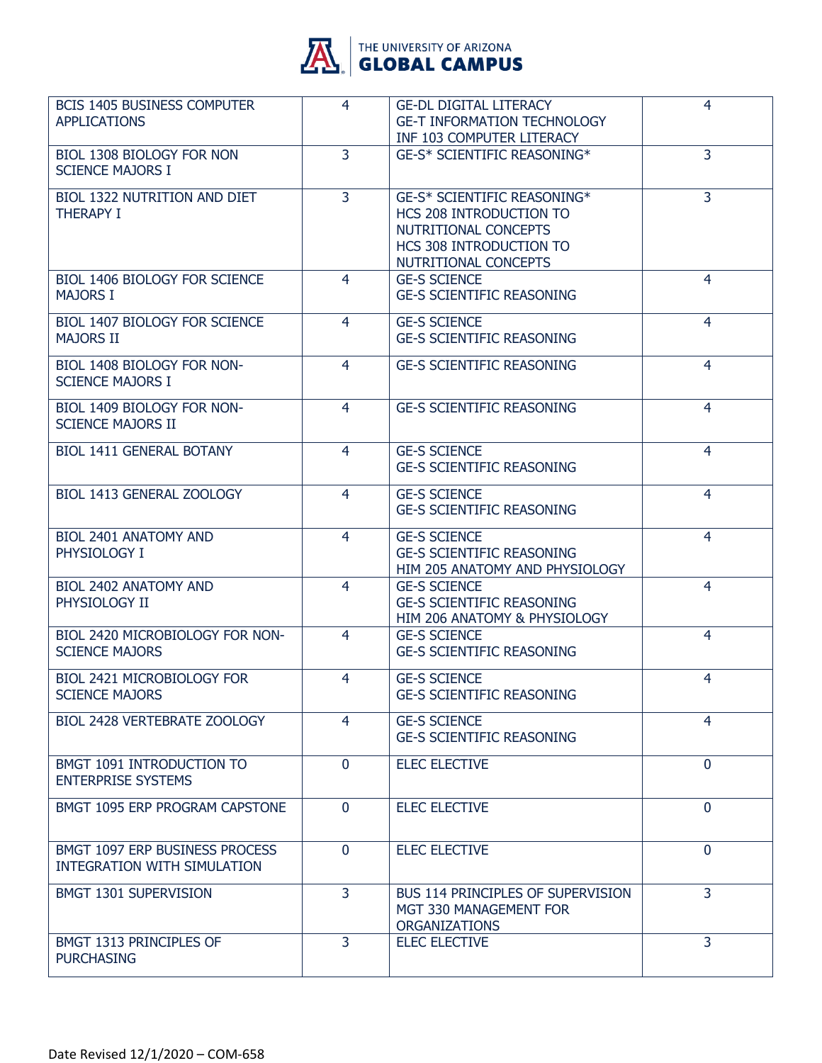| | | | |
|---|---|---|---|
| BCIS 1405 BUSINESS COMPUTER APPLICATIONS | 4 | GE-DL DIGITAL LITERACY<br>GE-T INFORMATION TECHNOLOGY<br>INF 103 COMPUTER LITERACY | 4 |
| BIOL 1308 BIOLOGY FOR NON SCIENCE MAJORS I | 3 | GE-S* SCIENTIFIC REASONING* | 3 |
| BIOL 1322 NUTRITION AND DIET THERAPY I | 3 | GE-S* SCIENTIFIC REASONING*<br>HCS 208 INTRODUCTION TO NUTRITIONAL CONCEPTS<br>HCS 308 INTRODUCTION TO NUTRITIONAL CONCEPTS | 3 |
| BIOL 1406 BIOLOGY FOR SCIENCE MAJORS I | 4 | GE-S SCIENCE<br>GE-S SCIENTIFIC REASONING | 4 |
| BIOL 1407 BIOLOGY FOR SCIENCE MAJORS II | 4 | GE-S SCIENCE<br>GE-S SCIENTIFIC REASONING | 4 |
| BIOL 1408 BIOLOGY FOR NON-SCIENCE MAJORS I | 4 | GE-S SCIENTIFIC REASONING | 4 |
| BIOL 1409 BIOLOGY FOR NON-SCIENCE MAJORS II | 4 | GE-S SCIENTIFIC REASONING | 4 |
| BIOL 1411 GENERAL BOTANY | 4 | GE-S SCIENCE<br>GE-S SCIENTIFIC REASONING | 4 |
| BIOL 1413 GENERAL ZOOLOGY | 4 | GE-S SCIENCE<br>GE-S SCIENTIFIC REASONING | 4 |
| BIOL 2401 ANATOMY AND PHYSIOLOGY I | 4 | GE-S SCIENCE<br>GE-S SCIENTIFIC REASONING<br>HIM 205 ANATOMY AND PHYSIOLOGY | 4 |
| BIOL 2402 ANATOMY AND PHYSIOLOGY II | 4 | GE-S SCIENCE<br>GE-S SCIENTIFIC REASONING<br>HIM 206 ANATOMY & PHYSIOLOGY | 4 |
| BIOL 2420 MICROBIOLOGY FOR NON-SCIENCE MAJORS | 4 | GE-S SCIENCE<br>GE-S SCIENTIFIC REASONING | 4 |
| BIOL 2421 MICROBIOLOGY FOR SCIENCE MAJORS | 4 | GE-S SCIENCE<br>GE-S SCIENTIFIC REASONING | 4 |
| BIOL 2428 VERTEBRATE ZOOLOGY | 4 | GE-S SCIENCE<br>GE-S SCIENTIFIC REASONING | 4 |
| BMGT 1091 INTRODUCTION TO ENTERPRISE SYSTEMS | 0 | ELEC ELECTIVE | 0 |
| BMGT 1095 ERP PROGRAM CAPSTONE | 0 | ELEC ELECTIVE | 0 |
| BMGT 1097 ERP BUSINESS PROCESS INTEGRATION WITH SIMULATION | 0 | ELEC ELECTIVE | 0 |
| BMGT 1301 SUPERVISION | 3 | BUS 114 PRINCIPLES OF SUPERVISION<br>MGT 330 MANAGEMENT FOR ORGANIZATIONS | 3 |
| BMGT 1313 PRINCIPLES OF PURCHASING | 3 | ELEC ELECTIVE | 3 |

Date Revised 12/1/2020 – COM-658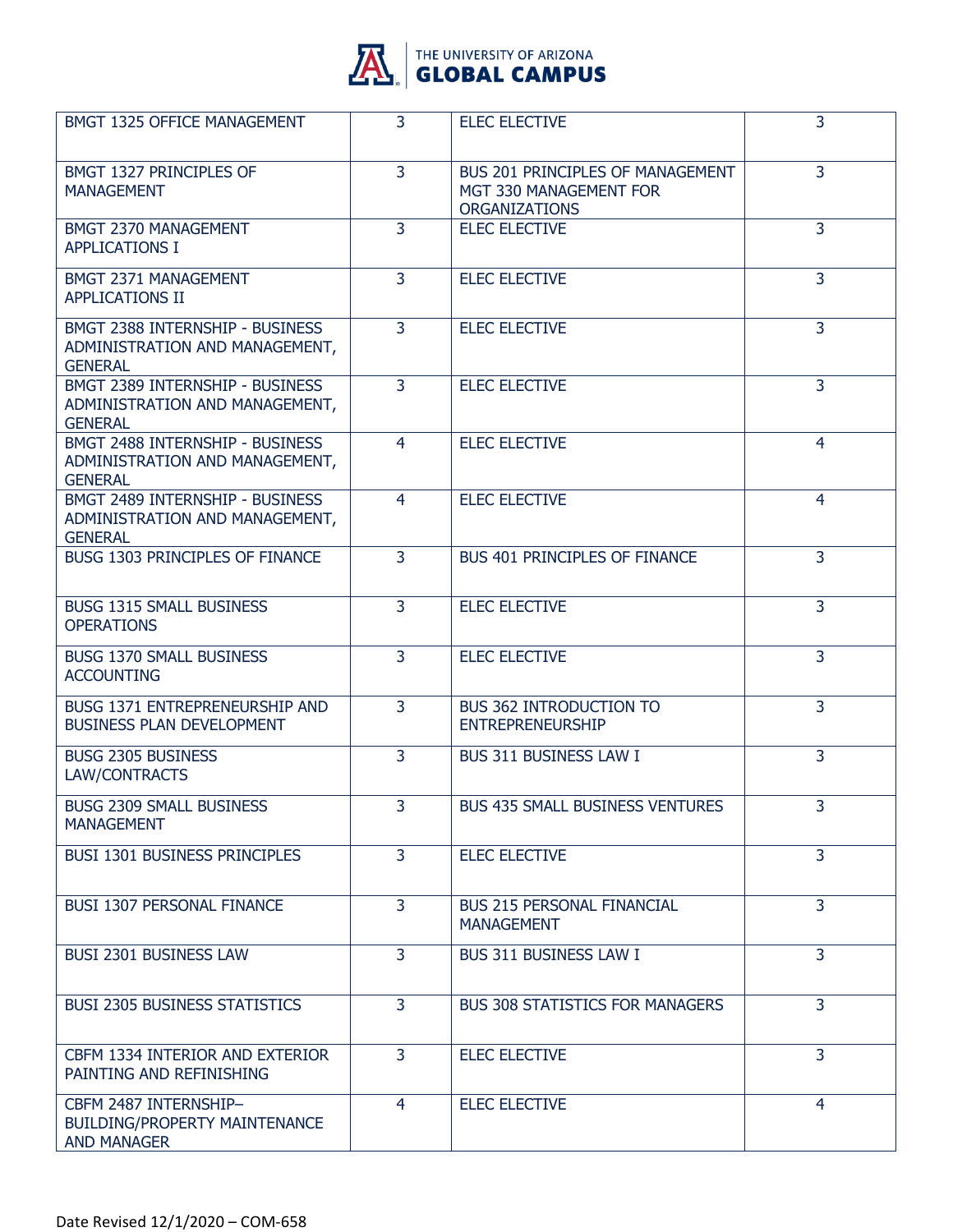| BMGT 1325 OFFICE MANAGEMENT | 3 | ELEC ELECTIVE | 3 |
|---|---|---|---|
| BMGT 1327 PRINCIPLES OF MANAGEMENT | 3 | BUS 201 PRINCIPLES OF MANAGEMENT MGT 330 MANAGEMENT FOR ORGANIZATIONS | 3 |
| BMGT 2370 MANAGEMENT APPLICATIONS I | 3 | ELEC ELECTIVE | 3 |
| BMGT 2371 MANAGEMENT APPLICATIONS II | 3 | ELEC ELECTIVE | 3 |
| BMGT 2388 INTERNSHIP - BUSINESS ADMINISTRATION AND MANAGEMENT, GENERAL | 3 | ELEC ELECTIVE | 3 |
| BMGT 2389 INTERNSHIP - BUSINESS ADMINISTRATION AND MANAGEMENT, GENERAL | 3 | ELEC ELECTIVE | 3 |
| BMGT 2488 INTERNSHIP - BUSINESS ADMINISTRATION AND MANAGEMENT, GENERAL | 4 | ELEC ELECTIVE | 4 |
| BMGT 2489 INTERNSHIP - BUSINESS ADMINISTRATION AND MANAGEMENT, GENERAL | 4 | ELEC ELECTIVE | 4 |
| BUSG 1303 PRINCIPLES OF FINANCE | 3 | BUS 401 PRINCIPLES OF FINANCE | 3 |
| BUSG 1315 SMALL BUSINESS OPERATIONS | 3 | ELEC ELECTIVE | 3 |
| BUSG 1370 SMALL BUSINESS ACCOUNTING | 3 | ELEC ELECTIVE | 3 |
| BUSG 1371 ENTREPRENEURSHIP AND BUSINESS PLAN DEVELOPMENT | 3 | BUS 362 INTRODUCTION TO ENTREPRENEURSHIP | 3 |
| BUSG 2305 BUSINESS LAW/CONTRACTS | 3 | BUS 311 BUSINESS LAW I | 3 |
| BUSG 2309 SMALL BUSINESS MANAGEMENT | 3 | BUS 435 SMALL BUSINESS VENTURES | 3 |
| BUSI 1301 BUSINESS PRINCIPLES | 3 | ELEC ELECTIVE | 3 |
| BUSI 1307 PERSONAL FINANCE | 3 | BUS 215 PERSONAL FINANCIAL MANAGEMENT | 3 |
| BUSI 2301 BUSINESS LAW | 3 | BUS 311 BUSINESS LAW I | 3 |
| BUSI 2305 BUSINESS STATISTICS | 3 | BUS 308 STATISTICS FOR MANAGERS | 3 |
| CBFM 1334 INTERIOR AND EXTERIOR PAINTING AND REFINISHING | 3 | ELEC ELECTIVE | 3 |
| CBFM 2487 INTERNSHIP– BUILDING/PROPERTY MAINTENANCE AND MANAGER | 4 | ELEC ELECTIVE | 4 |

Date Revised 12/1/2020 – COM-658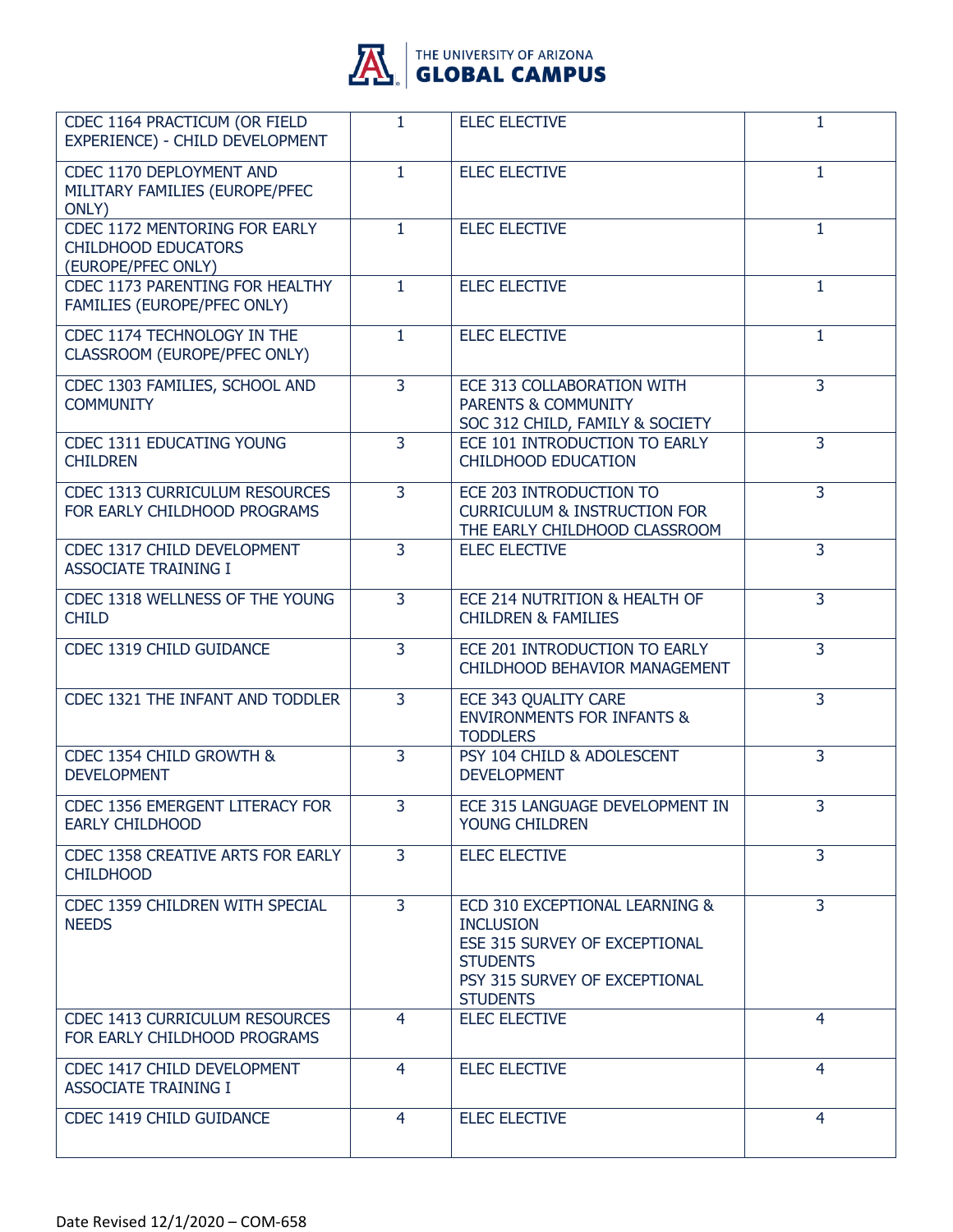| | | | |
|---|---|---|---|
| CDEC 1164 PRACTICUM (OR FIELD EXPERIENCE) - CHILD DEVELOPMENT | 1 | ELEC ELECTIVE | 1 |
| CDEC 1170 DEPLOYMENT AND MILITARY FAMILIES (EUROPE/PFEC ONLY) | 1 | ELEC ELECTIVE | 1 |
| CDEC 1172 MENTORING FOR EARLY CHILDHOOD EDUCATORS (EUROPE/PFEC ONLY) | 1 | ELEC ELECTIVE | 1 |
| CDEC 1173 PARENTING FOR HEALTHY FAMILIES (EUROPE/PFEC ONLY) | 1 | ELEC ELECTIVE | 1 |
| CDEC 1174 TECHNOLOGY IN THE CLASSROOM (EUROPE/PFEC ONLY) | 1 | ELEC ELECTIVE | 1 |
| CDEC 1303 FAMILIES, SCHOOL AND COMMUNITY | 3 | ECE 313 COLLABORATION WITH PARENTS & COMMUNITY<br>SOC 312 CHILD, FAMILY & SOCIETY | 3 |
| CDEC 1311 EDUCATING YOUNG CHILDREN | 3 | ECE 101 INTRODUCTION TO EARLY CHILDHOOD EDUCATION | 3 |
| CDEC 1313 CURRICULUM RESOURCES FOR EARLY CHILDHOOD PROGRAMS | 3 | ECE 203 INTRODUCTION TO CURRICULUM & INSTRUCTION FOR THE EARLY CHILDHOOD CLASSROOM | 3 |
| CDEC 1317 CHILD DEVELOPMENT ASSOCIATE TRAINING I | 3 | ELEC ELECTIVE | 3 |
| CDEC 1318 WELLNESS OF THE YOUNG CHILD | 3 | ECE 214 NUTRITION & HEALTH OF CHILDREN & FAMILIES | 3 |
| CDEC 1319 CHILD GUIDANCE | 3 | ECE 201 INTRODUCTION TO EARLY CHILDHOOD BEHAVIOR MANAGEMENT | 3 |
| CDEC 1321 THE INFANT AND TODDLER | 3 | ECE 343 QUALITY CARE ENVIRONMENTS FOR INFANTS & TODDLERS | 3 |
| CDEC 1354 CHILD GROWTH & DEVELOPMENT | 3 | PSY 104 CHILD & ADOLESCENT DEVELOPMENT | 3 |
| CDEC 1356 EMERGENT LITERACY FOR EARLY CHILDHOOD | 3 | ECE 315 LANGUAGE DEVELOPMENT IN YOUNG CHILDREN | 3 |
| CDEC 1358 CREATIVE ARTS FOR EARLY CHILDHOOD | 3 | ELEC ELECTIVE | 3 |
| CDEC 1359 CHILDREN WITH SPECIAL NEEDS | 3 | ECD 310 EXCEPTIONAL LEARNING & INCLUSION<br>ESE 315 SURVEY OF EXCEPTIONAL STUDENTS<br>PSY 315 SURVEY OF EXCEPTIONAL STUDENTS | 3 |
| CDEC 1413 CURRICULUM RESOURCES FOR EARLY CHILDHOOD PROGRAMS | 4 | ELEC ELECTIVE | 4 |
| CDEC 1417 CHILD DEVELOPMENT ASSOCIATE TRAINING I | 4 | ELEC ELECTIVE | 4 |
| CDEC 1419 CHILD GUIDANCE | 4 | ELEC ELECTIVE | 4 |

Date Revised 12/1/2020 – COM-658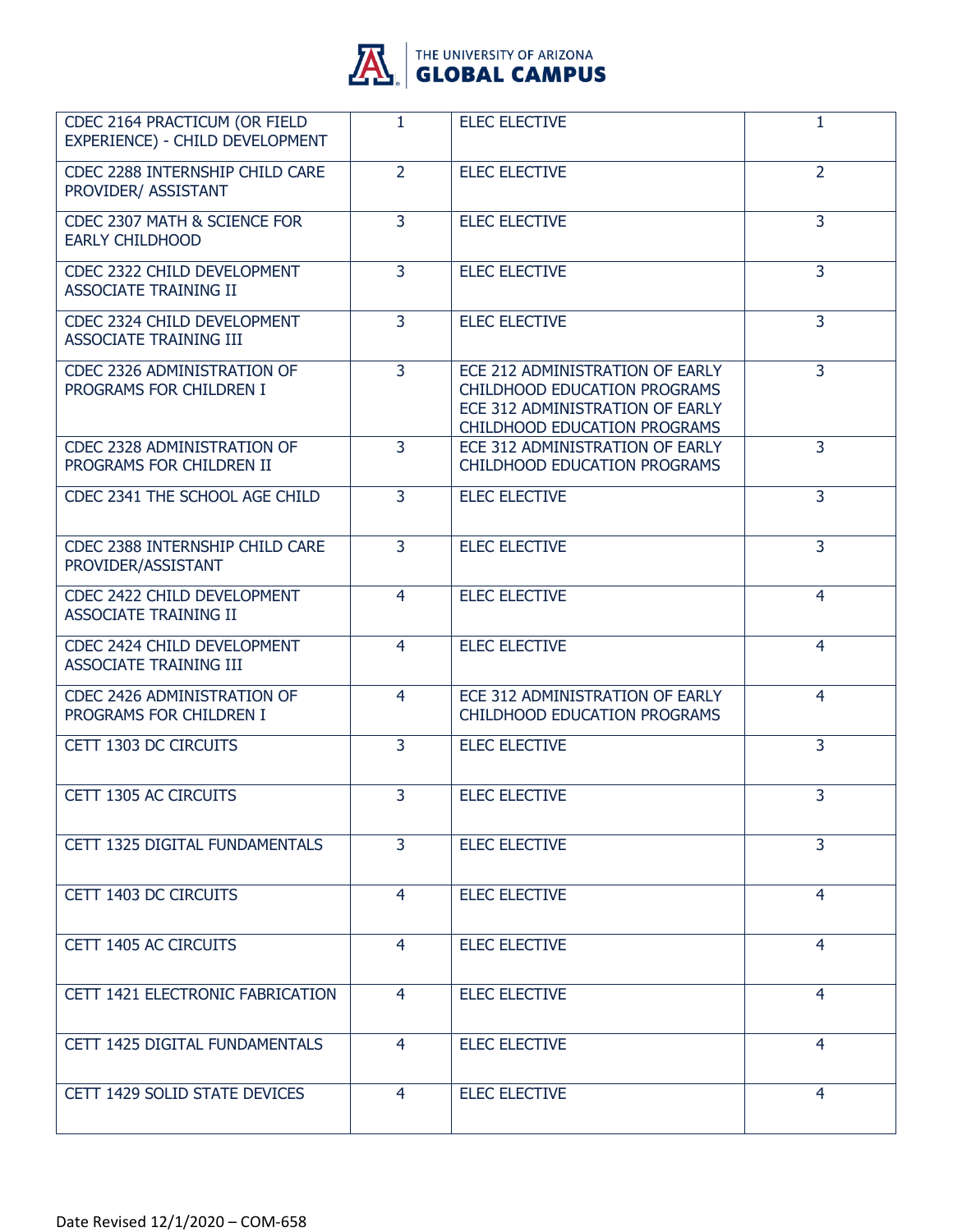| | | | |
|---|---|---|---|
| CDEC 2164 PRACTICUM (OR FIELD EXPERIENCE) - CHILD DEVELOPMENT | 1 | ELEC ELECTIVE | 1 |
| CDEC 2288 INTERNSHIP CHILD CARE PROVIDER/ ASSISTANT | 2 | ELEC ELECTIVE | 2 |
| CDEC 2307 MATH & SCIENCE FOR EARLY CHILDHOOD | 3 | ELEC ELECTIVE | 3 |
| CDEC 2322 CHILD DEVELOPMENT ASSOCIATE TRAINING II | 3 | ELEC ELECTIVE | 3 |
| CDEC 2324 CHILD DEVELOPMENT ASSOCIATE TRAINING III | 3 | ELEC ELECTIVE | 3 |
| CDEC 2326 ADMINISTRATION OF PROGRAMS FOR CHILDREN I | 3 | ECE 212 ADMINISTRATION OF EARLY CHILDHOOD EDUCATION PROGRAMS ECE 312 ADMINISTRATION OF EARLY CHILDHOOD EDUCATION PROGRAMS | 3 |
| CDEC 2328 ADMINISTRATION OF PROGRAMS FOR CHILDREN II | 3 | ECE 312 ADMINISTRATION OF EARLY CHILDHOOD EDUCATION PROGRAMS | 3 |
| CDEC 2341 THE SCHOOL AGE CHILD | 3 | ELEC ELECTIVE | 3 |
| CDEC 2388 INTERNSHIP CHILD CARE PROVIDER/ASSISTANT | 3 | ELEC ELECTIVE | 3 |
| CDEC 2422 CHILD DEVELOPMENT ASSOCIATE TRAINING II | 4 | ELEC ELECTIVE | 4 |
| CDEC 2424 CHILD DEVELOPMENT ASSOCIATE TRAINING III | 4 | ELEC ELECTIVE | 4 |
| CDEC 2426 ADMINISTRATION OF PROGRAMS FOR CHILDREN I | 4 | ECE 312 ADMINISTRATION OF EARLY CHILDHOOD EDUCATION PROGRAMS | 4 |
| CETT 1303 DC CIRCUITS | 3 | ELEC ELECTIVE | 3 |
| CETT 1305 AC CIRCUITS | 3 | ELEC ELECTIVE | 3 |
| CETT 1325 DIGITAL FUNDAMENTALS | 3 | ELEC ELECTIVE | 3 |
| CETT 1403 DC CIRCUITS | 4 | ELEC ELECTIVE | 4 |
| CETT 1405 AC CIRCUITS | 4 | ELEC ELECTIVE | 4 |
| CETT 1421 ELECTRONIC FABRICATION | 4 | ELEC ELECTIVE | 4 |
| CETT 1425 DIGITAL FUNDAMENTALS | 4 | ELEC ELECTIVE | 4 |
| CETT 1429 SOLID STATE DEVICES | 4 | ELEC ELECTIVE | 4 |

Date Revised 12/1/2020 – COM-658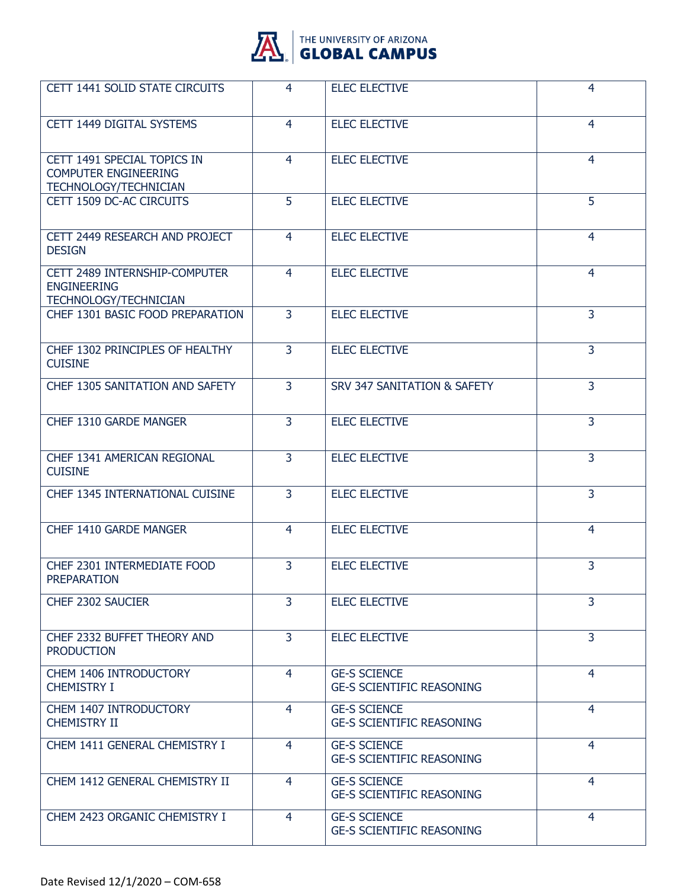| CETT 1441 SOLID STATE CIRCUITS | 4 | ELEC ELECTIVE | 4 |
|---|---|---|---|
| CETT 1449 DIGITAL SYSTEMS | 4 | ELEC ELECTIVE | 4 |
| CETT 1491 SPECIAL TOPICS IN COMPUTER ENGINEERING TECHNOLOGY/TECHNICIAN | 4 | ELEC ELECTIVE | 4 |
| CETT 1509 DC-AC CIRCUITS | 5 | ELEC ELECTIVE | 5 |
| CETT 2449 RESEARCH AND PROJECT DESIGN | 4 | ELEC ELECTIVE | 4 |
| CETT 2489 INTERNSHIP-COMPUTER ENGINEERING TECHNOLOGY/TECHNICIAN | 4 | ELEC ELECTIVE | 4 |
| CHEF 1301 BASIC FOOD PREPARATION | 3 | ELEC ELECTIVE | 3 |
| CHEF 1302 PRINCIPLES OF HEALTHY CUISINE | 3 | ELEC ELECTIVE | 3 |
| CHEF 1305 SANITATION AND SAFETY | 3 | SRV 347 SANITATION & SAFETY | 3 |
| CHEF 1310 GARDE MANGER | 3 | ELEC ELECTIVE | 3 |
| CHEF 1341 AMERICAN REGIONAL CUISINE | 3 | ELEC ELECTIVE | 3 |
| CHEF 1345 INTERNATIONAL CUISINE | 3 | ELEC ELECTIVE | 3 |
| CHEF 1410 GARDE MANGER | 4 | ELEC ELECTIVE | 4 |
| CHEF 2301 INTERMEDIATE FOOD PREPARATION | 3 | ELEC ELECTIVE | 3 |
| CHEF 2302 SAUCIER | 3 | ELEC ELECTIVE | 3 |
| CHEF 2332 BUFFET THEORY AND PRODUCTION | 3 | ELEC ELECTIVE | 3 |
| CHEM 1406 INTRODUCTORY CHEMISTRY I | 4 | GE-S SCIENCE<br>GE-S SCIENTIFIC REASONING | 4 |
| CHEM 1407 INTRODUCTORY CHEMISTRY II | 4 | GE-S SCIENCE<br>GE-S SCIENTIFIC REASONING | 4 |
| CHEM 1411 GENERAL CHEMISTRY I | 4 | GE-S SCIENCE<br>GE-S SCIENTIFIC REASONING | 4 |
| CHEM 1412 GENERAL CHEMISTRY II | 4 | GE-S SCIENCE<br>GE-S SCIENTIFIC REASONING | 4 |
| CHEM 2423 ORGANIC CHEMISTRY I | 4 | GE-S SCIENCE<br>GE-S SCIENTIFIC REASONING | 4 |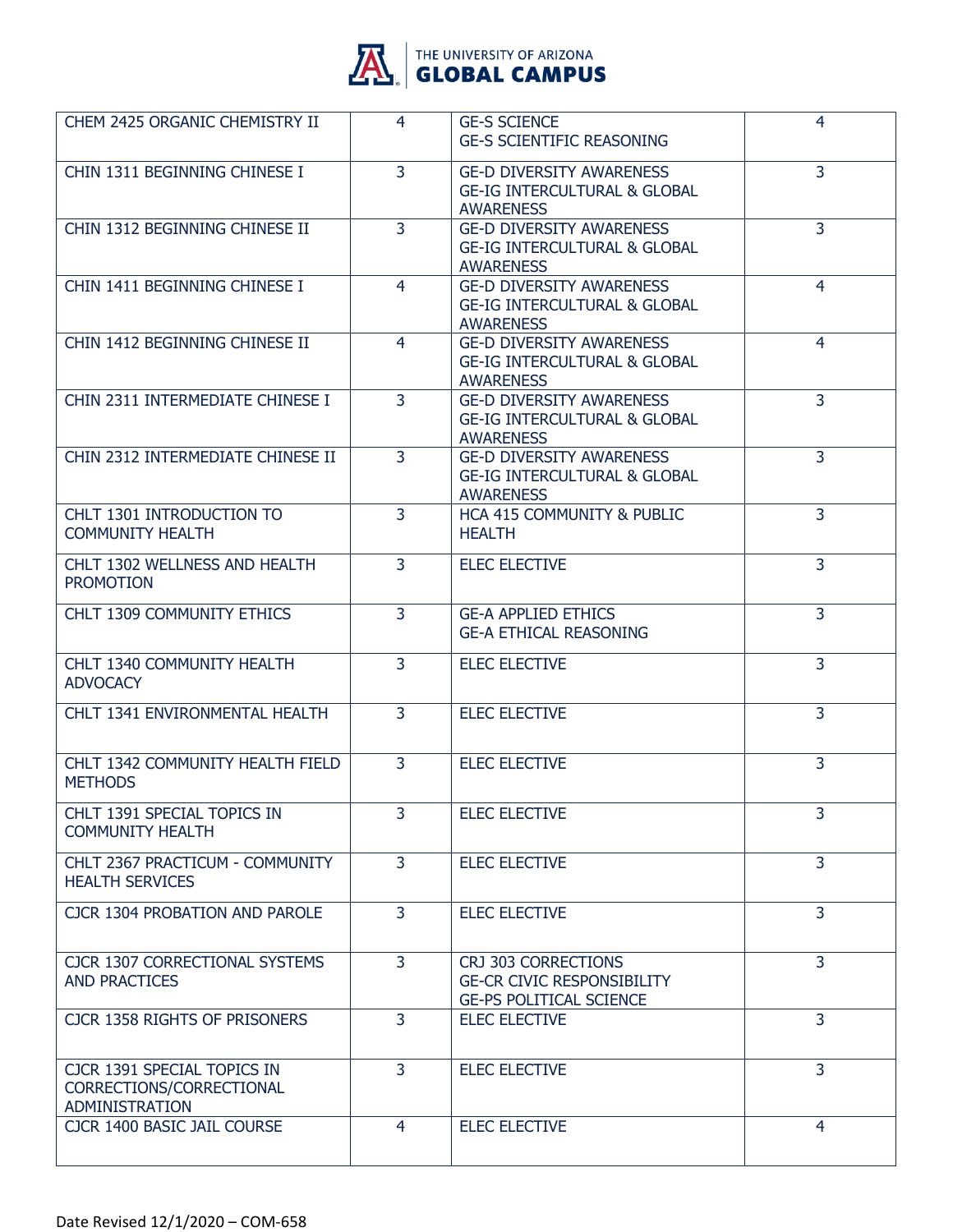| | | | |
|---|---|---|---|
| CHEM 2425 ORGANIC CHEMISTRY II | 4 | GE-S SCIENCE<br>GE-S SCIENTIFIC REASONING | 4 |
| CHIN 1311 BEGINNING CHINESE I | 3 | GE-D DIVERSITY AWARENESS<br>GE-IG INTERCULTURAL & GLOBAL AWARENESS | 3 |
| CHIN 1312 BEGINNING CHINESE II | 3 | GE-D DIVERSITY AWARENESS<br>GE-IG INTERCULTURAL & GLOBAL AWARENESS | 3 |
| CHIN 1411 BEGINNING CHINESE I | 4 | GE-D DIVERSITY AWARENESS<br>GE-IG INTERCULTURAL & GLOBAL AWARENESS | 4 |
| CHIN 1412 BEGINNING CHINESE II | 4 | GE-D DIVERSITY AWARENESS<br>GE-IG INTERCULTURAL & GLOBAL AWARENESS | 4 |
| CHIN 2311 INTERMEDIATE CHINESE I | 3 | GE-D DIVERSITY AWARENESS<br>GE-IG INTERCULTURAL & GLOBAL AWARENESS | 3 |
| CHIN 2312 INTERMEDIATE CHINESE II | 3 | GE-D DIVERSITY AWARENESS<br>GE-IG INTERCULTURAL & GLOBAL AWARENESS | 3 |
| CHLT 1301 INTRODUCTION TO COMMUNITY HEALTH | 3 | HCA 415 COMMUNITY & PUBLIC HEALTH | 3 |
| CHLT 1302 WELLNESS AND HEALTH PROMOTION | 3 | ELEC ELECTIVE | 3 |
| CHLT 1309 COMMUNITY ETHICS | 3 | GE-A APPLIED ETHICS<br>GE-A ETHICAL REASONING | 3 |
| CHLT 1340 COMMUNITY HEALTH ADVOCACY | 3 | ELEC ELECTIVE | 3 |
| CHLT 1341 ENVIRONMENTAL HEALTH | 3 | ELEC ELECTIVE | 3 |
| CHLT 1342 COMMUNITY HEALTH FIELD METHODS | 3 | ELEC ELECTIVE | 3 |
| CHLT 1391 SPECIAL TOPICS IN COMMUNITY HEALTH | 3 | ELEC ELECTIVE | 3 |
| CHLT 2367 PRACTICUM - COMMUNITY HEALTH SERVICES | 3 | ELEC ELECTIVE | 3 |
| CJCR 1304 PROBATION AND PAROLE | 3 | ELEC ELECTIVE | 3 |
| CJCR 1307 CORRECTIONAL SYSTEMS AND PRACTICES | 3 | CRJ 303 CORRECTIONS<br>GE-CR CIVIC RESPONSIBILITY<br>GE-PS POLITICAL SCIENCE | 3 |
| CJCR 1358 RIGHTS OF PRISONERS | 3 | ELEC ELECTIVE | 3 |
| CJCR 1391 SPECIAL TOPICS IN CORRECTIONS/CORRECTIONAL ADMINISTRATION | 3 | ELEC ELECTIVE | 3 |
| CJCR 1400 BASIC JAIL COURSE | 4 | ELEC ELECTIVE | 4 |

Date Revised 12/1/2020 – COM-658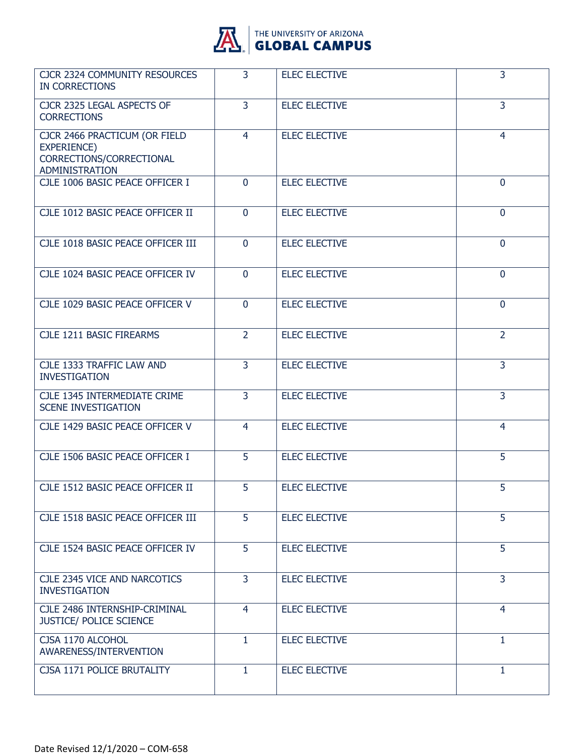| | | | |
|---|---|---|---|
| CJCR 2324 COMMUNITY RESOURCES IN CORRECTIONS | 3 | ELEC ELECTIVE | 3 |
| CJCR 2325 LEGAL ASPECTS OF CORRECTIONS | 3 | ELEC ELECTIVE | 3 |
| CJCR 2466 PRACTICUM (OR FIELD EXPERIENCE) CORRECTIONS/CORRECTIONAL ADMINISTRATION | 4 | ELEC ELECTIVE | 4 |
| CJLE 1006 BASIC PEACE OFFICER I | 0 | ELEC ELECTIVE | 0 |
| CJLE 1012 BASIC PEACE OFFICER II | 0 | ELEC ELECTIVE | 0 |
| CJLE 1018 BASIC PEACE OFFICER III | 0 | ELEC ELECTIVE | 0 |
| CJLE 1024 BASIC PEACE OFFICER IV | 0 | ELEC ELECTIVE | 0 |
| CJLE 1029 BASIC PEACE OFFICER V | 0 | ELEC ELECTIVE | 0 |
| CJLE 1211 BASIC FIREARMS | 2 | ELEC ELECTIVE | 2 |
| CJLE 1333 TRAFFIC LAW AND INVESTIGATION | 3 | ELEC ELECTIVE | 3 |
| CJLE 1345 INTERMEDIATE CRIME SCENE INVESTIGATION | 3 | ELEC ELECTIVE | 3 |
| CJLE 1429 BASIC PEACE OFFICER V | 4 | ELEC ELECTIVE | 4 |
| CJLE 1506 BASIC PEACE OFFICER I | 5 | ELEC ELECTIVE | 5 |
| CJLE 1512 BASIC PEACE OFFICER II | 5 | ELEC ELECTIVE | 5 |
| CJLE 1518 BASIC PEACE OFFICER III | 5 | ELEC ELECTIVE | 5 |
| CJLE 1524 BASIC PEACE OFFICER IV | 5 | ELEC ELECTIVE | 5 |
| CJLE 2345 VICE AND NARCOTICS INVESTIGATION | 3 | ELEC ELECTIVE | 3 |
| CJLE 2486 INTERNSHIP-CRIMINAL JUSTICE/ POLICE SCIENCE | 4 | ELEC ELECTIVE | 4 |
| CJSA 1170 ALCOHOL AWARENESS/INTERVENTION | 1 | ELEC ELECTIVE | 1 |
| CJSA 1171 POLICE BRUTALITY | 1 | ELEC ELECTIVE | 1 |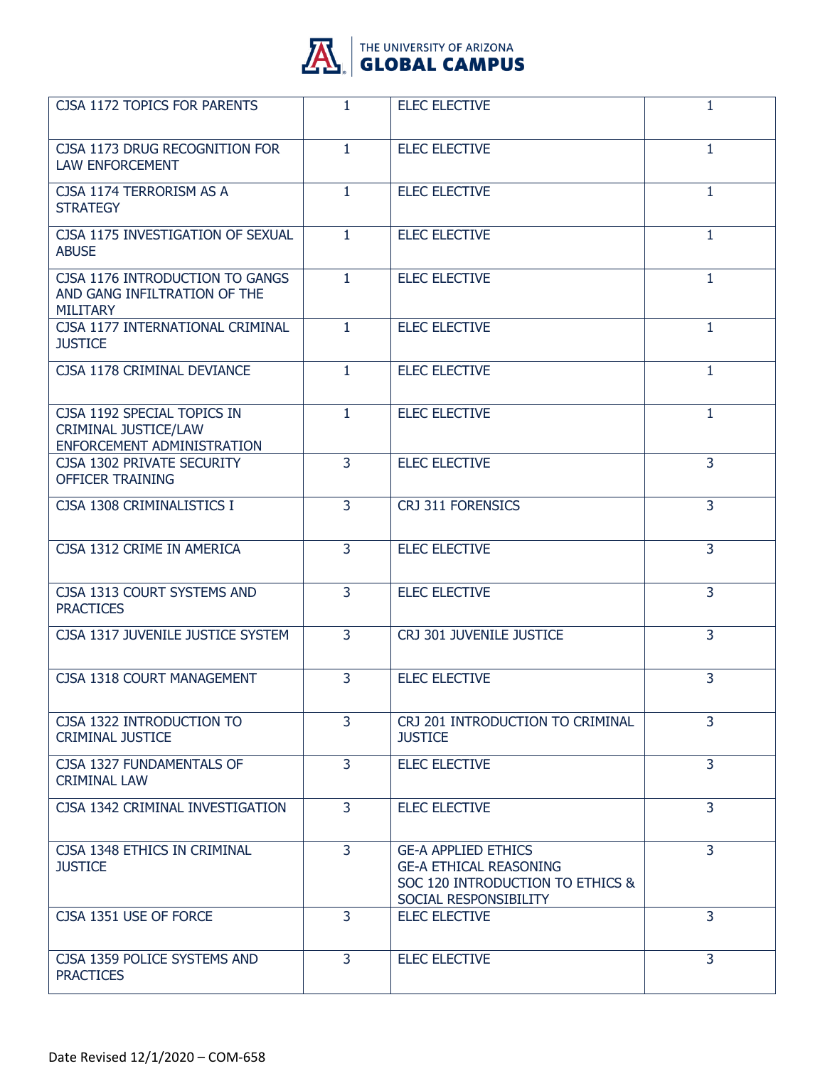| | | | |
|---|---|---|---|
| CJSA 1172 TOPICS FOR PARENTS | 1 | ELEC ELECTIVE | 1 |
| CJSA 1173 DRUG RECOGNITION FOR LAW ENFORCEMENT | 1 | ELEC ELECTIVE | 1 |
| CJSA 1174 TERRORISM AS A STRATEGY | 1 | ELEC ELECTIVE | 1 |
| CJSA 1175 INVESTIGATION OF SEXUAL ABUSE | 1 | ELEC ELECTIVE | 1 |
| CJSA 1176 INTRODUCTION TO GANGS AND GANG INFILTRATION OF THE MILITARY | 1 | ELEC ELECTIVE | 1 |
| CJSA 1177 INTERNATIONAL CRIMINAL JUSTICE | 1 | ELEC ELECTIVE | 1 |
| CJSA 1178 CRIMINAL DEVIANCE | 1 | ELEC ELECTIVE | 1 |
| CJSA 1192 SPECIAL TOPICS IN CRIMINAL JUSTICE/LAW ENFORCEMENT ADMINISTRATION | 1 | ELEC ELECTIVE | 1 |
| CJSA 1302 PRIVATE SECURITY OFFICER TRAINING | 3 | ELEC ELECTIVE | 3 |
| CJSA 1308 CRIMINALISTICS I | 3 | CRJ 311 FORENSICS | 3 |
| CJSA 1312 CRIME IN AMERICA | 3 | ELEC ELECTIVE | 3 |
| CJSA 1313 COURT SYSTEMS AND PRACTICES | 3 | ELEC ELECTIVE | 3 |
| CJSA 1317 JUVENILE JUSTICE SYSTEM | 3 | CRJ 301 JUVENILE JUSTICE | 3 |
| CJSA 1318 COURT MANAGEMENT | 3 | ELEC ELECTIVE | 3 |
| CJSA 1322 INTRODUCTION TO CRIMINAL JUSTICE | 3 | CRJ 201 INTRODUCTION TO CRIMINAL JUSTICE | 3 |
| CJSA 1327 FUNDAMENTALS OF CRIMINAL LAW | 3 | ELEC ELECTIVE | 3 |
| CJSA 1342 CRIMINAL INVESTIGATION | 3 | ELEC ELECTIVE | 3 |
| CJSA 1348 ETHICS IN CRIMINAL JUSTICE | 3 | GE-A APPLIED ETHICS<br>GE-A ETHICAL REASONING<br>SOC 120 INTRODUCTION TO ETHICS & SOCIAL RESPONSIBILITY | 3 |
| CJSA 1351 USE OF FORCE | 3 | ELEC ELECTIVE | 3 |
| CJSA 1359 POLICE SYSTEMS AND PRACTICES | 3 | ELEC ELECTIVE | 3 |

Date Revised 12/1/2020 – COM-658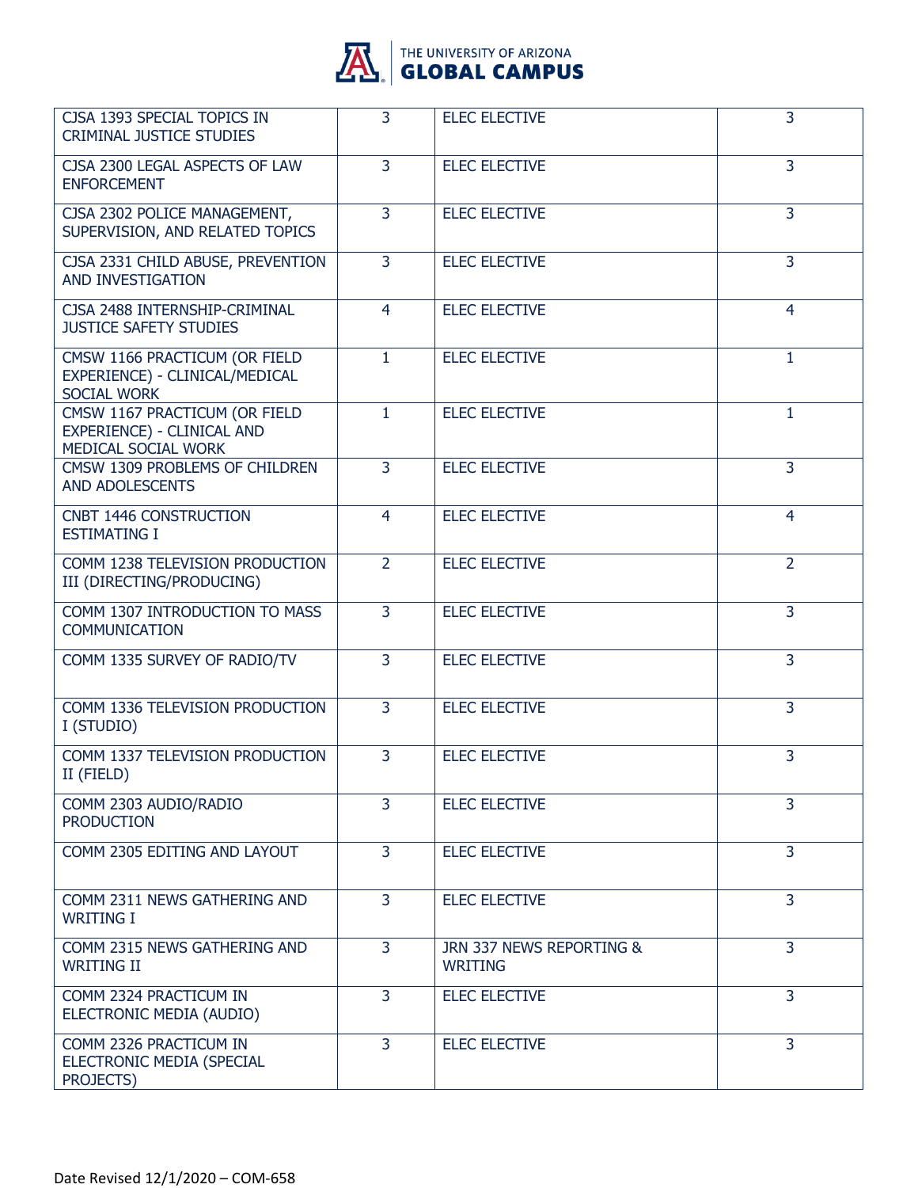| CJSA 1393 SPECIAL TOPICS IN CRIMINAL JUSTICE STUDIES | 3 | ELEC ELECTIVE | 3 |
|---|---|---|---|
| CJSA 2300 LEGAL ASPECTS OF LAW ENFORCEMENT | 3 | ELEC ELECTIVE | 3 |
| CJSA 2302 POLICE MANAGEMENT, SUPERVISION, AND RELATED TOPICS | 3 | ELEC ELECTIVE | 3 |
| CJSA 2331 CHILD ABUSE, PREVENTION AND INVESTIGATION | 3 | ELEC ELECTIVE | 3 |
| CJSA 2488 INTERNSHIP-CRIMINAL JUSTICE SAFETY STUDIES | 4 | ELEC ELECTIVE | 4 |
| CMSW 1166 PRACTICUM (OR FIELD EXPERIENCE) - CLINICAL/MEDICAL SOCIAL WORK | 1 | ELEC ELECTIVE | 1 |
| CMSW 1167 PRACTICUM (OR FIELD EXPERIENCE) - CLINICAL AND MEDICAL SOCIAL WORK | 1 | ELEC ELECTIVE | 1 |
| CMSW 1309 PROBLEMS OF CHILDREN AND ADOLESCENTS | 3 | ELEC ELECTIVE | 3 |
| CNBT 1446 CONSTRUCTION ESTIMATING I | 4 | ELEC ELECTIVE | 4 |
| COMM 1238 TELEVISION PRODUCTION III (DIRECTING/PRODUCING) | 2 | ELEC ELECTIVE | 2 |
| COMM 1307 INTRODUCTION TO MASS COMMUNICATION | 3 | ELEC ELECTIVE | 3 |
| COMM 1335 SURVEY OF RADIO/TV | 3 | ELEC ELECTIVE | 3 |
| COMM 1336 TELEVISION PRODUCTION I (STUDIO) | 3 | ELEC ELECTIVE | 3 |
| COMM 1337 TELEVISION PRODUCTION II (FIELD) | 3 | ELEC ELECTIVE | 3 |
| COMM 2303 AUDIO/RADIO PRODUCTION | 3 | ELEC ELECTIVE | 3 |
| COMM 2305 EDITING AND LAYOUT | 3 | ELEC ELECTIVE | 3 |
| COMM 2311 NEWS GATHERING AND WRITING I | 3 | ELEC ELECTIVE | 3 |
| COMM 2315 NEWS GATHERING AND WRITING II | 3 | JRN 337 NEWS REPORTING & WRITING | 3 |
| COMM 2324 PRACTICUM IN ELECTRONIC MEDIA (AUDIO) | 3 | ELEC ELECTIVE | 3 |
| COMM 2326 PRACTICUM IN ELECTRONIC MEDIA (SPECIAL PROJECTS) | 3 | ELEC ELECTIVE | 3 |

Date Revised 12/1/2020 – COM-658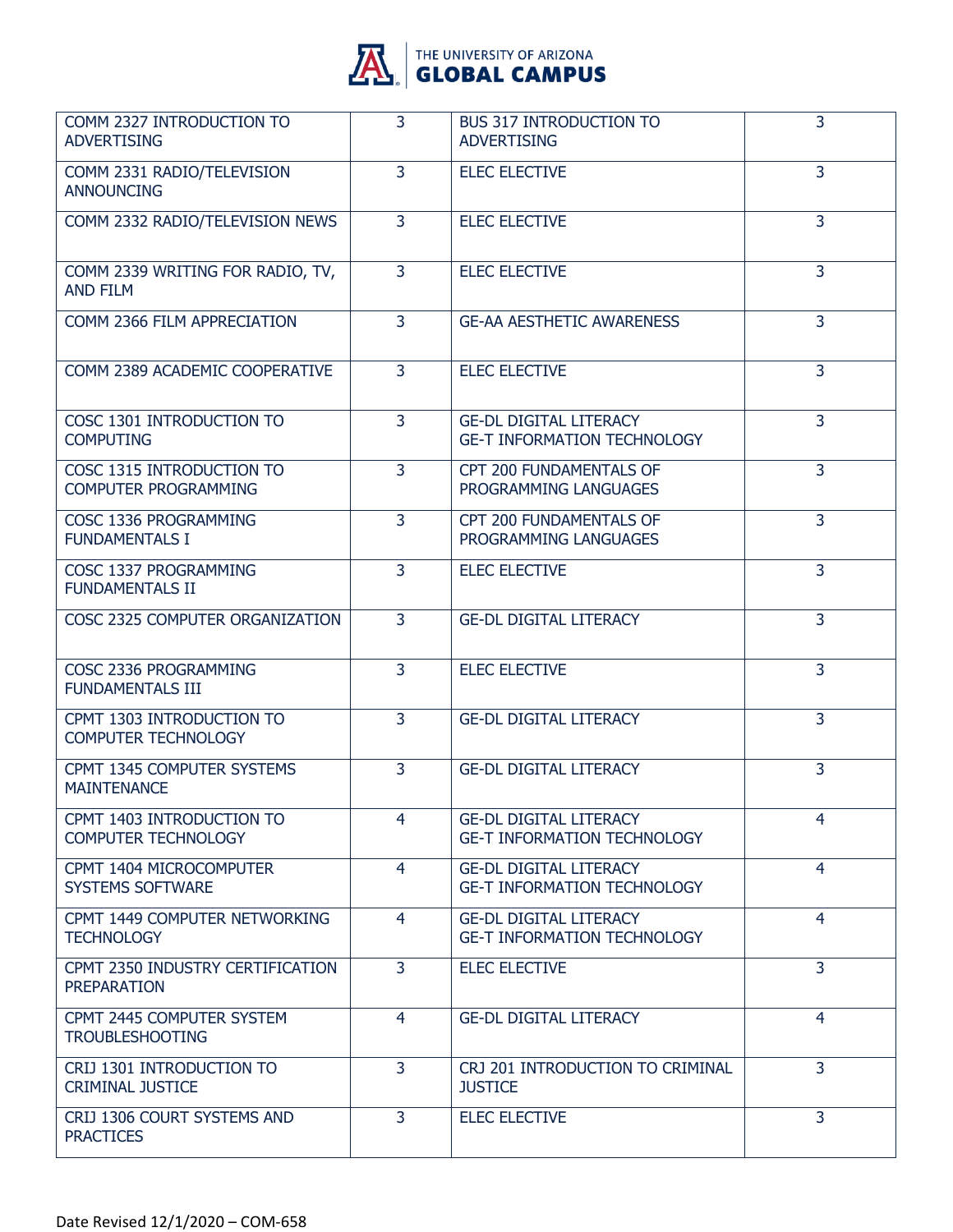| COMM 2327 INTRODUCTION TO ADVERTISING | 3 | BUS 317 INTRODUCTION TO ADVERTISING | 3 |
|---|---|---|---|
| COMM 2331 RADIO/TELEVISION ANNOUNCING | 3 | ELEC ELECTIVE | 3 |
| COMM 2332 RADIO/TELEVISION NEWS | 3 | ELEC ELECTIVE | 3 |
| COMM 2339 WRITING FOR RADIO, TV, AND FILM | 3 | ELEC ELECTIVE | 3 |
| COMM 2366 FILM APPRECIATION | 3 | GE-AA AESTHETIC AWARENESS | 3 |
| COMM 2389 ACADEMIC COOPERATIVE | 3 | ELEC ELECTIVE | 3 |
| COSC 1301 INTRODUCTION TO COMPUTING | 3 | GE-DL DIGITAL LITERACY<br>GE-T INFORMATION TECHNOLOGY | 3 |
| COSC 1315 INTRODUCTION TO COMPUTER PROGRAMMING | 3 | CPT 200 FUNDAMENTALS OF PROGRAMMING LANGUAGES | 3 |
| COSC 1336 PROGRAMMING FUNDAMENTALS I | 3 | CPT 200 FUNDAMENTALS OF PROGRAMMING LANGUAGES | 3 |
| COSC 1337 PROGRAMMING FUNDAMENTALS II | 3 | ELEC ELECTIVE | 3 |
| COSC 2325 COMPUTER ORGANIZATION | 3 | GE-DL DIGITAL LITERACY | 3 |
| COSC 2336 PROGRAMMING FUNDAMENTALS III | 3 | ELEC ELECTIVE | 3 |
| CPMT 1303 INTRODUCTION TO COMPUTER TECHNOLOGY | 3 | GE-DL DIGITAL LITERACY | 3 |
| CPMT 1345 COMPUTER SYSTEMS MAINTENANCE | 3 | GE-DL DIGITAL LITERACY | 3 |
| CPMT 1403 INTRODUCTION TO COMPUTER TECHNOLOGY | 4 | GE-DL DIGITAL LITERACY<br>GE-T INFORMATION TECHNOLOGY | 4 |
| CPMT 1404 MICROCOMPUTER SYSTEMS SOFTWARE | 4 | GE-DL DIGITAL LITERACY<br>GE-T INFORMATION TECHNOLOGY | 4 |
| CPMT 1449 COMPUTER NETWORKING TECHNOLOGY | 4 | GE-DL DIGITAL LITERACY<br>GE-T INFORMATION TECHNOLOGY | 4 |
| CPMT 2350 INDUSTRY CERTIFICATION PREPARATION | 3 | ELEC ELECTIVE | 3 |
| CPMT 2445 COMPUTER SYSTEM TROUBLESHOOTING | 4 | GE-DL DIGITAL LITERACY | 4 |
| CRIJ 1301 INTRODUCTION TO CRIMINAL JUSTICE | 3 | CRJ 201 INTRODUCTION TO CRIMINAL JUSTICE | 3 |
| CRIJ 1306 COURT SYSTEMS AND PRACTICES | 3 | ELEC ELECTIVE | 3 |

Date Revised 12/1/2020 – COM-658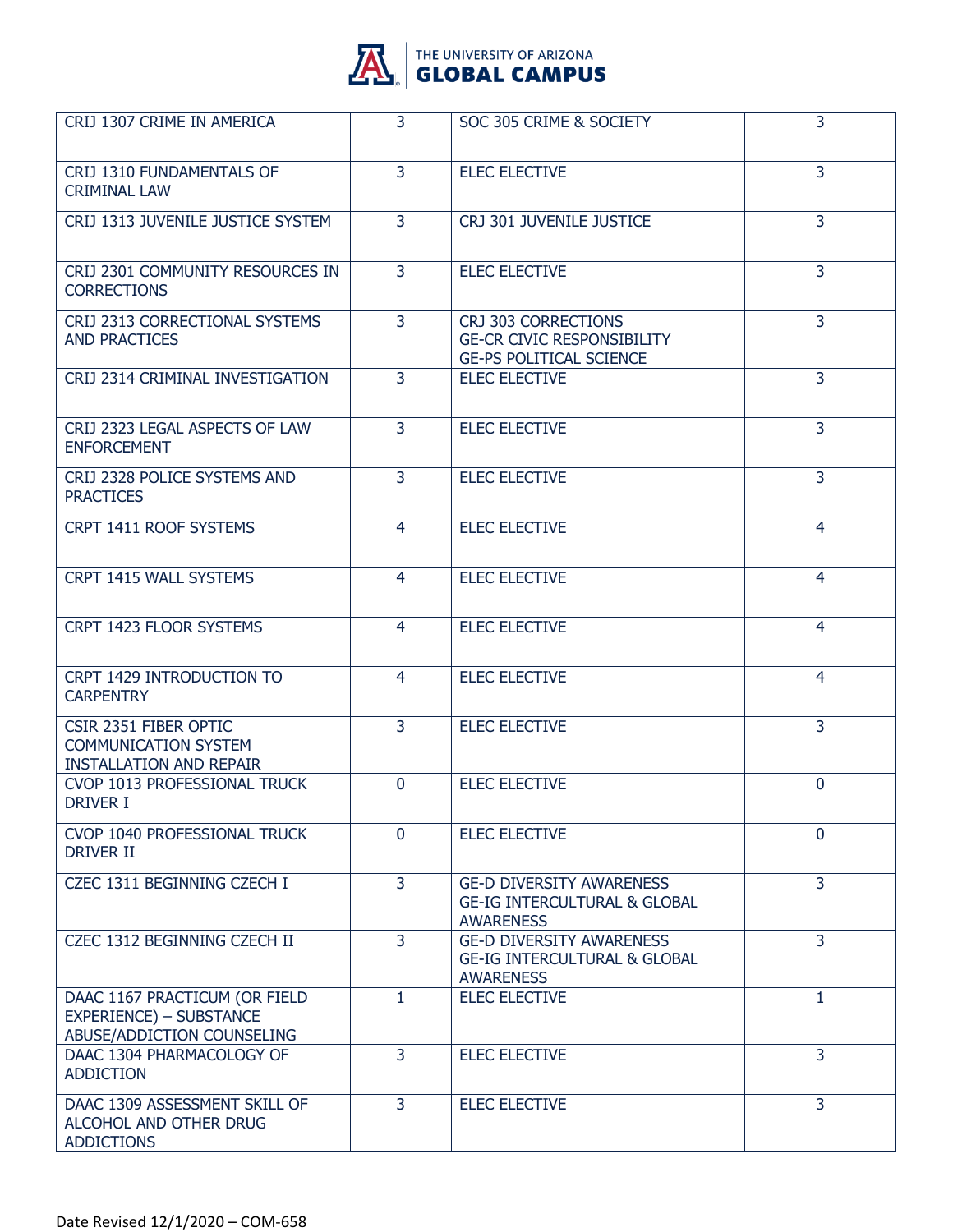| CRIJ 1307 CRIME IN AMERICA | 3 | SOC 305 CRIME & SOCIETY | 3 |
|---|---|---|---|
| CRIJ 1310 FUNDAMENTALS OF CRIMINAL LAW | 3 | ELEC ELECTIVE | 3 |
| CRIJ 1313 JUVENILE JUSTICE SYSTEM | 3 | CRJ 301 JUVENILE JUSTICE | 3 |
| CRIJ 2301 COMMUNITY RESOURCES IN CORRECTIONS | 3 | ELEC ELECTIVE | 3 |
| CRIJ 2313 CORRECTIONAL SYSTEMS AND PRACTICES | 3 | CRJ 303 CORRECTIONS<br>GE-CR CIVIC RESPONSIBILITY<br>GE-PS POLITICAL SCIENCE | 3 |
| CRIJ 2314 CRIMINAL INVESTIGATION | 3 | ELEC ELECTIVE | 3 |
| CRIJ 2323 LEGAL ASPECTS OF LAW ENFORCEMENT | 3 | ELEC ELECTIVE | 3 |
| CRIJ 2328 POLICE SYSTEMS AND PRACTICES | 3 | ELEC ELECTIVE | 3 |
| CRPT 1411 ROOF SYSTEMS | 4 | ELEC ELECTIVE | 4 |
| CRPT 1415 WALL SYSTEMS | 4 | ELEC ELECTIVE | 4 |
| CRPT 1423 FLOOR SYSTEMS | 4 | ELEC ELECTIVE | 4 |
| CRPT 1429 INTRODUCTION TO CARPENTRY | 4 | ELEC ELECTIVE | 4 |
| CSIR 2351 FIBER OPTIC COMMUNICATION SYSTEM INSTALLATION AND REPAIR | 3 | ELEC ELECTIVE | 3 |
| CVOP 1013 PROFESSIONAL TRUCK DRIVER I | 0 | ELEC ELECTIVE | 0 |
| CVOP 1040 PROFESSIONAL TRUCK DRIVER II | 0 | ELEC ELECTIVE | 0 |
| CZEC 1311 BEGINNING CZECH I | 3 | GE-D DIVERSITY AWARENESS<br>GE-IG INTERCULTURAL & GLOBAL AWARENESS | 3 |
| CZEC 1312 BEGINNING CZECH II | 3 | GE-D DIVERSITY AWARENESS<br>GE-IG INTERCULTURAL & GLOBAL AWARENESS | 3 |
| DAAC 1167 PRACTICUM (OR FIELD EXPERIENCE) – SUBSTANCE ABUSE/ADDICTION COUNSELING | 1 | ELEC ELECTIVE | 1 |
| DAAC 1304 PHARMACOLOGY OF ADDICTION | 3 | ELEC ELECTIVE | 3 |
| DAAC 1309 ASSESSMENT SKILL OF ALCOHOL AND OTHER DRUG ADDICTIONS | 3 | ELEC ELECTIVE | 3 |

Date Revised 12/1/2020 – COM-658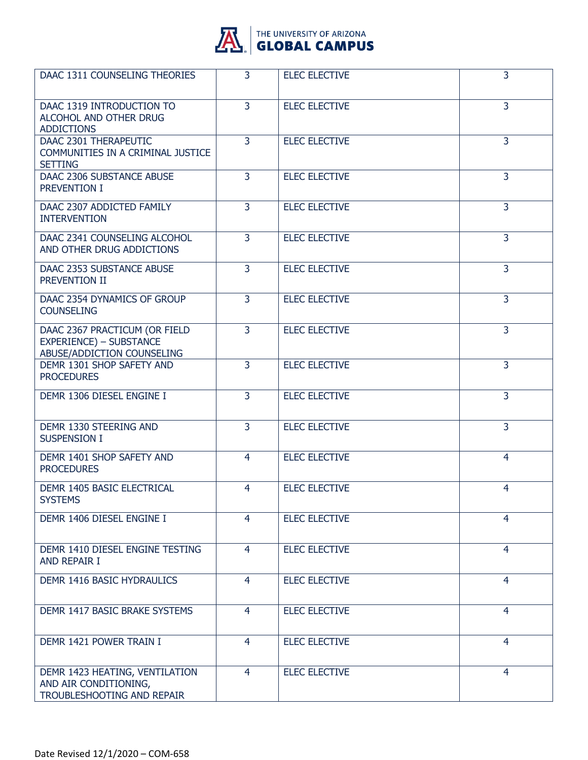| DAAC 1311 COUNSELING THEORIES | 3 | ELEC ELECTIVE | 3 |
|---|---|---|---|
| DAAC 1319 INTRODUCTION TO ALCOHOL AND OTHER DRUG ADDICTIONS | 3 | ELEC ELECTIVE | 3 |
| DAAC 2301 THERAPEUTIC COMMUNITIES IN A CRIMINAL JUSTICE SETTING | 3 | ELEC ELECTIVE | 3 |
| DAAC 2306 SUBSTANCE ABUSE PREVENTION I | 3 | ELEC ELECTIVE | 3 |
| DAAC 2307 ADDICTED FAMILY INTERVENTION | 3 | ELEC ELECTIVE | 3 |
| DAAC 2341 COUNSELING ALCOHOL AND OTHER DRUG ADDICTIONS | 3 | ELEC ELECTIVE | 3 |
| DAAC 2353 SUBSTANCE ABUSE PREVENTION II | 3 | ELEC ELECTIVE | 3 |
| DAAC 2354 DYNAMICS OF GROUP COUNSELING | 3 | ELEC ELECTIVE | 3 |
| DAAC 2367 PRACTICUM (OR FIELD EXPERIENCE) – SUBSTANCE ABUSE/ADDICTION COUNSELING | 3 | ELEC ELECTIVE | 3 |
| DEMR 1301 SHOP SAFETY AND PROCEDURES | 3 | ELEC ELECTIVE | 3 |
| DEMR 1306 DIESEL ENGINE I | 3 | ELEC ELECTIVE | 3 |
| DEMR 1330 STEERING AND SUSPENSION I | 3 | ELEC ELECTIVE | 3 |
| DEMR 1401 SHOP SAFETY AND PROCEDURES | 4 | ELEC ELECTIVE | 4 |
| DEMR 1405 BASIC ELECTRICAL SYSTEMS | 4 | ELEC ELECTIVE | 4 |
| DEMR 1406 DIESEL ENGINE I | 4 | ELEC ELECTIVE | 4 |
| DEMR 1410 DIESEL ENGINE TESTING AND REPAIR I | 4 | ELEC ELECTIVE | 4 |
| DEMR 1416 BASIC HYDRAULICS | 4 | ELEC ELECTIVE | 4 |
| DEMR 1417 BASIC BRAKE SYSTEMS | 4 | ELEC ELECTIVE | 4 |
| DEMR 1421 POWER TRAIN I | 4 | ELEC ELECTIVE | 4 |
| DEMR 1423 HEATING, VENTILATION AND AIR CONDITIONING, TROUBLESHOOTING AND REPAIR | 4 | ELEC ELECTIVE | 4 |

Date Revised 12/1/2020 – COM-658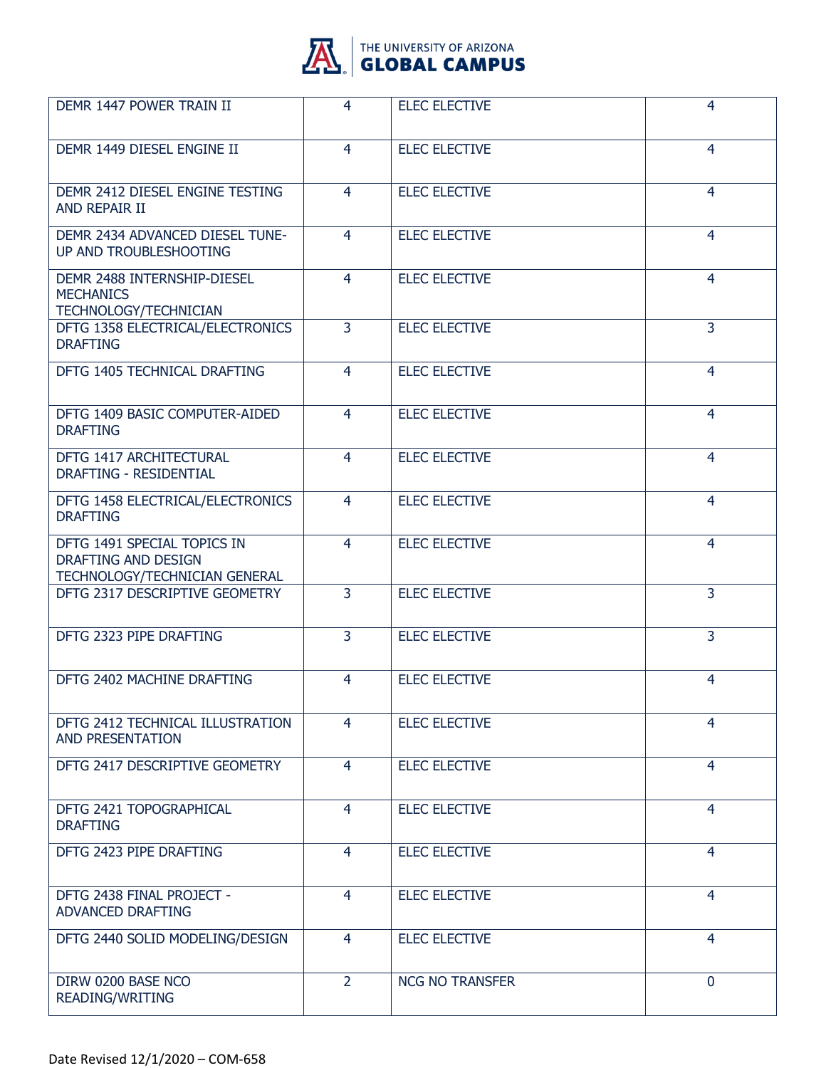| DEMR 1447 POWER TRAIN II | 4 | ELEC ELECTIVE | 4 |
|---|---|---|---|
| DEMR 1449 DIESEL ENGINE II | 4 | ELEC ELECTIVE | 4 |
| DEMR 2412 DIESEL ENGINE TESTING AND REPAIR II | 4 | ELEC ELECTIVE | 4 |
| DEMR 2434 ADVANCED DIESEL TUNE-UP AND TROUBLESHOOTING | 4 | ELEC ELECTIVE | 4 |
| DEMR 2488 INTERNSHIP-DIESEL MECHANICS TECHNOLOGY/TECHNICIAN | 4 | ELEC ELECTIVE | 4 |
| DFTG 1358 ELECTRICAL/ELECTRONICS DRAFTING | 3 | ELEC ELECTIVE | 3 |
| DFTG 1405 TECHNICAL DRAFTING | 4 | ELEC ELECTIVE | 4 |
| DFTG 1409 BASIC COMPUTER-AIDED DRAFTING | 4 | ELEC ELECTIVE | 4 |
| DFTG 1417 ARCHITECTURAL DRAFTING - RESIDENTIAL | 4 | ELEC ELECTIVE | 4 |
| DFTG 1458 ELECTRICAL/ELECTRONICS DRAFTING | 4 | ELEC ELECTIVE | 4 |
| DFTG 1491 SPECIAL TOPICS IN DRAFTING AND DESIGN TECHNOLOGY/TECHNICIAN GENERAL | 4 | ELEC ELECTIVE | 4 |
| DFTG 2317 DESCRIPTIVE GEOMETRY | 3 | ELEC ELECTIVE | 3 |
| DFTG 2323 PIPE DRAFTING | 3 | ELEC ELECTIVE | 3 |
| DFTG 2402 MACHINE DRAFTING | 4 | ELEC ELECTIVE | 4 |
| DFTG 2412 TECHNICAL ILLUSTRATION AND PRESENTATION | 4 | ELEC ELECTIVE | 4 |
| DFTG 2417 DESCRIPTIVE GEOMETRY | 4 | ELEC ELECTIVE | 4 |
| DFTG 2421 TOPOGRAPHICAL DRAFTING | 4 | ELEC ELECTIVE | 4 |
| DFTG 2423 PIPE DRAFTING | 4 | ELEC ELECTIVE | 4 |
| DFTG 2438 FINAL PROJECT - ADVANCED DRAFTING | 4 | ELEC ELECTIVE | 4 |
| DFTG 2440 SOLID MODELING/DESIGN | 4 | ELEC ELECTIVE | 4 |
| DIRW 0200 BASE NCO READING/WRITING | 2 | NCG NO TRANSFER | 0 |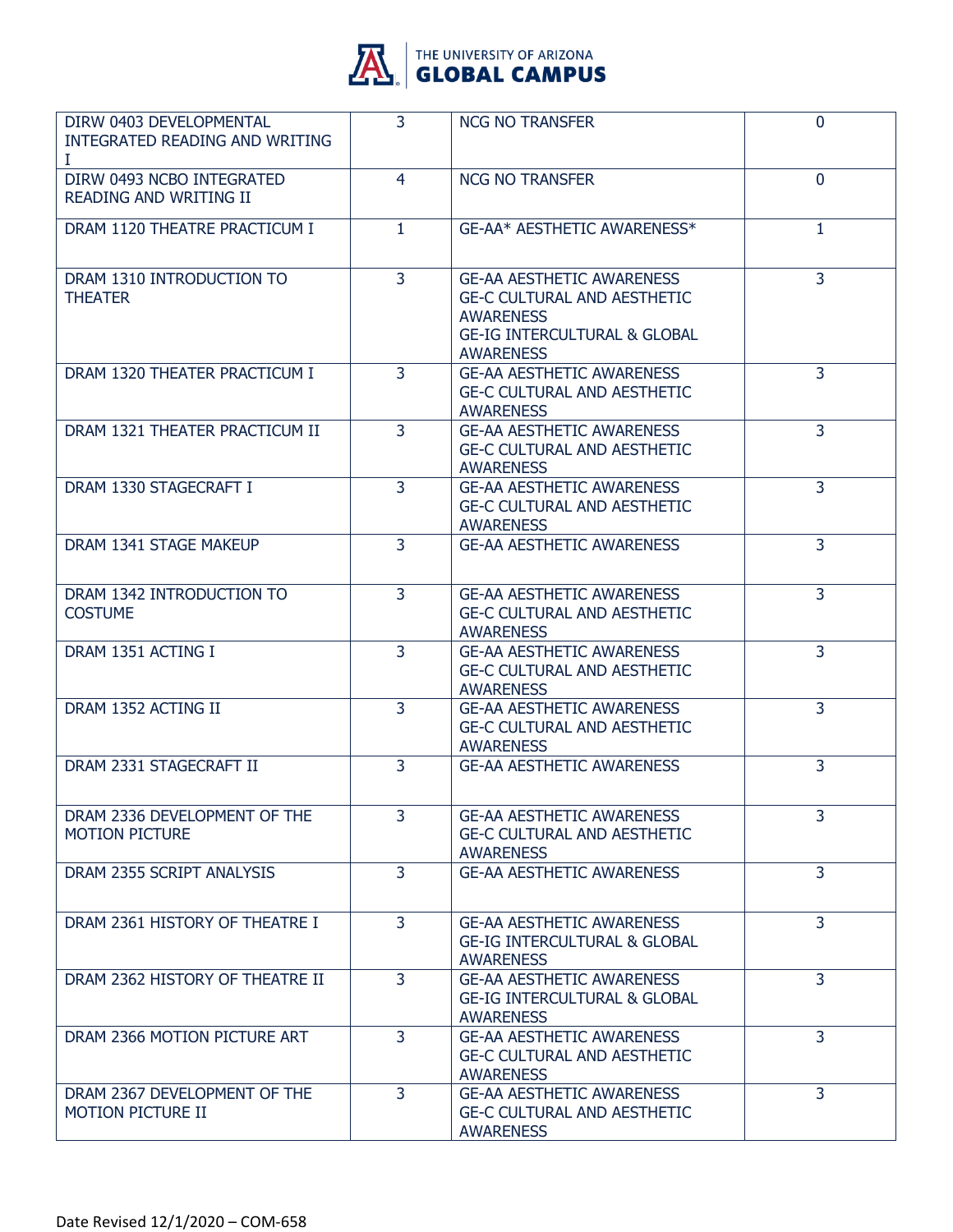| | | | |
|---|---|---|---|
| DIRW 0403 DEVELOPMENTAL INTEGRATED READING AND WRITING I | 3 | NCG NO TRANSFER | 0 |
| DIRW 0493 NCBO INTEGRATED READING AND WRITING II | 4 | NCG NO TRANSFER | 0 |
| DRAM 1120 THEATRE PRACTICUM I | 1 | GE-AA* AESTHETIC AWARENESS* | 1 |
| DRAM 1310 INTRODUCTION TO THEATER | 3 | GE-AA AESTHETIC AWARENESS<br>GE-C CULTURAL AND AESTHETIC AWARENESS<br>GE-IG INTERCULTURAL & GLOBAL AWARENESS | 3 |
| DRAM 1320 THEATER PRACTICUM I | 3 | GE-AA AESTHETIC AWARENESS<br>GE-C CULTURAL AND AESTHETIC AWARENESS | 3 |
| DRAM 1321 THEATER PRACTICUM II | 3 | GE-AA AESTHETIC AWARENESS<br>GE-C CULTURAL AND AESTHETIC AWARENESS | 3 |
| DRAM 1330 STAGECRAFT I | 3 | GE-AA AESTHETIC AWARENESS<br>GE-C CULTURAL AND AESTHETIC AWARENESS | 3 |
| DRAM 1341 STAGE MAKEUP | 3 | GE-AA AESTHETIC AWARENESS | 3 |
| DRAM 1342 INTRODUCTION TO COSTUME | 3 | GE-AA AESTHETIC AWARENESS<br>GE-C CULTURAL AND AESTHETIC AWARENESS | 3 |
| DRAM 1351 ACTING I | 3 | GE-AA AESTHETIC AWARENESS<br>GE-C CULTURAL AND AESTHETIC AWARENESS | 3 |
| DRAM 1352 ACTING II | 3 | GE-AA AESTHETIC AWARENESS<br>GE-C CULTURAL AND AESTHETIC AWARENESS | 3 |
| DRAM 2331 STAGECRAFT II | 3 | GE-AA AESTHETIC AWARENESS | 3 |
| DRAM 2336 DEVELOPMENT OF THE MOTION PICTURE | 3 | GE-AA AESTHETIC AWARENESS<br>GE-C CULTURAL AND AESTHETIC AWARENESS | 3 |
| DRAM 2355 SCRIPT ANALYSIS | 3 | GE-AA AESTHETIC AWARENESS | 3 |
| DRAM 2361 HISTORY OF THEATRE I | 3 | GE-AA AESTHETIC AWARENESS<br>GE-IG INTERCULTURAL & GLOBAL AWARENESS | 3 |
| DRAM 2362 HISTORY OF THEATRE II | 3 | GE-AA AESTHETIC AWARENESS<br>GE-IG INTERCULTURAL & GLOBAL AWARENESS | 3 |
| DRAM 2366 MOTION PICTURE ART | 3 | GE-AA AESTHETIC AWARENESS<br>GE-C CULTURAL AND AESTHETIC AWARENESS | 3 |
| DRAM 2367 DEVELOPMENT OF THE MOTION PICTURE II | 3 | GE-AA AESTHETIC AWARENESS<br>GE-C CULTURAL AND AESTHETIC AWARENESS | 3 |

Date Revised 12/1/2020 – COM-658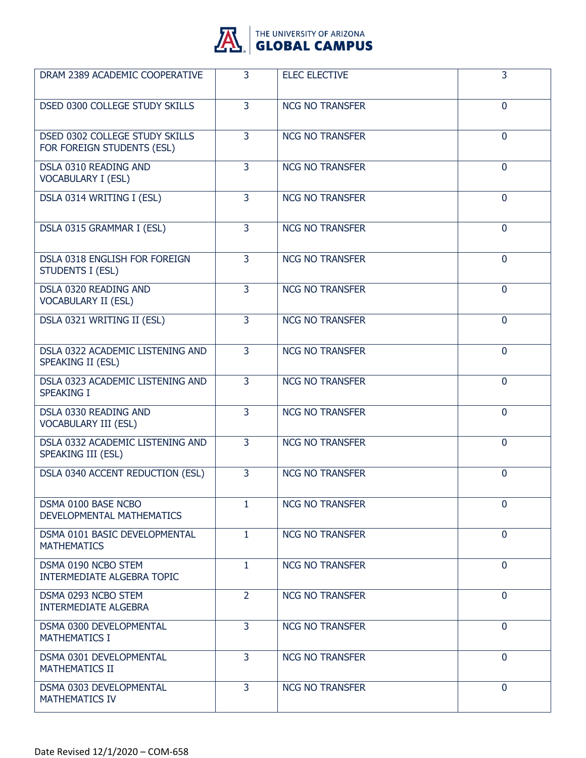| DRAM 2389 ACADEMIC COOPERATIVE | 3 | ELEC ELECTIVE | 3 |
|---|---|---|---|
| DSED 0300 COLLEGE STUDY SKILLS | 3 | NCG NO TRANSFER | 0 |
| DSED 0302 COLLEGE STUDY SKILLS FOR FOREIGN STUDENTS (ESL) | 3 | NCG NO TRANSFER | 0 |
| DSLA 0310 READING AND VOCABULARY I (ESL) | 3 | NCG NO TRANSFER | 0 |
| DSLA 0314 WRITING I (ESL) | 3 | NCG NO TRANSFER | 0 |
| DSLA 0315 GRAMMAR I (ESL) | 3 | NCG NO TRANSFER | 0 |
| DSLA 0318 ENGLISH FOR FOREIGN STUDENTS I (ESL) | 3 | NCG NO TRANSFER | 0 |
| DSLA 0320 READING AND VOCABULARY II (ESL) | 3 | NCG NO TRANSFER | 0 |
| DSLA 0321 WRITING II (ESL) | 3 | NCG NO TRANSFER | 0 |
| DSLA 0322 ACADEMIC LISTENING AND SPEAKING II (ESL) | 3 | NCG NO TRANSFER | 0 |
| DSLA 0323 ACADEMIC LISTENING AND SPEAKING I | 3 | NCG NO TRANSFER | 0 |
| DSLA 0330 READING AND VOCABULARY III (ESL) | 3 | NCG NO TRANSFER | 0 |
| DSLA 0332 ACADEMIC LISTENING AND SPEAKING III (ESL) | 3 | NCG NO TRANSFER | 0 |
| DSLA 0340 ACCENT REDUCTION (ESL) | 3 | NCG NO TRANSFER | 0 |
| DSMA 0100 BASE NCBO DEVELOPMENTAL MATHEMATICS | 1 | NCG NO TRANSFER | 0 |
| DSMA 0101 BASIC DEVELOPMENTAL MATHEMATICS | 1 | NCG NO TRANSFER | 0 |
| DSMA 0190 NCBO STEM INTERMEDIATE ALGEBRA TOPIC | 1 | NCG NO TRANSFER | 0 |
| DSMA 0293 NCBO STEM INTERMEDIATE ALGEBRA | 2 | NCG NO TRANSFER | 0 |
| DSMA 0300 DEVELOPMENTAL MATHEMATICS I | 3 | NCG NO TRANSFER | 0 |
| DSMA 0301 DEVELOPMENTAL MATHEMATICS II | 3 | NCG NO TRANSFER | 0 |
| DSMA 0303 DEVELOPMENTAL MATHEMATICS IV | 3 | NCG NO TRANSFER | 0 |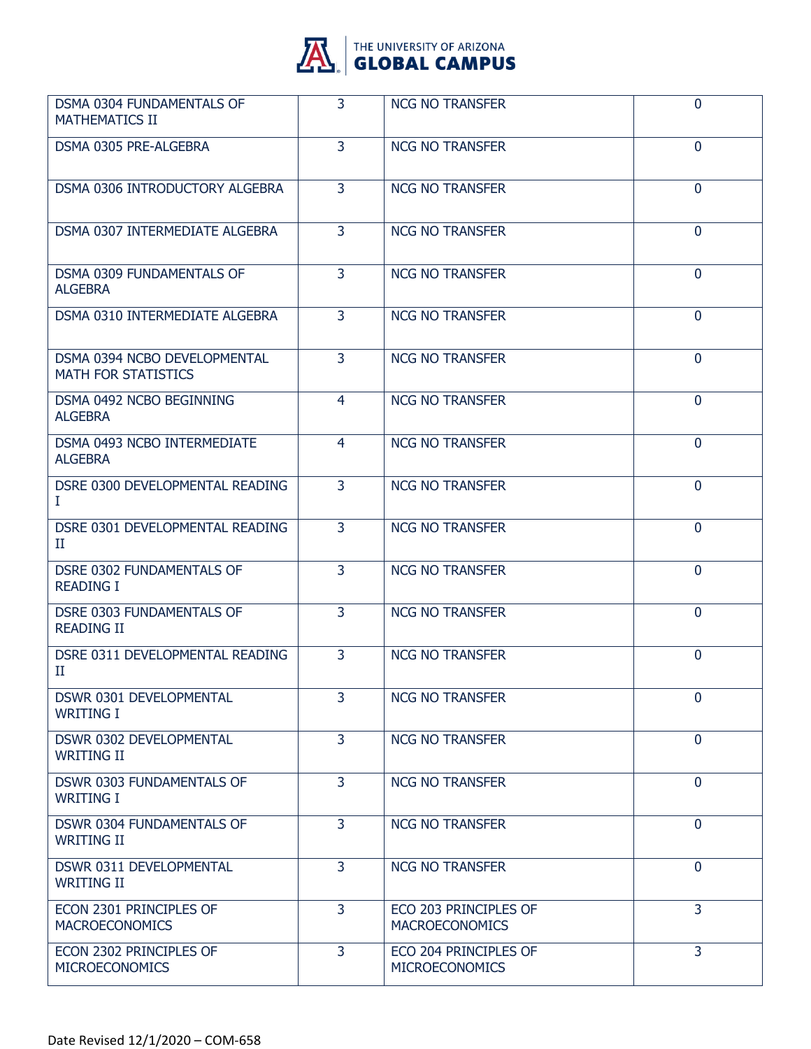| | | | |
|---|---|---|---|
| DSMA 0304 FUNDAMENTALS OF MATHEMATICS II | 3 | NCG NO TRANSFER | 0 |
| DSMA 0305 PRE-ALGEBRA | 3 | NCG NO TRANSFER | 0 |
| DSMA 0306 INTRODUCTORY ALGEBRA | 3 | NCG NO TRANSFER | 0 |
| DSMA 0307 INTERMEDIATE ALGEBRA | 3 | NCG NO TRANSFER | 0 |
| DSMA 0309 FUNDAMENTALS OF ALGEBRA | 3 | NCG NO TRANSFER | 0 |
| DSMA 0310 INTERMEDIATE ALGEBRA | 3 | NCG NO TRANSFER | 0 |
| DSMA 0394 NCBO DEVELOPMENTAL MATH FOR STATISTICS | 3 | NCG NO TRANSFER | 0 |
| DSMA 0492 NCBO BEGINNING ALGEBRA | 4 | NCG NO TRANSFER | 0 |
| DSMA 0493 NCBO INTERMEDIATE ALGEBRA | 4 | NCG NO TRANSFER | 0 |
| DSRE 0300 DEVELOPMENTAL READING I | 3 | NCG NO TRANSFER | 0 |
| DSRE 0301 DEVELOPMENTAL READING II | 3 | NCG NO TRANSFER | 0 |
| DSRE 0302 FUNDAMENTALS OF READING I | 3 | NCG NO TRANSFER | 0 |
| DSRE 0303 FUNDAMENTALS OF READING II | 3 | NCG NO TRANSFER | 0 |
| DSRE 0311 DEVELOPMENTAL READING II | 3 | NCG NO TRANSFER | 0 |
| DSWR 0301 DEVELOPMENTAL WRITING I | 3 | NCG NO TRANSFER | 0 |
| DSWR 0302 DEVELOPMENTAL WRITING II | 3 | NCG NO TRANSFER | 0 |
| DSWR 0303 FUNDAMENTALS OF WRITING I | 3 | NCG NO TRANSFER | 0 |
| DSWR 0304 FUNDAMENTALS OF WRITING II | 3 | NCG NO TRANSFER | 0 |
| DSWR 0311 DEVELOPMENTAL WRITING II | 3 | NCG NO TRANSFER | 0 |
| ECON 2301 PRINCIPLES OF MACROECONOMICS | 3 | ECO 203 PRINCIPLES OF MACROECONOMICS | 3 |
| ECON 2302 PRINCIPLES OF MICROECONOMICS | 3 | ECO 204 PRINCIPLES OF MICROECONOMICS | 3 |

Date Revised 12/1/2020 – COM-658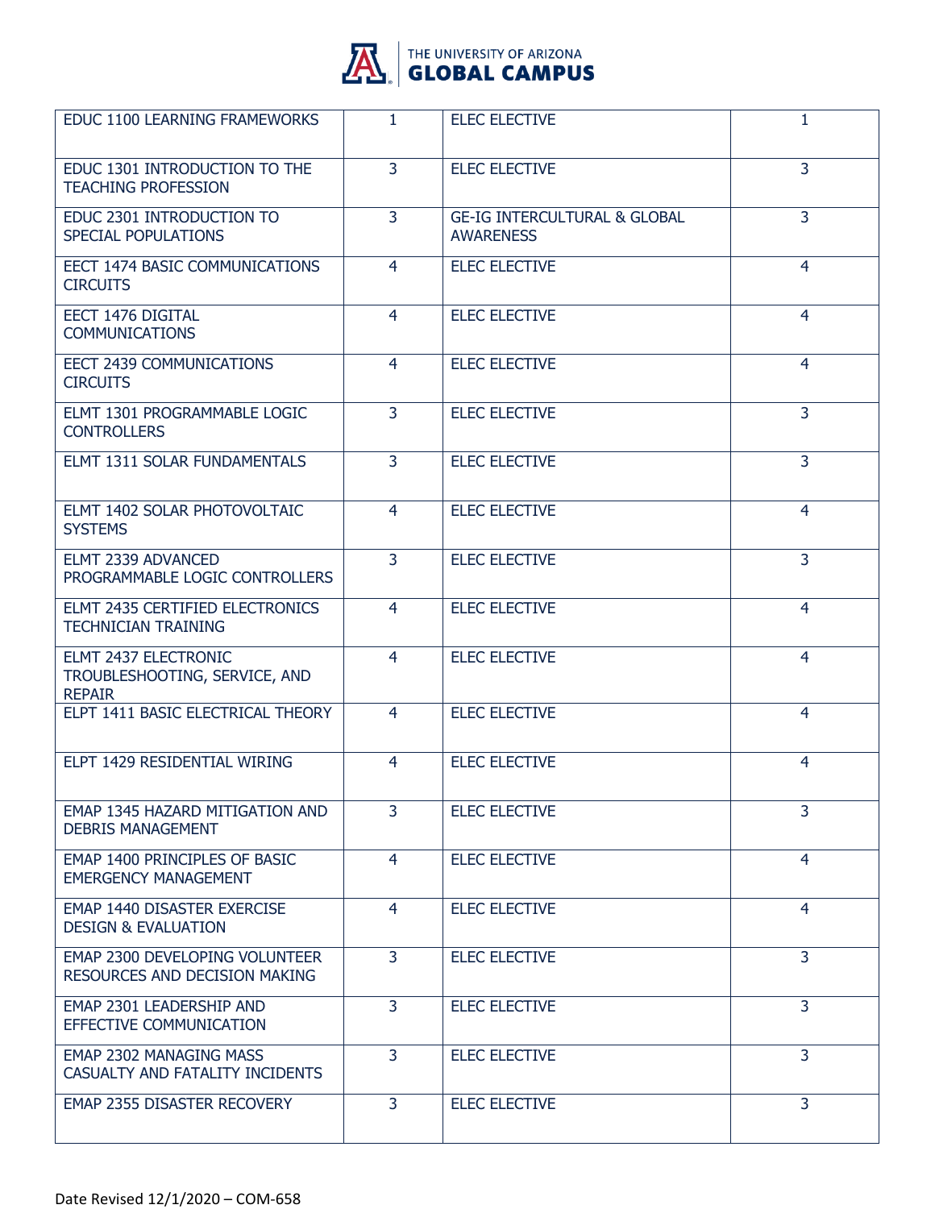| | | | |
|---|---|---|---|
| EDUC 1100 LEARNING FRAMEWORKS | 1 | ELEC ELECTIVE | 1 |
| EDUC 1301 INTRODUCTION TO THE TEACHING PROFESSION | 3 | ELEC ELECTIVE | 3 |
| EDUC 2301 INTRODUCTION TO SPECIAL POPULATIONS | 3 | GE-IG INTERCULTURAL & GLOBAL AWARENESS | 3 |
| EECT 1474 BASIC COMMUNICATIONS CIRCUITS | 4 | ELEC ELECTIVE | 4 |
| EECT 1476 DIGITAL COMMUNICATIONS | 4 | ELEC ELECTIVE | 4 |
| EECT 2439 COMMUNICATIONS CIRCUITS | 4 | ELEC ELECTIVE | 4 |
| ELMT 1301 PROGRAMMABLE LOGIC CONTROLLERS | 3 | ELEC ELECTIVE | 3 |
| ELMT 1311 SOLAR FUNDAMENTALS | 3 | ELEC ELECTIVE | 3 |
| ELMT 1402 SOLAR PHOTOVOLTAIC SYSTEMS | 4 | ELEC ELECTIVE | 4 |
| ELMT 2339 ADVANCED PROGRAMMABLE LOGIC CONTROLLERS | 3 | ELEC ELECTIVE | 3 |
| ELMT 2435 CERTIFIED ELECTRONICS TECHNICIAN TRAINING | 4 | ELEC ELECTIVE | 4 |
| ELMT 2437 ELECTRONIC TROUBLESHOOTING, SERVICE, AND REPAIR | 4 | ELEC ELECTIVE | 4 |
| ELPT 1411 BASIC ELECTRICAL THEORY | 4 | ELEC ELECTIVE | 4 |
| ELPT 1429 RESIDENTIAL WIRING | 4 | ELEC ELECTIVE | 4 |
| EMAP 1345 HAZARD MITIGATION AND DEBRIS MANAGEMENT | 3 | ELEC ELECTIVE | 3 |
| EMAP 1400 PRINCIPLES OF BASIC EMERGENCY MANAGEMENT | 4 | ELEC ELECTIVE | 4 |
| EMAP 1440 DISASTER EXERCISE DESIGN & EVALUATION | 4 | ELEC ELECTIVE | 4 |
| EMAP 2300 DEVELOPING VOLUNTEER RESOURCES AND DECISION MAKING | 3 | ELEC ELECTIVE | 3 |
| EMAP 2301 LEADERSHIP AND EFFECTIVE COMMUNICATION | 3 | ELEC ELECTIVE | 3 |
| EMAP 2302 MANAGING MASS CASUALTY AND FATALITY INCIDENTS | 3 | ELEC ELECTIVE | 3 |
| EMAP 2355 DISASTER RECOVERY | 3 | ELEC ELECTIVE | 3 |

Date Revised 12/1/2020 – COM-658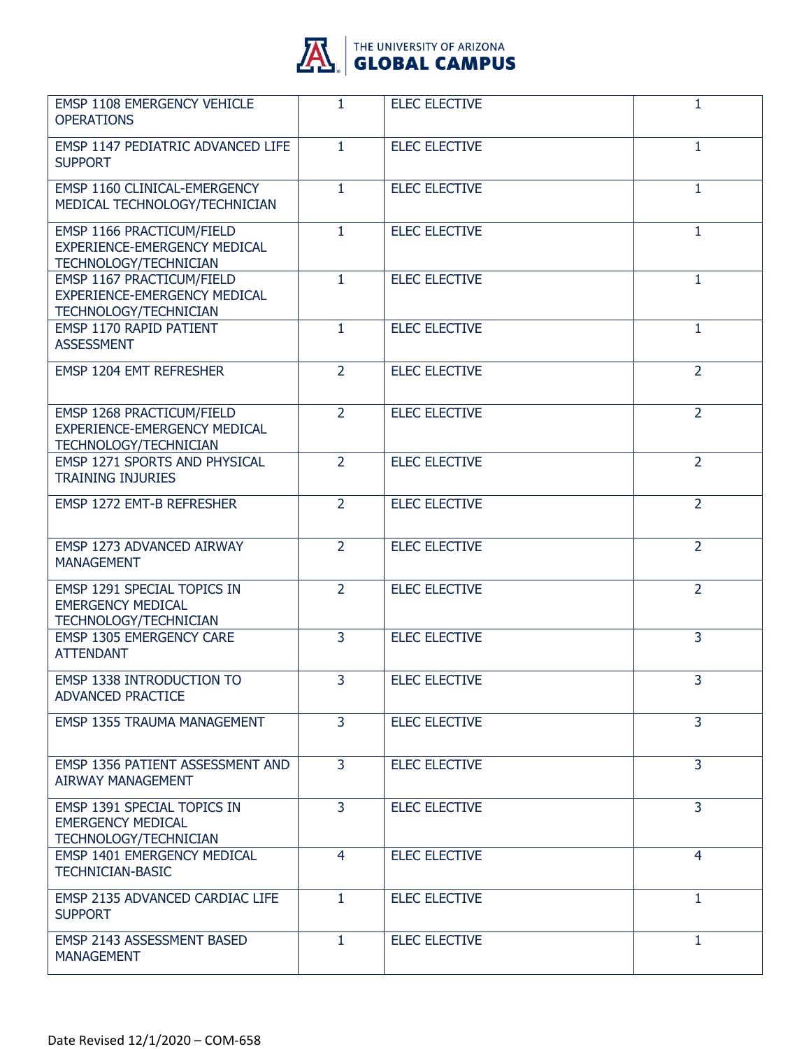| | | | |
|---|---|---|---|
| EMSP 1108 EMERGENCY VEHICLE OPERATIONS | 1 | ELEC ELECTIVE | 1 |
| EMSP 1147 PEDIATRIC ADVANCED LIFE SUPPORT | 1 | ELEC ELECTIVE | 1 |
| EMSP 1160 CLINICAL-EMERGENCY MEDICAL TECHNOLOGY/TECHNICIAN | 1 | ELEC ELECTIVE | 1 |
| EMSP 1166 PRACTICUM/FIELD EXPERIENCE-EMERGENCY MEDICAL TECHNOLOGY/TECHNICIAN | 1 | ELEC ELECTIVE | 1 |
| EMSP 1167 PRACTICUM/FIELD EXPERIENCE-EMERGENCY MEDICAL TECHNOLOGY/TECHNICIAN | 1 | ELEC ELECTIVE | 1 |
| EMSP 1170 RAPID PATIENT ASSESSMENT | 1 | ELEC ELECTIVE | 1 |
| EMSP 1204 EMT REFRESHER | 2 | ELEC ELECTIVE | 2 |
| EMSP 1268 PRACTICUM/FIELD EXPERIENCE-EMERGENCY MEDICAL TECHNOLOGY/TECHNICIAN | 2 | ELEC ELECTIVE | 2 |
| EMSP 1271 SPORTS AND PHYSICAL TRAINING INJURIES | 2 | ELEC ELECTIVE | 2 |
| EMSP 1272 EMT-B REFRESHER | 2 | ELEC ELECTIVE | 2 |
| EMSP 1273 ADVANCED AIRWAY MANAGEMENT | 2 | ELEC ELECTIVE | 2 |
| EMSP 1291 SPECIAL TOPICS IN EMERGENCY MEDICAL TECHNOLOGY/TECHNICIAN | 2 | ELEC ELECTIVE | 2 |
| EMSP 1305 EMERGENCY CARE ATTENDANT | 3 | ELEC ELECTIVE | 3 |
| EMSP 1338 INTRODUCTION TO ADVANCED PRACTICE | 3 | ELEC ELECTIVE | 3 |
| EMSP 1355 TRAUMA MANAGEMENT | 3 | ELEC ELECTIVE | 3 |
| EMSP 1356 PATIENT ASSESSMENT AND AIRWAY MANAGEMENT | 3 | ELEC ELECTIVE | 3 |
| EMSP 1391 SPECIAL TOPICS IN EMERGENCY MEDICAL TECHNOLOGY/TECHNICIAN | 3 | ELEC ELECTIVE | 3 |
| EMSP 1401 EMERGENCY MEDICAL TECHNICIAN-BASIC | 4 | ELEC ELECTIVE | 4 |
| EMSP 2135 ADVANCED CARDIAC LIFE SUPPORT | 1 | ELEC ELECTIVE | 1 |
| EMSP 2143 ASSESSMENT BASED MANAGEMENT | 1 | ELEC ELECTIVE | 1 |

Date Revised 12/1/2020 – COM-658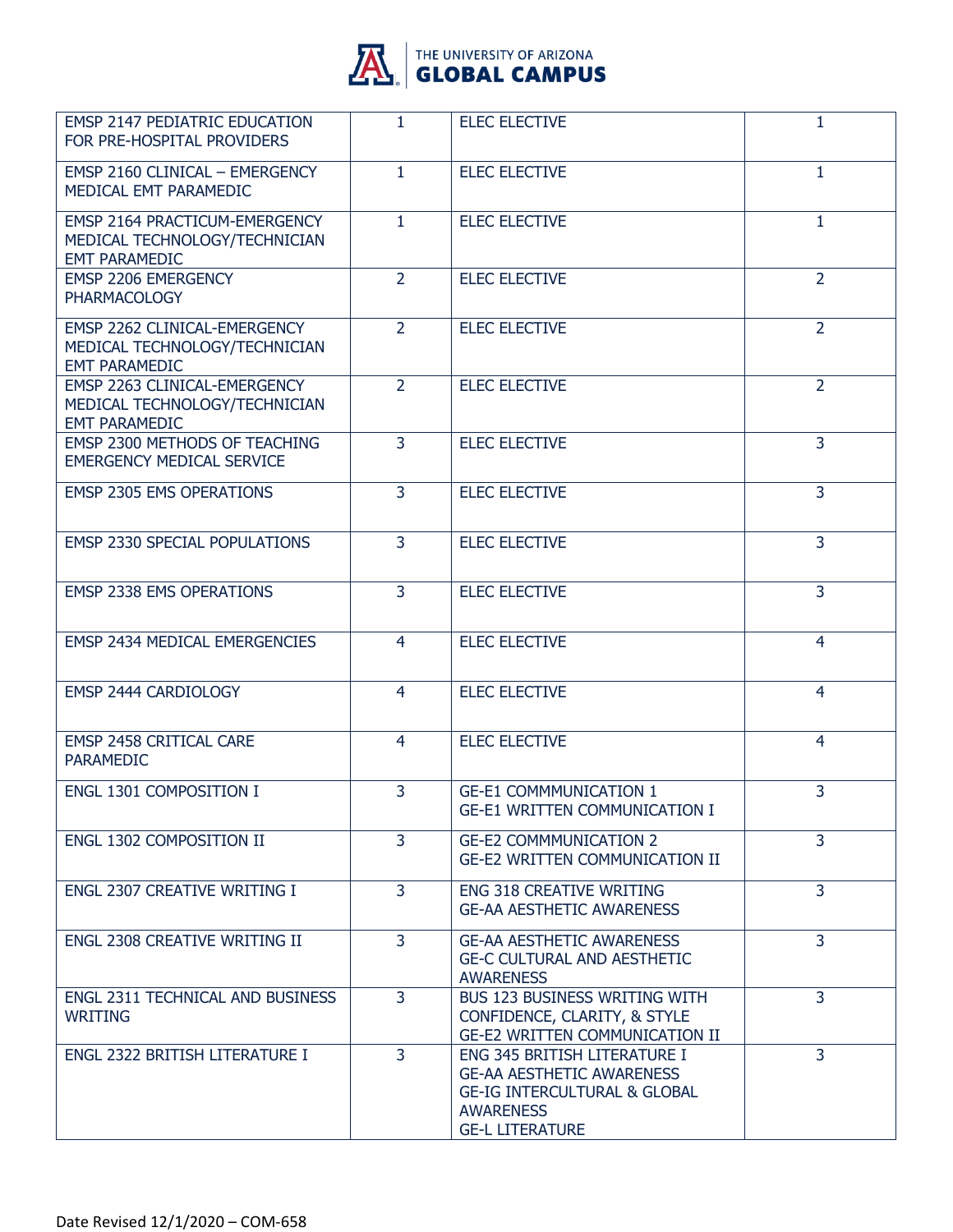| | | | |
|---|---|---|---|
| EMSP 2147 PEDIATRIC EDUCATION FOR PRE-HOSPITAL PROVIDERS | 1 | ELEC ELECTIVE | 1 |
| EMSP 2160 CLINICAL – EMERGENCY MEDICAL EMT PARAMEDIC | 1 | ELEC ELECTIVE | 1 |
| EMSP 2164 PRACTICUM-EMERGENCY MEDICAL TECHNOLOGY/TECHNICIAN EMT PARAMEDIC | 1 | ELEC ELECTIVE | 1 |
| EMSP 2206 EMERGENCY PHARMACOLOGY | 2 | ELEC ELECTIVE | 2 |
| EMSP 2262 CLINICAL-EMERGENCY MEDICAL TECHNOLOGY/TECHNICIAN EMT PARAMEDIC | 2 | ELEC ELECTIVE | 2 |
| EMSP 2263 CLINICAL-EMERGENCY MEDICAL TECHNOLOGY/TECHNICIAN EMT PARAMEDIC | 2 | ELEC ELECTIVE | 2 |
| EMSP 2300 METHODS OF TEACHING EMERGENCY MEDICAL SERVICE | 3 | ELEC ELECTIVE | 3 |
| EMSP 2305 EMS OPERATIONS | 3 | ELEC ELECTIVE | 3 |
| EMSP 2330 SPECIAL POPULATIONS | 3 | ELEC ELECTIVE | 3 |
| EMSP 2338 EMS OPERATIONS | 3 | ELEC ELECTIVE | 3 |
| EMSP 2434 MEDICAL EMERGENCIES | 4 | ELEC ELECTIVE | 4 |
| EMSP 2444 CARDIOLOGY | 4 | ELEC ELECTIVE | 4 |
| EMSP 2458 CRITICAL CARE PARAMEDIC | 4 | ELEC ELECTIVE | 4 |
| ENGL 1301 COMPOSITION I | 3 | GE-E1 COMMMUNICATION 1<br>GE-E1 WRITTEN COMMUNICATION I | 3 |
| ENGL 1302 COMPOSITION II | 3 | GE-E2 COMMMUNICATION 2<br>GE-E2 WRITTEN COMMUNICATION II | 3 |
| ENGL 2307 CREATIVE WRITING I | 3 | ENG 318 CREATIVE WRITING<br>GE-AA AESTHETIC AWARENESS | 3 |
| ENGL 2308 CREATIVE WRITING II | 3 | GE-AA AESTHETIC AWARENESS<br>GE-C CULTURAL AND AESTHETIC AWARENESS | 3 |
| ENGL 2311 TECHNICAL AND BUSINESS WRITING | 3 | BUS 123 BUSINESS WRITING WITH CONFIDENCE, CLARITY, & STYLE<br>GE-E2 WRITTEN COMMUNICATION II | 3 |
| ENGL 2322 BRITISH LITERATURE I | 3 | ENG 345 BRITISH LITERATURE I<br>GE-AA AESTHETIC AWARENESS<br>GE-IG INTERCULTURAL & GLOBAL AWARENESS<br>GE-L LITERATURE | 3 |

Date Revised 12/1/2020 – COM-658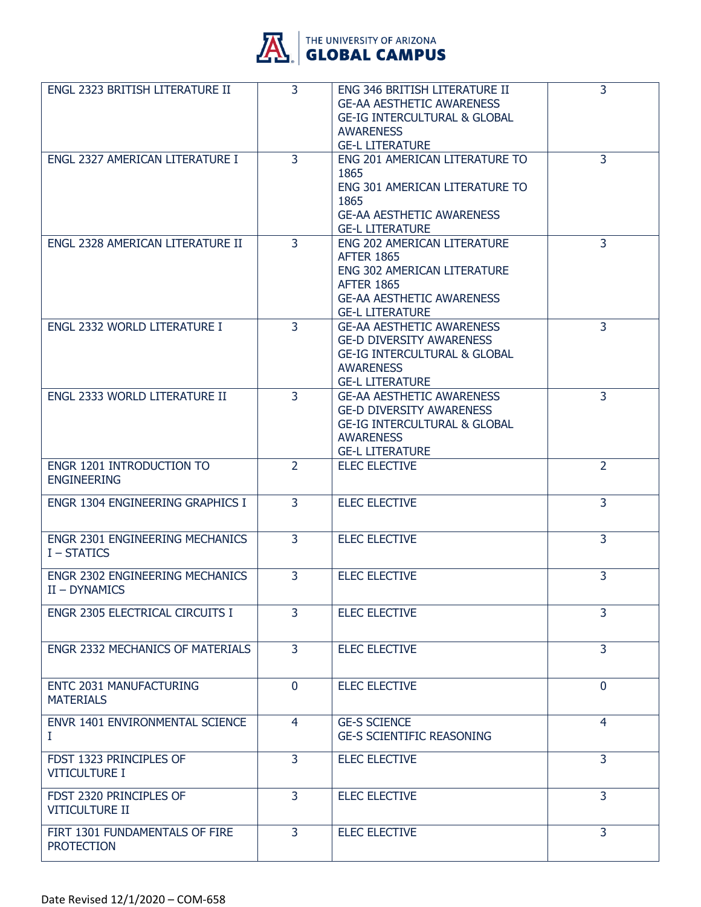| | | | |
|---|---|---|---|
| ENGL 2323 BRITISH LITERATURE II | 3 | ENG 346 BRITISH LITERATURE II<br>GE-AA AESTHETIC AWARENESS<br>GE-IG INTERCULTURAL & GLOBAL AWARENESS<br>GE-L LITERATURE | 3 |
| ENGL 2327 AMERICAN LITERATURE I | 3 | ENG 201 AMERICAN LITERATURE TO 1865<br>ENG 301 AMERICAN LITERATURE TO 1865<br>GE-AA AESTHETIC AWARENESS<br>GE-L LITERATURE | 3 |
| ENGL 2328 AMERICAN LITERATURE II | 3 | ENG 202 AMERICAN LITERATURE AFTER 1865<br>ENG 302 AMERICAN LITERATURE AFTER 1865<br>GE-AA AESTHETIC AWARENESS<br>GE-L LITERATURE | 3 |
| ENGL 2332 WORLD LITERATURE I | 3 | GE-AA AESTHETIC AWARENESS<br>GE-D DIVERSITY AWARENESS<br>GE-IG INTERCULTURAL & GLOBAL AWARENESS<br>GE-L LITERATURE | 3 |
| ENGL 2333 WORLD LITERATURE II | 3 | GE-AA AESTHETIC AWARENESS<br>GE-D DIVERSITY AWARENESS<br>GE-IG INTERCULTURAL & GLOBAL AWARENESS<br>GE-L LITERATURE | 3 |
| ENGR 1201 INTRODUCTION TO ENGINEERING | 2 | ELEC ELECTIVE | 2 |
| ENGR 1304 ENGINEERING GRAPHICS I | 3 | ELEC ELECTIVE | 3 |
| ENGR 2301 ENGINEERING MECHANICS I – STATICS | 3 | ELEC ELECTIVE | 3 |
| ENGR 2302 ENGINEERING MECHANICS II – DYNAMICS | 3 | ELEC ELECTIVE | 3 |
| ENGR 2305 ELECTRICAL CIRCUITS I | 3 | ELEC ELECTIVE | 3 |
| ENGR 2332 MECHANICS OF MATERIALS | 3 | ELEC ELECTIVE | 3 |
| ENTC 2031 MANUFACTURING MATERIALS | 0 | ELEC ELECTIVE | 0 |
| ENVR 1401 ENVIRONMENTAL SCIENCE I | 4 | GE-S SCIENCE<br>GE-S SCIENTIFIC REASONING | 4 |
| FDST 1323 PRINCIPLES OF VITICULTURE I | 3 | ELEC ELECTIVE | 3 |
| FDST 2320 PRINCIPLES OF VITICULTURE II | 3 | ELEC ELECTIVE | 3 |
| FIRT 1301 FUNDAMENTALS OF FIRE PROTECTION | 3 | ELEC ELECTIVE | 3 |

Date Revised 12/1/2020 – COM-658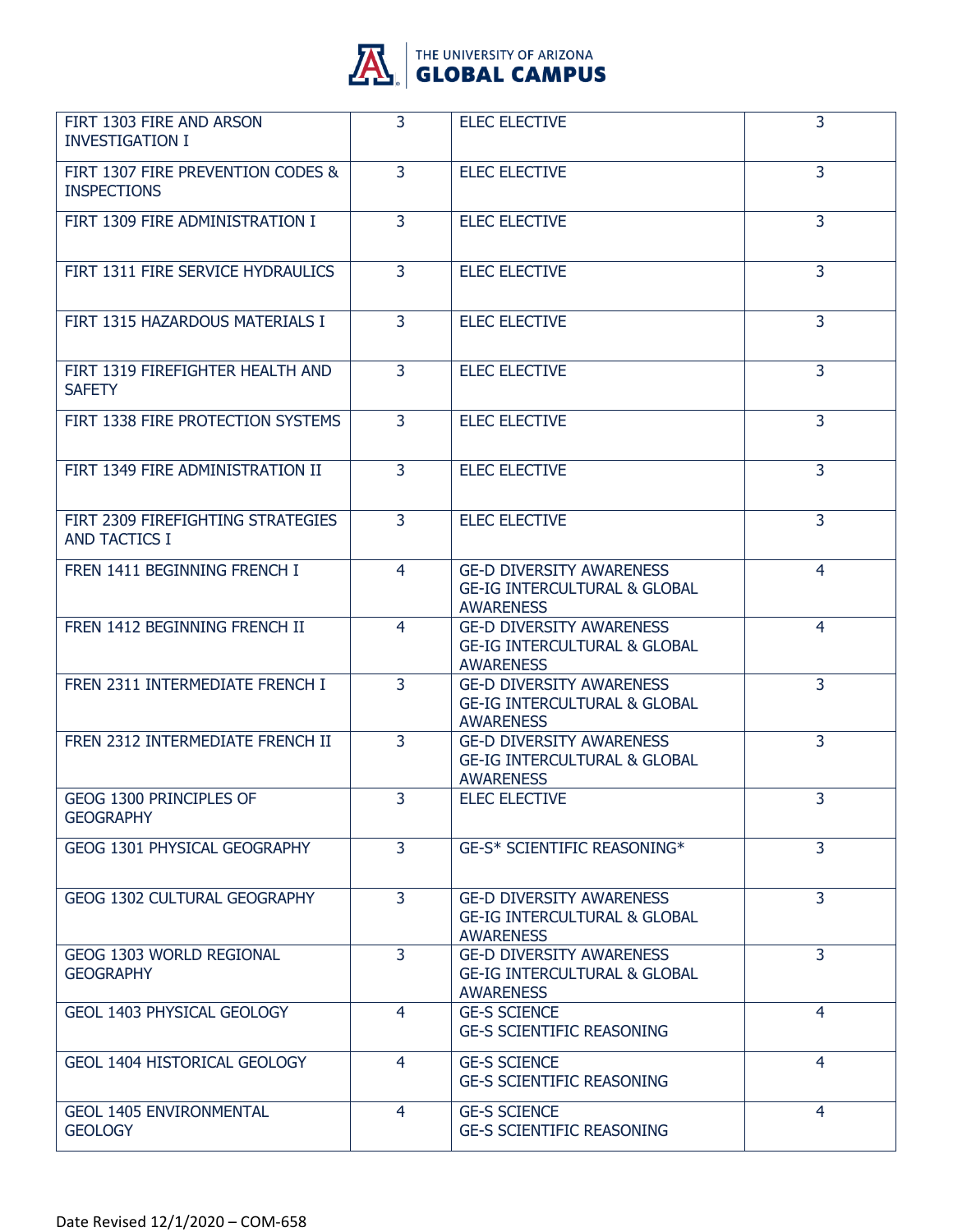| | | | |
|---|---|---|---|
| FIRT 1303 FIRE AND ARSON INVESTIGATION I | 3 | ELEC ELECTIVE | 3 |
| FIRT 1307 FIRE PREVENTION CODES & INSPECTIONS | 3 | ELEC ELECTIVE | 3 |
| FIRT 1309 FIRE ADMINISTRATION I | 3 | ELEC ELECTIVE | 3 |
| FIRT 1311 FIRE SERVICE HYDRAULICS | 3 | ELEC ELECTIVE | 3 |
| FIRT 1315 HAZARDOUS MATERIALS I | 3 | ELEC ELECTIVE | 3 |
| FIRT 1319 FIREFIGHTER HEALTH AND SAFETY | 3 | ELEC ELECTIVE | 3 |
| FIRT 1338 FIRE PROTECTION SYSTEMS | 3 | ELEC ELECTIVE | 3 |
| FIRT 1349 FIRE ADMINISTRATION II | 3 | ELEC ELECTIVE | 3 |
| FIRT 2309 FIREFIGHTING STRATEGIES AND TACTICS I | 3 | ELEC ELECTIVE | 3 |
| FREN 1411 BEGINNING FRENCH I | 4 | GE-D DIVERSITY AWARENESS<br>GE-IG INTERCULTURAL & GLOBAL AWARENESS | 4 |
| FREN 1412 BEGINNING FRENCH II | 4 | GE-D DIVERSITY AWARENESS<br>GE-IG INTERCULTURAL & GLOBAL AWARENESS | 4 |
| FREN 2311 INTERMEDIATE FRENCH I | 3 | GE-D DIVERSITY AWARENESS<br>GE-IG INTERCULTURAL & GLOBAL AWARENESS | 3 |
| FREN 2312 INTERMEDIATE FRENCH II | 3 | GE-D DIVERSITY AWARENESS<br>GE-IG INTERCULTURAL & GLOBAL AWARENESS | 3 |
| GEOG 1300 PRINCIPLES OF GEOGRAPHY | 3 | ELEC ELECTIVE | 3 |
| GEOG 1301 PHYSICAL GEOGRAPHY | 3 | GE-S* SCIENTIFIC REASONING* | 3 |
| GEOG 1302 CULTURAL GEOGRAPHY | 3 | GE-D DIVERSITY AWARENESS<br>GE-IG INTERCULTURAL & GLOBAL AWARENESS | 3 |
| GEOG 1303 WORLD REGIONAL GEOGRAPHY | 3 | GE-D DIVERSITY AWARENESS<br>GE-IG INTERCULTURAL & GLOBAL AWARENESS | 3 |
| GEOL 1403 PHYSICAL GEOLOGY | 4 | GE-S SCIENCE<br>GE-S SCIENTIFIC REASONING | 4 |
| GEOL 1404 HISTORICAL GEOLOGY | 4 | GE-S SCIENCE<br>GE-S SCIENTIFIC REASONING | 4 |
| GEOL 1405 ENVIRONMENTAL GEOLOGY | 4 | GE-S SCIENCE<br>GE-S SCIENTIFIC REASONING | 4 |

Date Revised 12/1/2020 – COM-658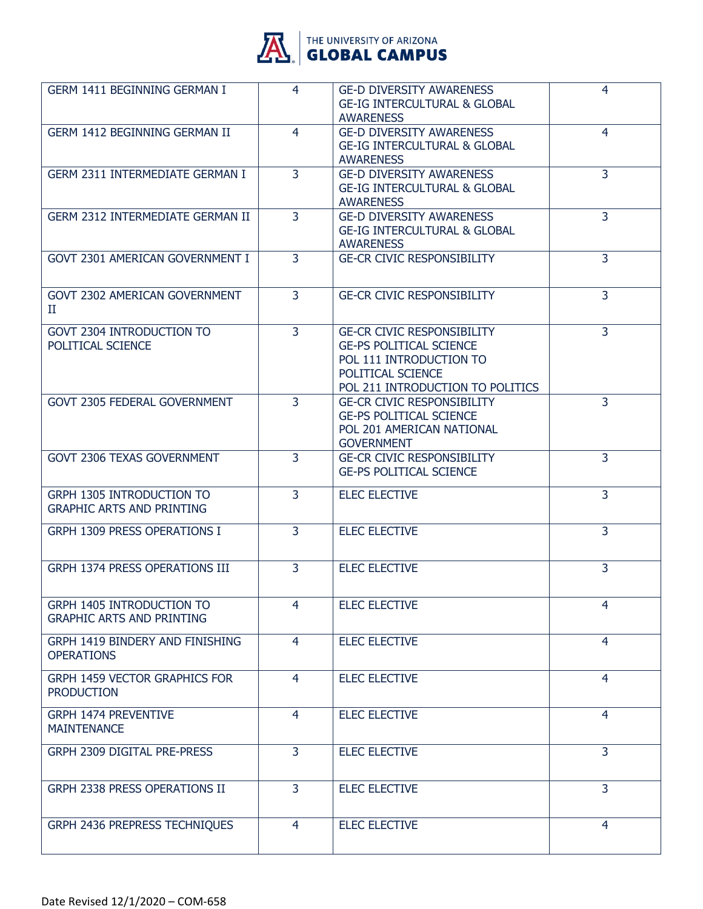| GERM 1411 BEGINNING GERMAN I | 4 | GE-D DIVERSITY AWARENESS<br>GE-IG INTERCULTURAL & GLOBAL AWARENESS | 4 |
|---|---|---|---|
| GERM 1412 BEGINNING GERMAN II | 4 | GE-D DIVERSITY AWARENESS<br>GE-IG INTERCULTURAL & GLOBAL AWARENESS | 4 |
| GERM 2311 INTERMEDIATE GERMAN I | 3 | GE-D DIVERSITY AWARENESS<br>GE-IG INTERCULTURAL & GLOBAL AWARENESS | 3 |
| GERM 2312 INTERMEDIATE GERMAN II | 3 | GE-D DIVERSITY AWARENESS<br>GE-IG INTERCULTURAL & GLOBAL AWARENESS | 3 |
| GOVT 2301 AMERICAN GOVERNMENT I | 3 | GE-CR CIVIC RESPONSIBILITY | 3 |
| GOVT 2302 AMERICAN GOVERNMENT II | 3 | GE-CR CIVIC RESPONSIBILITY | 3 |
| GOVT 2304 INTRODUCTION TO POLITICAL SCIENCE | 3 | GE-CR CIVIC RESPONSIBILITY<br>GE-PS POLITICAL SCIENCE<br>POL 111 INTRODUCTION TO POLITICAL SCIENCE<br>POL 211 INTRODUCTION TO POLITICS | 3 |
| GOVT 2305 FEDERAL GOVERNMENT | 3 | GE-CR CIVIC RESPONSIBILITY<br>GE-PS POLITICAL SCIENCE<br>POL 201 AMERICAN NATIONAL GOVERNMENT | 3 |
| GOVT 2306 TEXAS GOVERNMENT | 3 | GE-CR CIVIC RESPONSIBILITY<br>GE-PS POLITICAL SCIENCE | 3 |
| GRPH 1305 INTRODUCTION TO GRAPHIC ARTS AND PRINTING | 3 | ELEC ELECTIVE | 3 |
| GRPH 1309 PRESS OPERATIONS I | 3 | ELEC ELECTIVE | 3 |
| GRPH 1374 PRESS OPERATIONS III | 3 | ELEC ELECTIVE | 3 |
| GRPH 1405 INTRODUCTION TO GRAPHIC ARTS AND PRINTING | 4 | ELEC ELECTIVE | 4 |
| GRPH 1419 BINDERY AND FINISHING OPERATIONS | 4 | ELEC ELECTIVE | 4 |
| GRPH 1459 VECTOR GRAPHICS FOR PRODUCTION | 4 | ELEC ELECTIVE | 4 |
| GRPH 1474 PREVENTIVE MAINTENANCE | 4 | ELEC ELECTIVE | 4 |
| GRPH 2309 DIGITAL PRE-PRESS | 3 | ELEC ELECTIVE | 3 |
| GRPH 2338 PRESS OPERATIONS II | 3 | ELEC ELECTIVE | 3 |
| GRPH 2436 PREPRESS TECHNIQUES | 4 | ELEC ELECTIVE | 4 |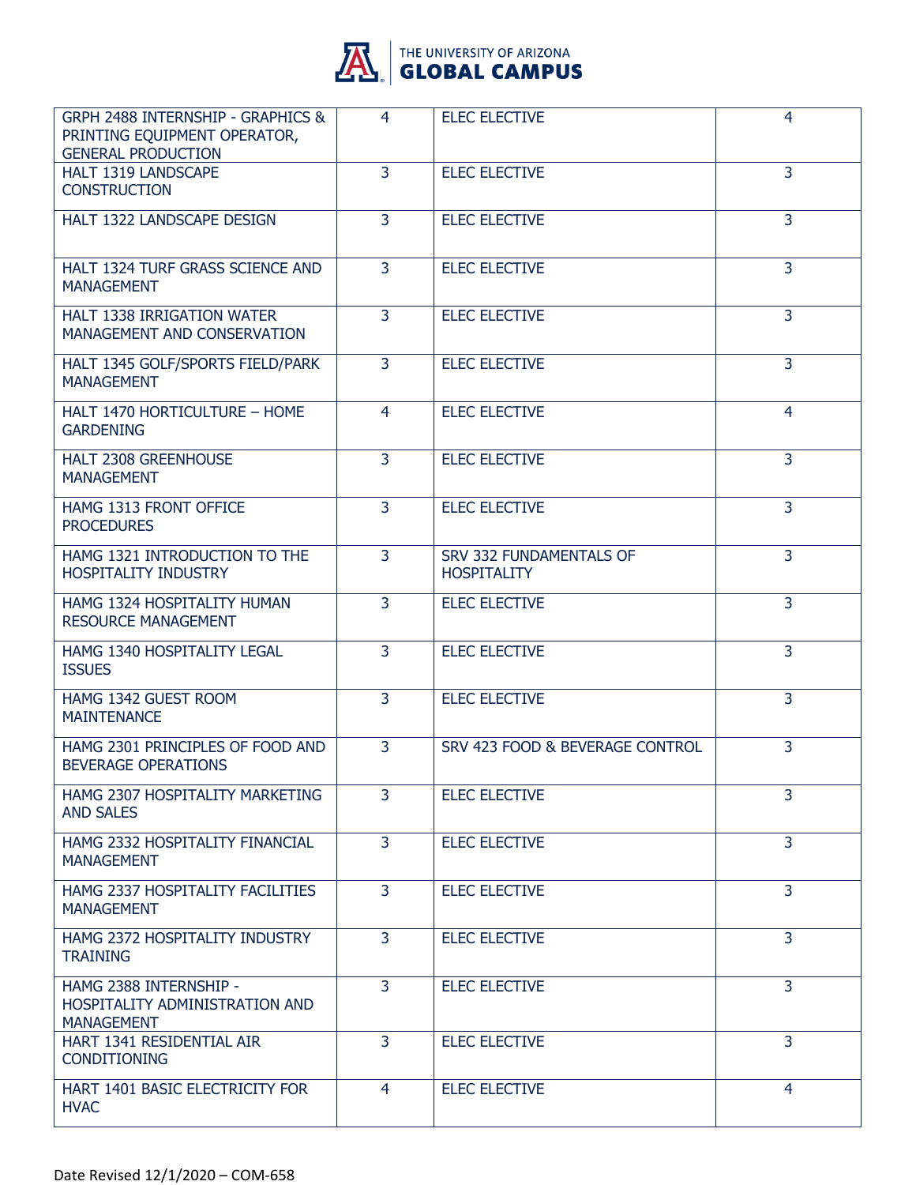| GRPH 2488 INTERNSHIP - GRAPHICS & PRINTING EQUIPMENT OPERATOR, GENERAL PRODUCTION | 4 | ELEC ELECTIVE | 4 |
|---|---|---|---|
| HALT 1319 LANDSCAPE CONSTRUCTION | 3 | ELEC ELECTIVE | 3 |
| HALT 1322 LANDSCAPE DESIGN | 3 | ELEC ELECTIVE | 3 |
| HALT 1324 TURF GRASS SCIENCE AND MANAGEMENT | 3 | ELEC ELECTIVE | 3 |
| HALT 1338 IRRIGATION WATER MANAGEMENT AND CONSERVATION | 3 | ELEC ELECTIVE | 3 |
| HALT 1345 GOLF/SPORTS FIELD/PARK MANAGEMENT | 3 | ELEC ELECTIVE | 3 |
| HALT 1470 HORTICULTURE – HOME GARDENING | 4 | ELEC ELECTIVE | 4 |
| HALT 2308 GREENHOUSE MANAGEMENT | 3 | ELEC ELECTIVE | 3 |
| HAMG 1313 FRONT OFFICE PROCEDURES | 3 | ELEC ELECTIVE | 3 |
| HAMG 1321 INTRODUCTION TO THE HOSPITALITY INDUSTRY | 3 | SRV 332 FUNDAMENTALS OF HOSPITALITY | 3 |
| HAMG 1324 HOSPITALITY HUMAN RESOURCE MANAGEMENT | 3 | ELEC ELECTIVE | 3 |
| HAMG 1340 HOSPITALITY LEGAL ISSUES | 3 | ELEC ELECTIVE | 3 |
| HAMG 1342 GUEST ROOM MAINTENANCE | 3 | ELEC ELECTIVE | 3 |
| HAMG 2301 PRINCIPLES OF FOOD AND BEVERAGE OPERATIONS | 3 | SRV 423 FOOD & BEVERAGE CONTROL | 3 |
| HAMG 2307 HOSPITALITY MARKETING AND SALES | 3 | ELEC ELECTIVE | 3 |
| HAMG 2332 HOSPITALITY FINANCIAL MANAGEMENT | 3 | ELEC ELECTIVE | 3 |
| HAMG 2337 HOSPITALITY FACILITIES MANAGEMENT | 3 | ELEC ELECTIVE | 3 |
| HAMG 2372 HOSPITALITY INDUSTRY TRAINING | 3 | ELEC ELECTIVE | 3 |
| HAMG 2388 INTERNSHIP - HOSPITALITY ADMINISTRATION AND MANAGEMENT | 3 | ELEC ELECTIVE | 3 |
| HART 1341 RESIDENTIAL AIR CONDITIONING | 3 | ELEC ELECTIVE | 3 |
| HART 1401 BASIC ELECTRICITY FOR HVAC | 4 | ELEC ELECTIVE | 4 |

Date Revised 12/1/2020 – COM-658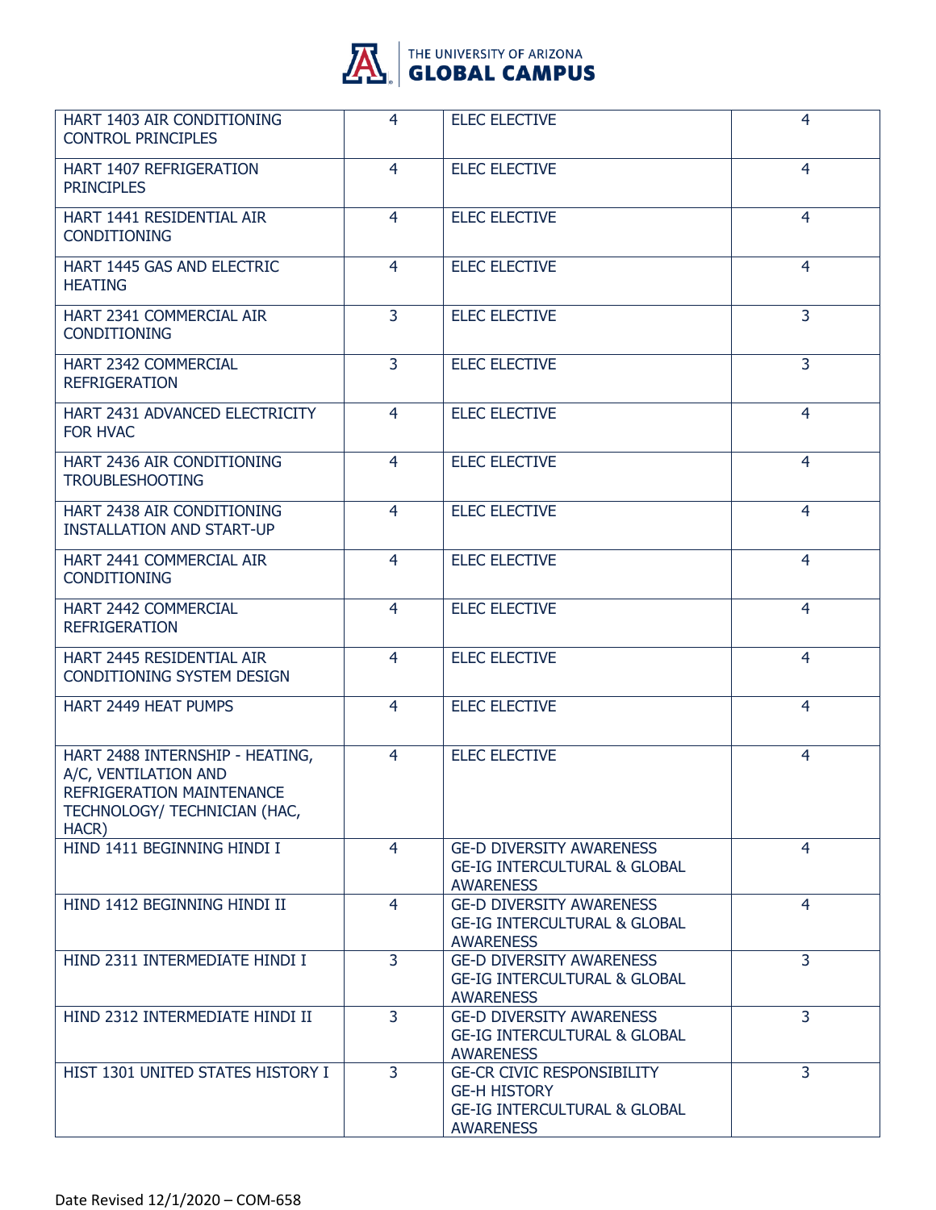| | | | |
|---|---|---|---|
| HART 1403 AIR CONDITIONING CONTROL PRINCIPLES | 4 | ELEC ELECTIVE | 4 |
| HART 1407 REFRIGERATION PRINCIPLES | 4 | ELEC ELECTIVE | 4 |
| HART 1441 RESIDENTIAL AIR CONDITIONING | 4 | ELEC ELECTIVE | 4 |
| HART 1445 GAS AND ELECTRIC HEATING | 4 | ELEC ELECTIVE | 4 |
| HART 2341 COMMERCIAL AIR CONDITIONING | 3 | ELEC ELECTIVE | 3 |
| HART 2342 COMMERCIAL REFRIGERATION | 3 | ELEC ELECTIVE | 3 |
| HART 2431 ADVANCED ELECTRICITY FOR HVAC | 4 | ELEC ELECTIVE | 4 |
| HART 2436 AIR CONDITIONING TROUBLESHOOTING | 4 | ELEC ELECTIVE | 4 |
| HART 2438 AIR CONDITIONING INSTALLATION AND START-UP | 4 | ELEC ELECTIVE | 4 |
| HART 2441 COMMERCIAL AIR CONDITIONING | 4 | ELEC ELECTIVE | 4 |
| HART 2442 COMMERCIAL REFRIGERATION | 4 | ELEC ELECTIVE | 4 |
| HART 2445 RESIDENTIAL AIR CONDITIONING SYSTEM DESIGN | 4 | ELEC ELECTIVE | 4 |
| HART 2449 HEAT PUMPS | 4 | ELEC ELECTIVE | 4 |
| HART 2488 INTERNSHIP - HEATING, A/C, VENTILATION AND REFRIGERATION MAINTENANCE TECHNOLOGY/ TECHNICIAN (HAC, HACR) | 4 | ELEC ELECTIVE | 4 |
| HIND 1411 BEGINNING HINDI I | 4 | GE-D DIVERSITY AWARENESS<br>GE-IG INTERCULTURAL & GLOBAL AWARENESS | 4 |
| HIND 1412 BEGINNING HINDI II | 4 | GE-D DIVERSITY AWARENESS<br>GE-IG INTERCULTURAL & GLOBAL AWARENESS | 4 |
| HIND 2311 INTERMEDIATE HINDI I | 3 | GE-D DIVERSITY AWARENESS<br>GE-IG INTERCULTURAL & GLOBAL AWARENESS | 3 |
| HIND 2312 INTERMEDIATE HINDI II | 3 | GE-D DIVERSITY AWARENESS<br>GE-IG INTERCULTURAL & GLOBAL AWARENESS | 3 |
| HIST 1301 UNITED STATES HISTORY I | 3 | GE-CR CIVIC RESPONSIBILITY<br>GE-H HISTORY<br>GE-IG INTERCULTURAL & GLOBAL AWARENESS | 3 |

Date Revised 12/1/2020 – COM-658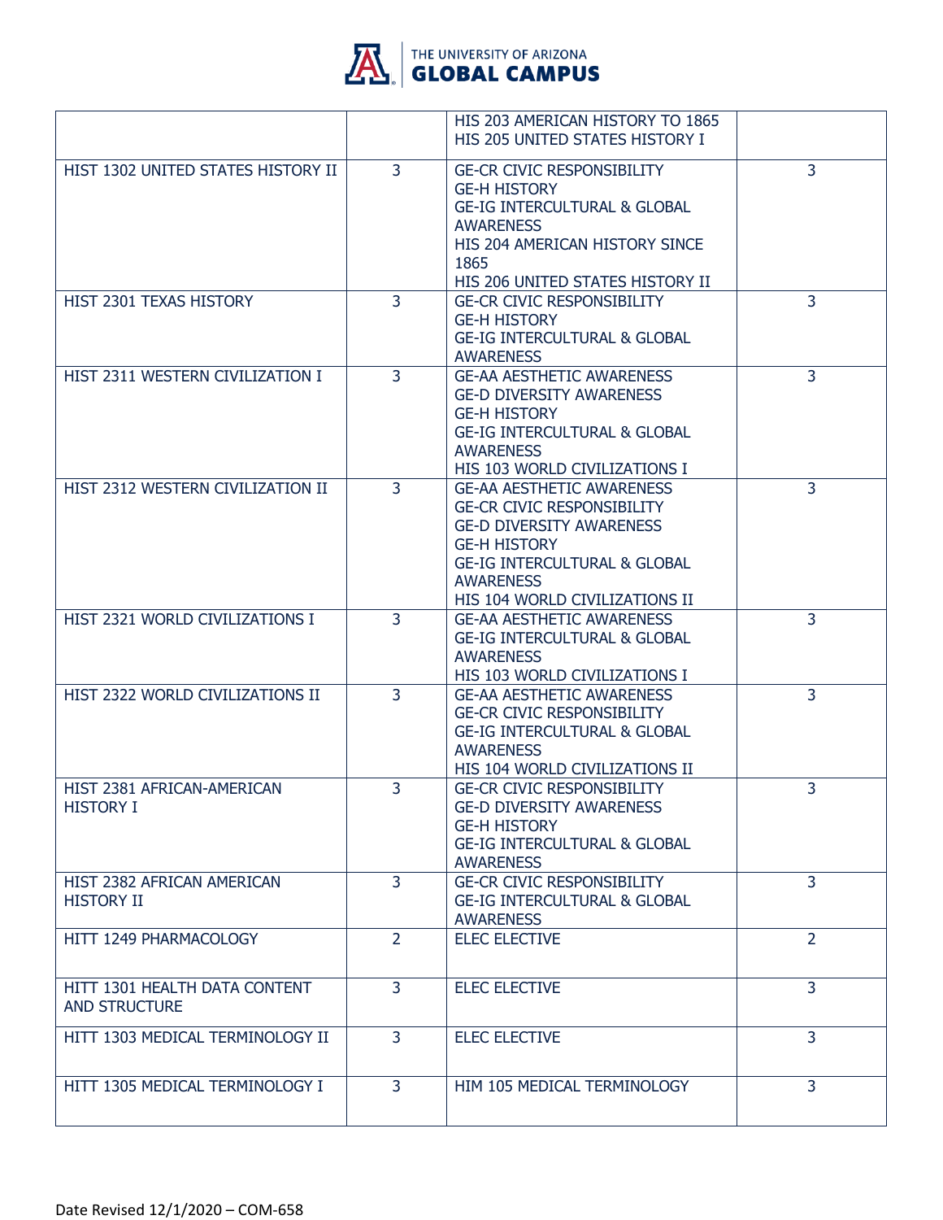| | | | |
|---|---|---|---|
| | | HIS 203 AMERICAN HISTORY TO 1865<br>HIS 205 UNITED STATES HISTORY I | |
| HIST 1302 UNITED STATES HISTORY II | 3 | GE-CR CIVIC RESPONSIBILITY<br>GE-H HISTORY<br>GE-IG INTERCULTURAL & GLOBAL AWARENESS<br>HIS 204 AMERICAN HISTORY SINCE 1865<br>HIS 206 UNITED STATES HISTORY II | 3 |
| HIST 2301 TEXAS HISTORY | 3 | GE-CR CIVIC RESPONSIBILITY<br>GE-H HISTORY<br>GE-IG INTERCULTURAL & GLOBAL AWARENESS | 3 |
| HIST 2311 WESTERN CIVILIZATION I | 3 | GE-AA AESTHETIC AWARENESS<br>GE-D DIVERSITY AWARENESS<br>GE-H HISTORY<br>GE-IG INTERCULTURAL & GLOBAL AWARENESS<br>HIS 103 WORLD CIVILIZATIONS I | 3 |
| HIST 2312 WESTERN CIVILIZATION II | 3 | GE-AA AESTHETIC AWARENESS<br>GE-CR CIVIC RESPONSIBILITY<br>GE-D DIVERSITY AWARENESS<br>GE-H HISTORY<br>GE-IG INTERCULTURAL & GLOBAL AWARENESS<br>HIS 104 WORLD CIVILIZATIONS II | 3 |
| HIST 2321 WORLD CIVILIZATIONS I | 3 | GE-AA AESTHETIC AWARENESS<br>GE-IG INTERCULTURAL & GLOBAL AWARENESS<br>HIS 103 WORLD CIVILIZATIONS I | 3 |
| HIST 2322 WORLD CIVILIZATIONS II | 3 | GE-AA AESTHETIC AWARENESS<br>GE-CR CIVIC RESPONSIBILITY<br>GE-IG INTERCULTURAL & GLOBAL AWARENESS<br>HIS 104 WORLD CIVILIZATIONS II | 3 |
| HIST 2381 AFRICAN-AMERICAN HISTORY I | 3 | GE-CR CIVIC RESPONSIBILITY<br>GE-D DIVERSITY AWARENESS<br>GE-H HISTORY<br>GE-IG INTERCULTURAL & GLOBAL AWARENESS | 3 |
| HIST 2382 AFRICAN AMERICAN HISTORY II | 3 | GE-CR CIVIC RESPONSIBILITY<br>GE-IG INTERCULTURAL & GLOBAL AWARENESS | 3 |
| HITT 1249 PHARMACOLOGY | 2 | ELEC ELECTIVE | 2 |
| HITT 1301 HEALTH DATA CONTENT AND STRUCTURE | 3 | ELEC ELECTIVE | 3 |
| HITT 1303 MEDICAL TERMINOLOGY II | 3 | ELEC ELECTIVE | 3 |
| HITT 1305 MEDICAL TERMINOLOGY I | 3 | HIM 105 MEDICAL TERMINOLOGY | 3 |

Date Revised 12/1/2020 – COM-658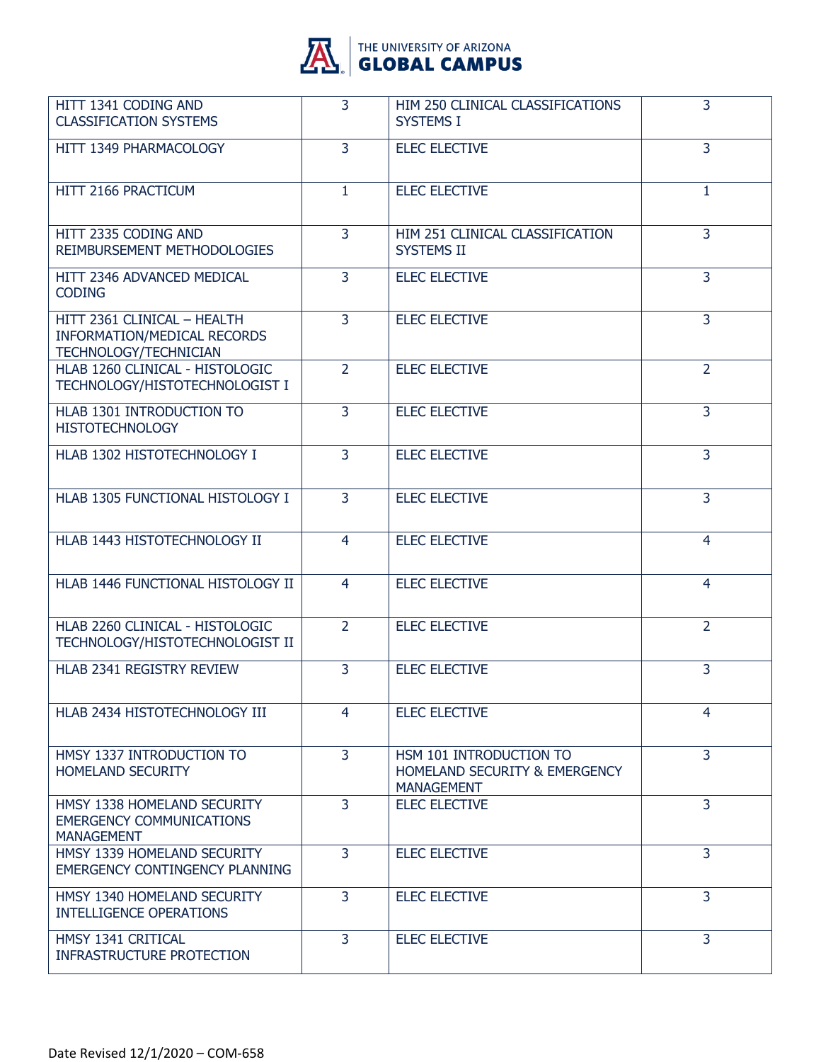| HITT 1341 CODING AND CLASSIFICATION SYSTEMS | 3 | HIM 250 CLINICAL CLASSIFICATIONS SYSTEMS I | 3 |
|---|---|---|---|
| HITT 1349 PHARMACOLOGY | 3 | ELEC ELECTIVE | 3 |
| HITT 2166 PRACTICUM | 1 | ELEC ELECTIVE | 1 |
| HITT 2335 CODING AND REIMBURSEMENT METHODOLOGIES | 3 | HIM 251 CLINICAL CLASSIFICATION SYSTEMS II | 3 |
| HITT 2346 ADVANCED MEDICAL CODING | 3 | ELEC ELECTIVE | 3 |
| HITT 2361 CLINICAL – HEALTH INFORMATION/MEDICAL RECORDS TECHNOLOGY/TECHNICIAN | 3 | ELEC ELECTIVE | 3 |
| HLAB 1260 CLINICAL - HISTOLOGIC TECHNOLOGY/HISTOTECHNOLOGIST I | 2 | ELEC ELECTIVE | 2 |
| HLAB 1301 INTRODUCTION TO HISTOTECHNOLOGY | 3 | ELEC ELECTIVE | 3 |
| HLAB 1302 HISTOTECHNOLOGY I | 3 | ELEC ELECTIVE | 3 |
| HLAB 1305 FUNCTIONAL HISTOLOGY I | 3 | ELEC ELECTIVE | 3 |
| HLAB 1443 HISTOTECHNOLOGY II | 4 | ELEC ELECTIVE | 4 |
| HLAB 1446 FUNCTIONAL HISTOLOGY II | 4 | ELEC ELECTIVE | 4 |
| HLAB 2260 CLINICAL - HISTOLOGIC TECHNOLOGY/HISTOTECHNOLOGIST II | 2 | ELEC ELECTIVE | 2 |
| HLAB 2341 REGISTRY REVIEW | 3 | ELEC ELECTIVE | 3 |
| HLAB 2434 HISTOTECHNOLOGY III | 4 | ELEC ELECTIVE | 4 |
| HMSY 1337 INTRODUCTION TO HOMELAND SECURITY | 3 | HSM 101 INTRODUCTION TO HOMELAND SECURITY & EMERGENCY MANAGEMENT | 3 |
| HMSY 1338 HOMELAND SECURITY EMERGENCY COMMUNICATIONS MANAGEMENT | 3 | ELEC ELECTIVE | 3 |
| HMSY 1339 HOMELAND SECURITY EMERGENCY CONTINGENCY PLANNING | 3 | ELEC ELECTIVE | 3 |
| HMSY 1340 HOMELAND SECURITY INTELLIGENCE OPERATIONS | 3 | ELEC ELECTIVE | 3 |
| HMSY 1341 CRITICAL INFRASTRUCTURE PROTECTION | 3 | ELEC ELECTIVE | 3 |

Date Revised 12/1/2020 – COM-658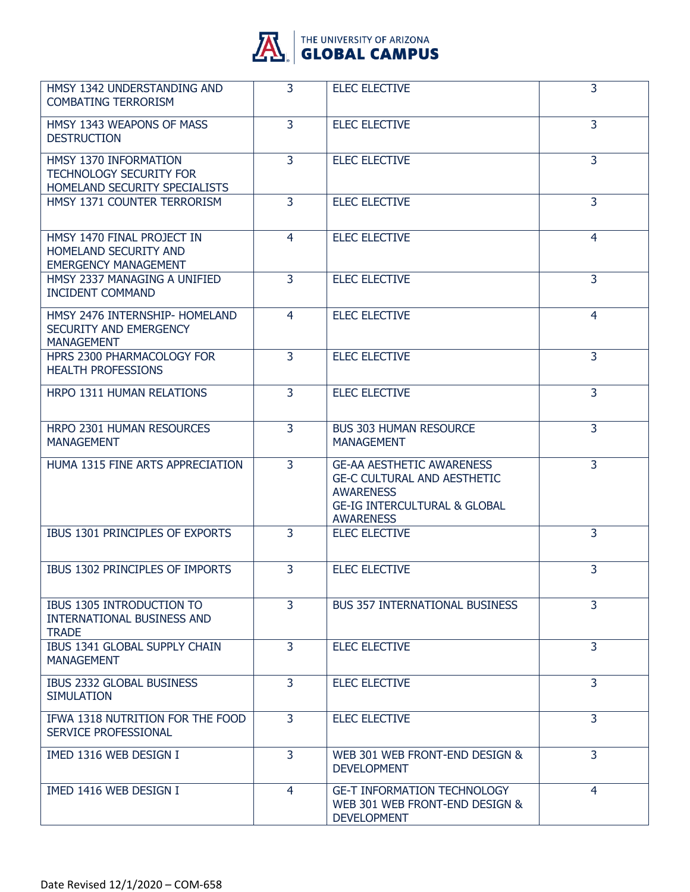| | | | |
|---|---|---|---|
| HMSY 1342 UNDERSTANDING AND COMBATING TERRORISM | 3 | ELEC ELECTIVE | 3 |
| HMSY 1343 WEAPONS OF MASS DESTRUCTION | 3 | ELEC ELECTIVE | 3 |
| HMSY 1370 INFORMATION TECHNOLOGY SECURITY FOR HOMELAND SECURITY SPECIALISTS | 3 | ELEC ELECTIVE | 3 |
| HMSY 1371 COUNTER TERRORISM | 3 | ELEC ELECTIVE | 3 |
| HMSY 1470 FINAL PROJECT IN HOMELAND SECURITY AND EMERGENCY MANAGEMENT | 4 | ELEC ELECTIVE | 4 |
| HMSY 2337 MANAGING A UNIFIED INCIDENT COMMAND | 3 | ELEC ELECTIVE | 3 |
| HMSY 2476 INTERNSHIP- HOMELAND SECURITY AND EMERGENCY MANAGEMENT | 4 | ELEC ELECTIVE | 4 |
| HPRS 2300 PHARMACOLOGY FOR HEALTH PROFESSIONS | 3 | ELEC ELECTIVE | 3 |
| HRPO 1311 HUMAN RELATIONS | 3 | ELEC ELECTIVE | 3 |
| HRPO 2301 HUMAN RESOURCES MANAGEMENT | 3 | BUS 303 HUMAN RESOURCE MANAGEMENT | 3 |
| HUMA 1315 FINE ARTS APPRECIATION | 3 | GE-AA AESTHETIC AWARENESS<br>GE-C CULTURAL AND AESTHETIC AWARENESS<br>GE-IG INTERCULTURAL & GLOBAL AWARENESS | 3 |
| IBUS 1301 PRINCIPLES OF EXPORTS | 3 | ELEC ELECTIVE | 3 |
| IBUS 1302 PRINCIPLES OF IMPORTS | 3 | ELEC ELECTIVE | 3 |
| IBUS 1305 INTRODUCTION TO INTERNATIONAL BUSINESS AND TRADE | 3 | BUS 357 INTERNATIONAL BUSINESS | 3 |
| IBUS 1341 GLOBAL SUPPLY CHAIN MANAGEMENT | 3 | ELEC ELECTIVE | 3 |
| IBUS 2332 GLOBAL BUSINESS SIMULATION | 3 | ELEC ELECTIVE | 3 |
| IFWA 1318 NUTRITION FOR THE FOOD SERVICE PROFESSIONAL | 3 | ELEC ELECTIVE | 3 |
| IMED 1316 WEB DESIGN I | 3 | WEB 301 WEB FRONT-END DESIGN & DEVELOPMENT | 3 |
| IMED 1416 WEB DESIGN I | 4 | GE-T INFORMATION TECHNOLOGY<br>WEB 301 WEB FRONT-END DESIGN & DEVELOPMENT | 4 |

Date Revised 12/1/2020 – COM-658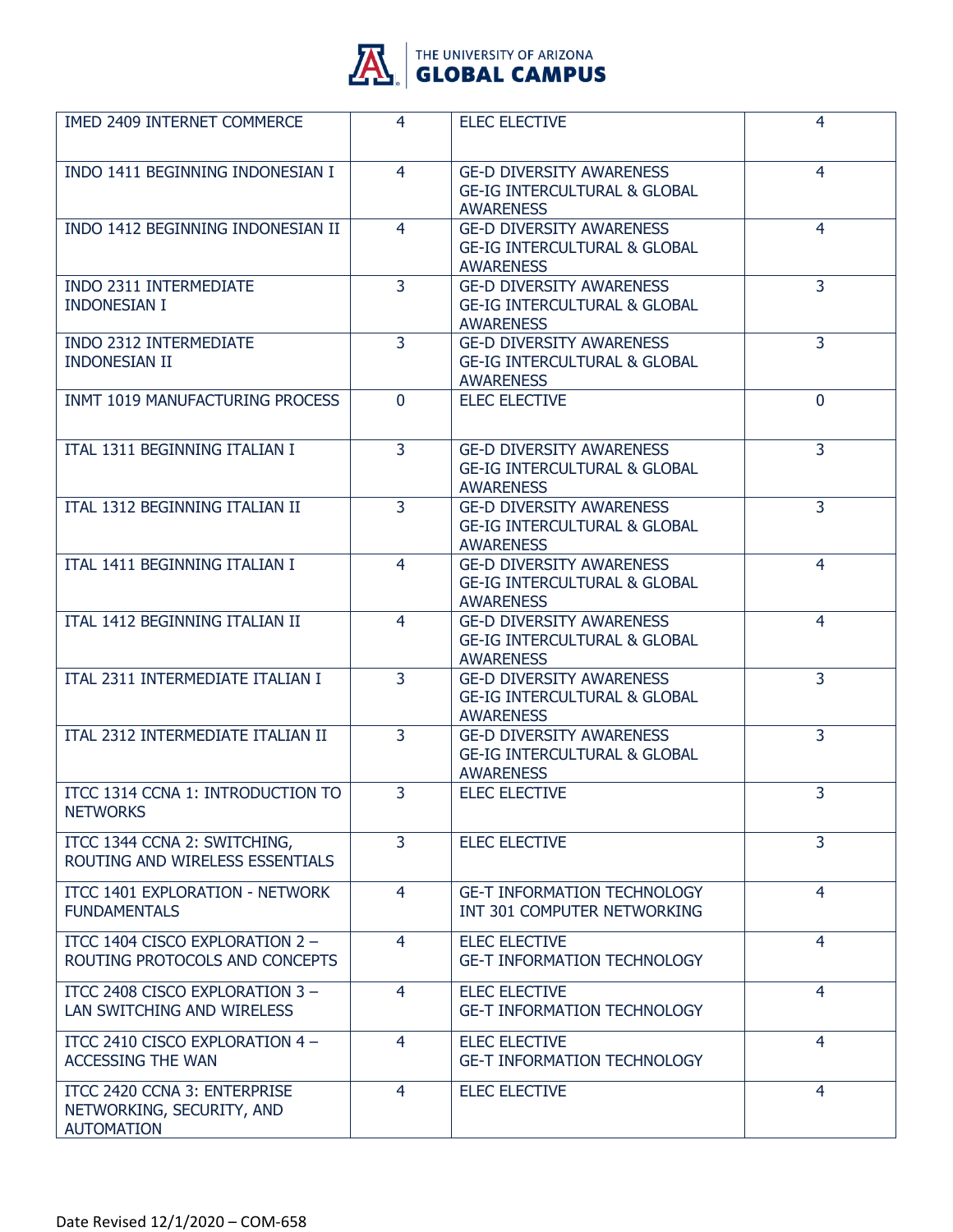| | | | |
|---|---|---|---|
| IMED 2409 INTERNET COMMERCE | 4 | ELEC ELECTIVE | 4 |
| INDO 1411 BEGINNING INDONESIAN I | 4 | GE-D DIVERSITY AWARENESS<br>GE-IG INTERCULTURAL & GLOBAL AWARENESS | 4 |
| INDO 1412 BEGINNING INDONESIAN II | 4 | GE-D DIVERSITY AWARENESS<br>GE-IG INTERCULTURAL & GLOBAL AWARENESS | 4 |
| INDO 2311 INTERMEDIATE INDONESIAN I | 3 | GE-D DIVERSITY AWARENESS<br>GE-IG INTERCULTURAL & GLOBAL AWARENESS | 3 |
| INDO 2312 INTERMEDIATE INDONESIAN II | 3 | GE-D DIVERSITY AWARENESS<br>GE-IG INTERCULTURAL & GLOBAL AWARENESS | 3 |
| INMT 1019 MANUFACTURING PROCESS | 0 | ELEC ELECTIVE | 0 |
| ITAL 1311 BEGINNING ITALIAN I | 3 | GE-D DIVERSITY AWARENESS<br>GE-IG INTERCULTURAL & GLOBAL AWARENESS | 3 |
| ITAL 1312 BEGINNING ITALIAN II | 3 | GE-D DIVERSITY AWARENESS<br>GE-IG INTERCULTURAL & GLOBAL AWARENESS | 3 |
| ITAL 1411 BEGINNING ITALIAN I | 4 | GE-D DIVERSITY AWARENESS<br>GE-IG INTERCULTURAL & GLOBAL AWARENESS | 4 |
| ITAL 1412 BEGINNING ITALIAN II | 4 | GE-D DIVERSITY AWARENESS<br>GE-IG INTERCULTURAL & GLOBAL AWARENESS | 4 |
| ITAL 2311 INTERMEDIATE ITALIAN I | 3 | GE-D DIVERSITY AWARENESS<br>GE-IG INTERCULTURAL & GLOBAL AWARENESS | 3 |
| ITAL 2312 INTERMEDIATE ITALIAN II | 3 | GE-D DIVERSITY AWARENESS<br>GE-IG INTERCULTURAL & GLOBAL AWARENESS | 3 |
| ITCC 1314 CCNA 1: INTRODUCTION TO NETWORKS | 3 | ELEC ELECTIVE | 3 |
| ITCC 1344 CCNA 2: SWITCHING, ROUTING AND WIRELESS ESSENTIALS | 3 | ELEC ELECTIVE | 3 |
| ITCC 1401 EXPLORATION - NETWORK FUNDAMENTALS | 4 | GE-T INFORMATION TECHNOLOGY<br>INT 301 COMPUTER NETWORKING | 4 |
| ITCC 1404 CISCO EXPLORATION 2 – ROUTING PROTOCOLS AND CONCEPTS | 4 | ELEC ELECTIVE<br>GE-T INFORMATION TECHNOLOGY | 4 |
| ITCC 2408 CISCO EXPLORATION 3 – LAN SWITCHING AND WIRELESS | 4 | ELEC ELECTIVE<br>GE-T INFORMATION TECHNOLOGY | 4 |
| ITCC 2410 CISCO EXPLORATION 4 – ACCESSING THE WAN | 4 | ELEC ELECTIVE<br>GE-T INFORMATION TECHNOLOGY | 4 |
| ITCC 2420 CCNA 3: ENTERPRISE NETWORKING, SECURITY, AND AUTOMATION | 4 | ELEC ELECTIVE | 4 |

Date Revised 12/1/2020 – COM-658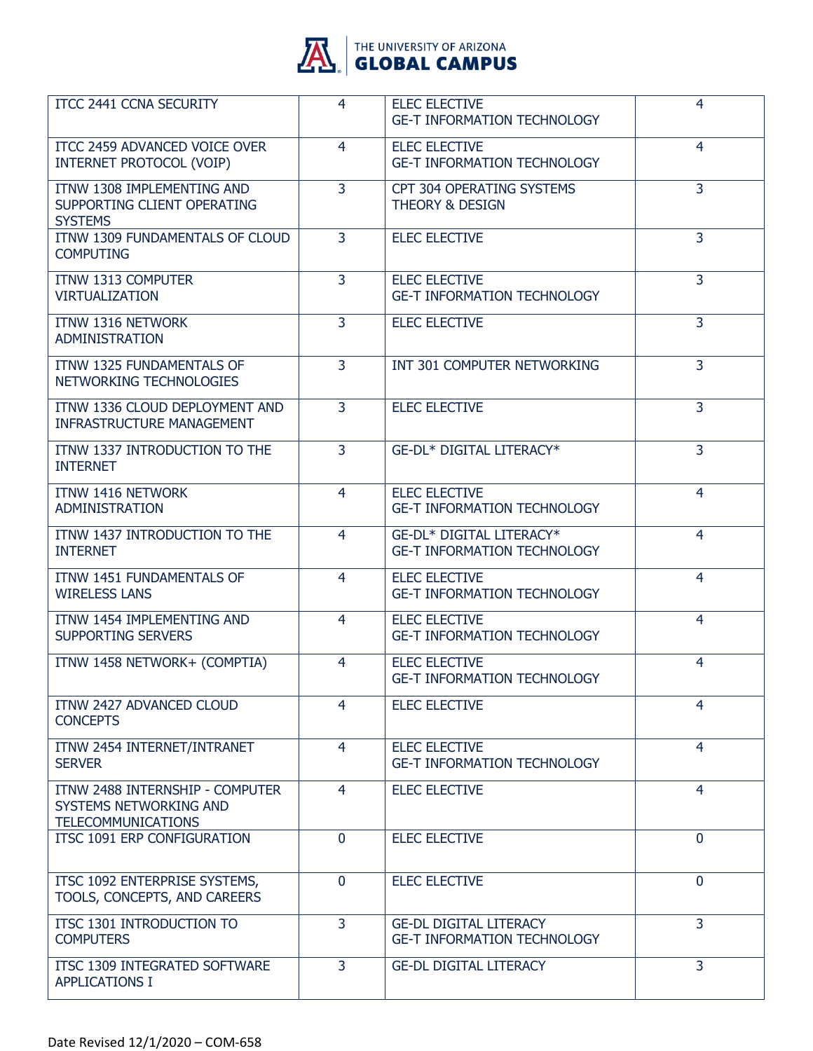| | | | |
|---|---|---|---|
| ITCC 2441 CCNA SECURITY | 4 | ELEC ELECTIVE<br>GE-T INFORMATION TECHNOLOGY | 4 |
| ITCC 2459 ADVANCED VOICE OVER INTERNET PROTOCOL (VOIP) | 4 | ELEC ELECTIVE<br>GE-T INFORMATION TECHNOLOGY | 4 |
| ITNW 1308 IMPLEMENTING AND SUPPORTING CLIENT OPERATING SYSTEMS | 3 | CPT 304 OPERATING SYSTEMS THEORY & DESIGN | 3 |
| ITNW 1309 FUNDAMENTALS OF CLOUD COMPUTING | 3 | ELEC ELECTIVE | 3 |
| ITNW 1313 COMPUTER VIRTUALIZATION | 3 | ELEC ELECTIVE<br>GE-T INFORMATION TECHNOLOGY | 3 |
| ITNW 1316 NETWORK ADMINISTRATION | 3 | ELEC ELECTIVE | 3 |
| ITNW 1325 FUNDAMENTALS OF NETWORKING TECHNOLOGIES | 3 | INT 301 COMPUTER NETWORKING | 3 |
| ITNW 1336 CLOUD DEPLOYMENT AND INFRASTRUCTURE MANAGEMENT | 3 | ELEC ELECTIVE | 3 |
| ITNW 1337 INTRODUCTION TO THE INTERNET | 3 | GE-DL* DIGITAL LITERACY* | 3 |
| ITNW 1416 NETWORK ADMINISTRATION | 4 | ELEC ELECTIVE<br>GE-T INFORMATION TECHNOLOGY | 4 |
| ITNW 1437 INTRODUCTION TO THE INTERNET | 4 | GE-DL* DIGITAL LITERACY*<br>GE-T INFORMATION TECHNOLOGY | 4 |
| ITNW 1451 FUNDAMENTALS OF WIRELESS LANS | 4 | ELEC ELECTIVE<br>GE-T INFORMATION TECHNOLOGY | 4 |
| ITNW 1454 IMPLEMENTING AND SUPPORTING SERVERS | 4 | ELEC ELECTIVE<br>GE-T INFORMATION TECHNOLOGY | 4 |
| ITNW 1458 NETWORK+ (COMPTIA) | 4 | ELEC ELECTIVE<br>GE-T INFORMATION TECHNOLOGY | 4 |
| ITNW 2427 ADVANCED CLOUD CONCEPTS | 4 | ELEC ELECTIVE | 4 |
| ITNW 2454 INTERNET/INTRANET SERVER | 4 | ELEC ELECTIVE<br>GE-T INFORMATION TECHNOLOGY | 4 |
| ITNW 2488 INTERNSHIP - COMPUTER SYSTEMS NETWORKING AND TELECOMMUNICATIONS | 4 | ELEC ELECTIVE | 4 |
| ITSC 1091 ERP CONFIGURATION | 0 | ELEC ELECTIVE | 0 |
| ITSC 1092 ENTERPRISE SYSTEMS, TOOLS, CONCEPTS, AND CAREERS | 0 | ELEC ELECTIVE | 0 |
| ITSC 1301 INTRODUCTION TO COMPUTERS | 3 | GE-DL DIGITAL LITERACY<br>GE-T INFORMATION TECHNOLOGY | 3 |
| ITSC 1309 INTEGRATED SOFTWARE APPLICATIONS I | 3 | GE-DL DIGITAL LITERACY | 3 |

Date Revised 12/1/2020 – COM-658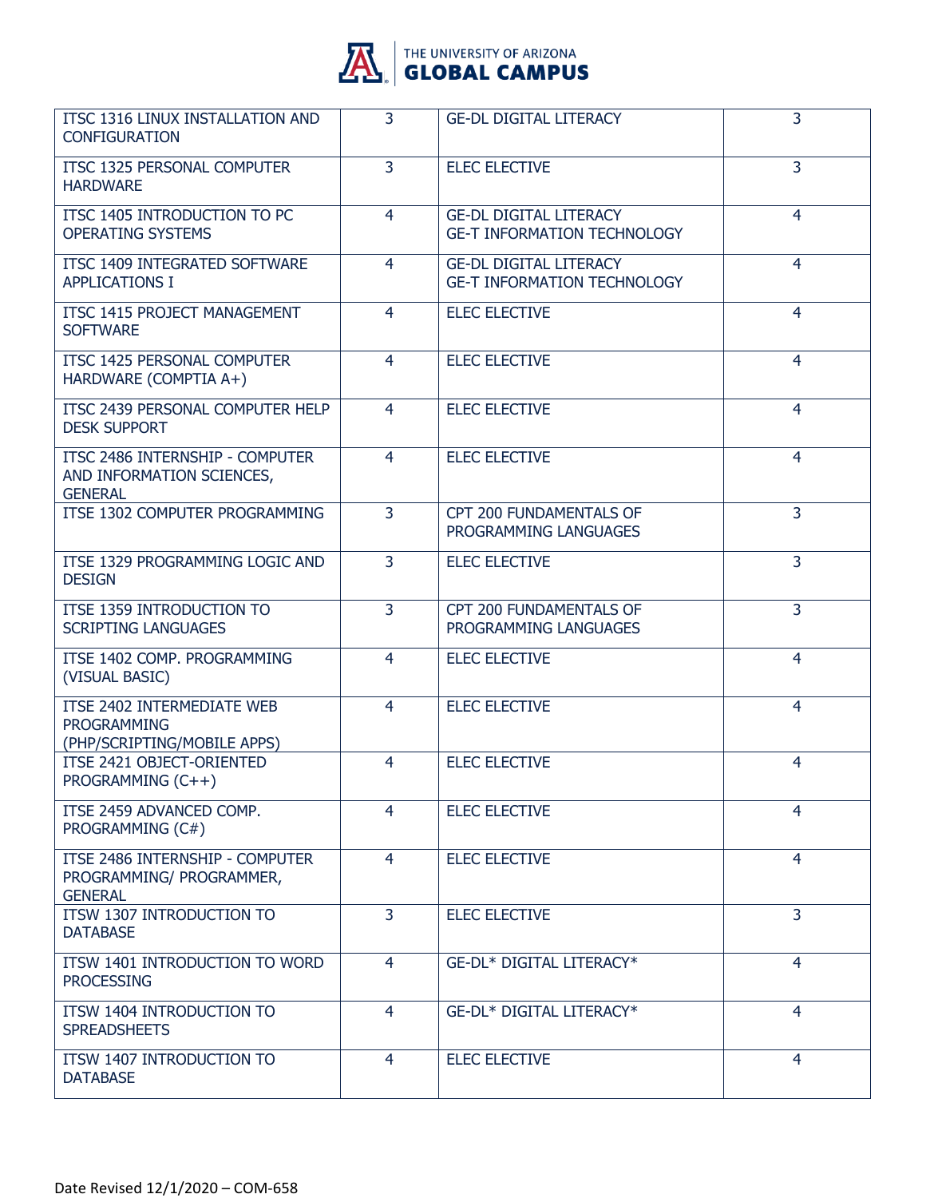| ITSC 1316 LINUX INSTALLATION AND CONFIGURATION | 3 | GE-DL DIGITAL LITERACY | 3 |
|---|---|---|---|
| ITSC 1325 PERSONAL COMPUTER HARDWARE | 3 | ELEC ELECTIVE | 3 |
| ITSC 1405 INTRODUCTION TO PC OPERATING SYSTEMS | 4 | GE-DL DIGITAL LITERACY<br>GE-T INFORMATION TECHNOLOGY | 4 |
| ITSC 1409 INTEGRATED SOFTWARE APPLICATIONS I | 4 | GE-DL DIGITAL LITERACY<br>GE-T INFORMATION TECHNOLOGY | 4 |
| ITSC 1415 PROJECT MANAGEMENT SOFTWARE | 4 | ELEC ELECTIVE | 4 |
| ITSC 1425 PERSONAL COMPUTER HARDWARE (COMPTIA A+) | 4 | ELEC ELECTIVE | 4 |
| ITSC 2439 PERSONAL COMPUTER HELP DESK SUPPORT | 4 | ELEC ELECTIVE | 4 |
| ITSC 2486 INTERNSHIP - COMPUTER AND INFORMATION SCIENCES, GENERAL | 4 | ELEC ELECTIVE | 4 |
| ITSE 1302 COMPUTER PROGRAMMING | 3 | CPT 200 FUNDAMENTALS OF PROGRAMMING LANGUAGES | 3 |
| ITSE 1329 PROGRAMMING LOGIC AND DESIGN | 3 | ELEC ELECTIVE | 3 |
| ITSE 1359 INTRODUCTION TO SCRIPTING LANGUAGES | 3 | CPT 200 FUNDAMENTALS OF PROGRAMMING LANGUAGES | 3 |
| ITSE 1402 COMP. PROGRAMMING (VISUAL BASIC) | 4 | ELEC ELECTIVE | 4 |
| ITSE 2402 INTERMEDIATE WEB PROGRAMMING (PHP/SCRIPTING/MOBILE APPS) | 4 | ELEC ELECTIVE | 4 |
| ITSE 2421 OBJECT-ORIENTED PROGRAMMING (C++) | 4 | ELEC ELECTIVE | 4 |
| ITSE 2459 ADVANCED COMP. PROGRAMMING (C#) | 4 | ELEC ELECTIVE | 4 |
| ITSE 2486 INTERNSHIP - COMPUTER PROGRAMMING/ PROGRAMMER, GENERAL | 4 | ELEC ELECTIVE | 4 |
| ITSW 1307 INTRODUCTION TO DATABASE | 3 | ELEC ELECTIVE | 3 |
| ITSW 1401 INTRODUCTION TO WORD PROCESSING | 4 | GE-DL* DIGITAL LITERACY* | 4 |
| ITSW 1404 INTRODUCTION TO SPREADSHEETS | 4 | GE-DL* DIGITAL LITERACY* | 4 |
| ITSW 1407 INTRODUCTION TO DATABASE | 4 | ELEC ELECTIVE | 4 |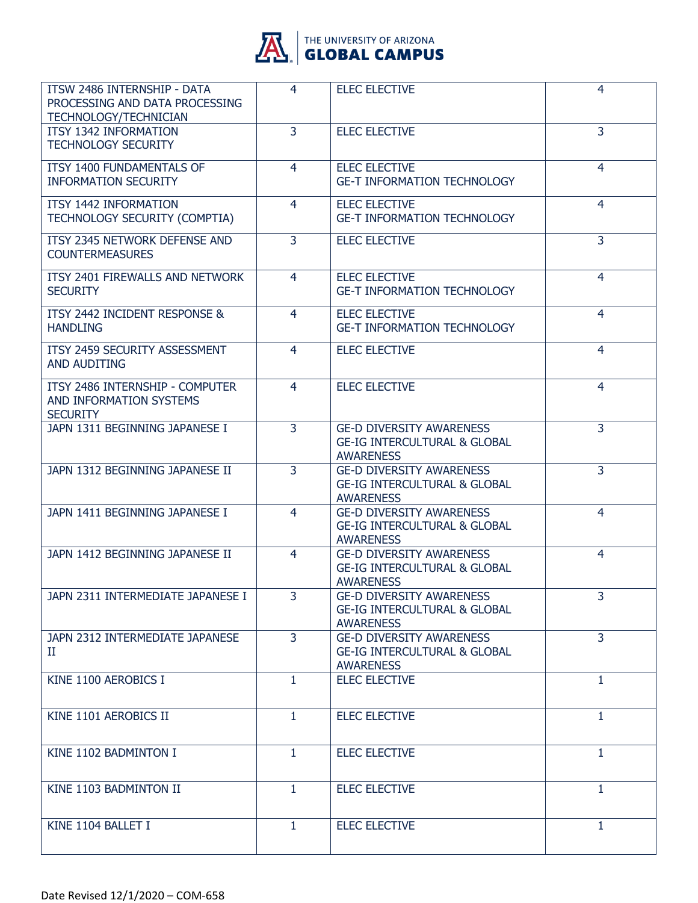| | | | |
|---|---|---|---|
| ITSW 2486 INTERNSHIP - DATA PROCESSING AND DATA PROCESSING TECHNOLOGY/TECHNICIAN | 4 | ELEC ELECTIVE | 4 |
| ITSY 1342 INFORMATION TECHNOLOGY SECURITY | 3 | ELEC ELECTIVE | 3 |
| ITSY 1400 FUNDAMENTALS OF INFORMATION SECURITY | 4 | ELEC ELECTIVE<br>GE-T INFORMATION TECHNOLOGY | 4 |
| ITSY 1442 INFORMATION TECHNOLOGY SECURITY (COMPTIA) | 4 | ELEC ELECTIVE<br>GE-T INFORMATION TECHNOLOGY | 4 |
| ITSY 2345 NETWORK DEFENSE AND COUNTERMEASURES | 3 | ELEC ELECTIVE | 3 |
| ITSY 2401 FIREWALLS AND NETWORK SECURITY | 4 | ELEC ELECTIVE<br>GE-T INFORMATION TECHNOLOGY | 4 |
| ITSY 2442 INCIDENT RESPONSE & HANDLING | 4 | ELEC ELECTIVE<br>GE-T INFORMATION TECHNOLOGY | 4 |
| ITSY 2459 SECURITY ASSESSMENT AND AUDITING | 4 | ELEC ELECTIVE | 4 |
| ITSY 2486 INTERNSHIP - COMPUTER AND INFORMATION SYSTEMS SECURITY | 4 | ELEC ELECTIVE | 4 |
| JAPN 1311 BEGINNING JAPANESE I | 3 | GE-D DIVERSITY AWARENESS<br>GE-IG INTERCULTURAL & GLOBAL AWARENESS | 3 |
| JAPN 1312 BEGINNING JAPANESE II | 3 | GE-D DIVERSITY AWARENESS<br>GE-IG INTERCULTURAL & GLOBAL AWARENESS | 3 |
| JAPN 1411 BEGINNING JAPANESE I | 4 | GE-D DIVERSITY AWARENESS<br>GE-IG INTERCULTURAL & GLOBAL AWARENESS | 4 |
| JAPN 1412 BEGINNING JAPANESE II | 4 | GE-D DIVERSITY AWARENESS<br>GE-IG INTERCULTURAL & GLOBAL AWARENESS | 4 |
| JAPN 2311 INTERMEDIATE JAPANESE I | 3 | GE-D DIVERSITY AWARENESS<br>GE-IG INTERCULTURAL & GLOBAL AWARENESS | 3 |
| JAPN 2312 INTERMEDIATE JAPANESE II | 3 | GE-D DIVERSITY AWARENESS<br>GE-IG INTERCULTURAL & GLOBAL AWARENESS | 3 |
| KINE 1100 AEROBICS I | 1 | ELEC ELECTIVE | 1 |
| KINE 1101 AEROBICS II | 1 | ELEC ELECTIVE | 1 |
| KINE 1102 BADMINTON I | 1 | ELEC ELECTIVE | 1 |
| KINE 1103 BADMINTON II | 1 | ELEC ELECTIVE | 1 |
| KINE 1104 BALLET I | 1 | ELEC ELECTIVE | 1 |

Date Revised 12/1/2020 – COM-658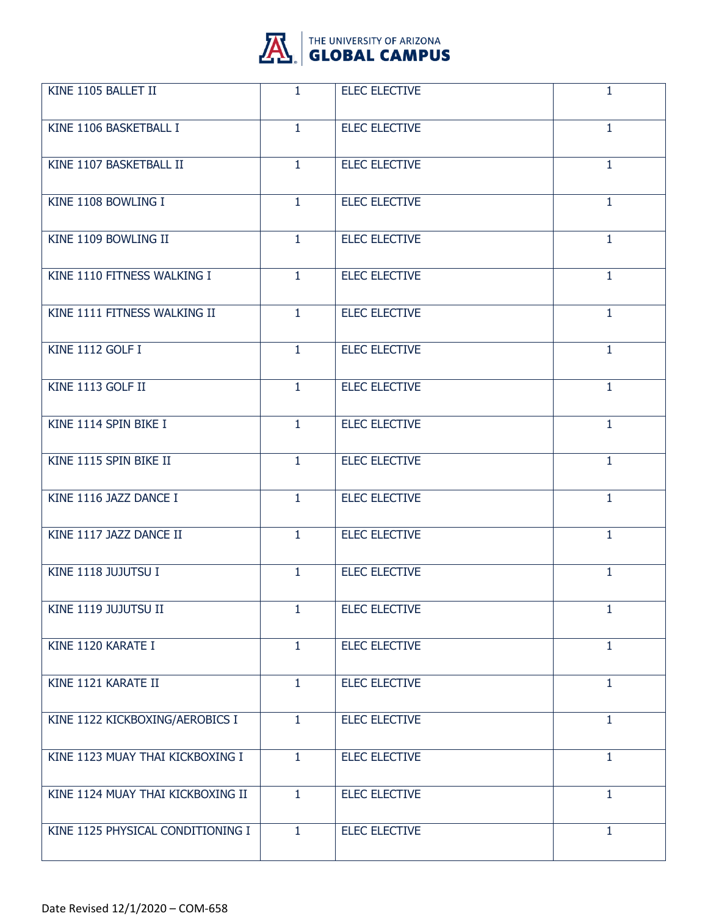| | | | |
|---|---|---|---|
| KINE 1105 BALLET II | 1 | ELEC ELECTIVE | 1 |
| KINE 1106 BASKETBALL I | 1 | ELEC ELECTIVE | 1 |
| KINE 1107 BASKETBALL II | 1 | ELEC ELECTIVE | 1 |
| KINE 1108 BOWLING I | 1 | ELEC ELECTIVE | 1 |
| KINE 1109 BOWLING II | 1 | ELEC ELECTIVE | 1 |
| KINE 1110 FITNESS WALKING I | 1 | ELEC ELECTIVE | 1 |
| KINE 1111 FITNESS WALKING II | 1 | ELEC ELECTIVE | 1 |
| KINE 1112 GOLF I | 1 | ELEC ELECTIVE | 1 |
| KINE 1113 GOLF II | 1 | ELEC ELECTIVE | 1 |
| KINE 1114 SPIN BIKE I | 1 | ELEC ELECTIVE | 1 |
| KINE 1115 SPIN BIKE II | 1 | ELEC ELECTIVE | 1 |
| KINE 1116 JAZZ DANCE I | 1 | ELEC ELECTIVE | 1 |
| KINE 1117 JAZZ DANCE II | 1 | ELEC ELECTIVE | 1 |
| KINE 1118 JUJUTSU I | 1 | ELEC ELECTIVE | 1 |
| KINE 1119 JUJUTSU II | 1 | ELEC ELECTIVE | 1 |
| KINE 1120 KARATE I | 1 | ELEC ELECTIVE | 1 |
| KINE 1121 KARATE II | 1 | ELEC ELECTIVE | 1 |
| KINE 1122 KICKBOXING/AEROBICS I | 1 | ELEC ELECTIVE | 1 |
| KINE 1123 MUAY THAI KICKBOXING I | 1 | ELEC ELECTIVE | 1 |
| KINE 1124 MUAY THAI KICKBOXING II | 1 | ELEC ELECTIVE | 1 |
| KINE 1125 PHYSICAL CONDITIONING I | 1 | ELEC ELECTIVE | 1 |

Date Revised 12/1/2020 – COM-658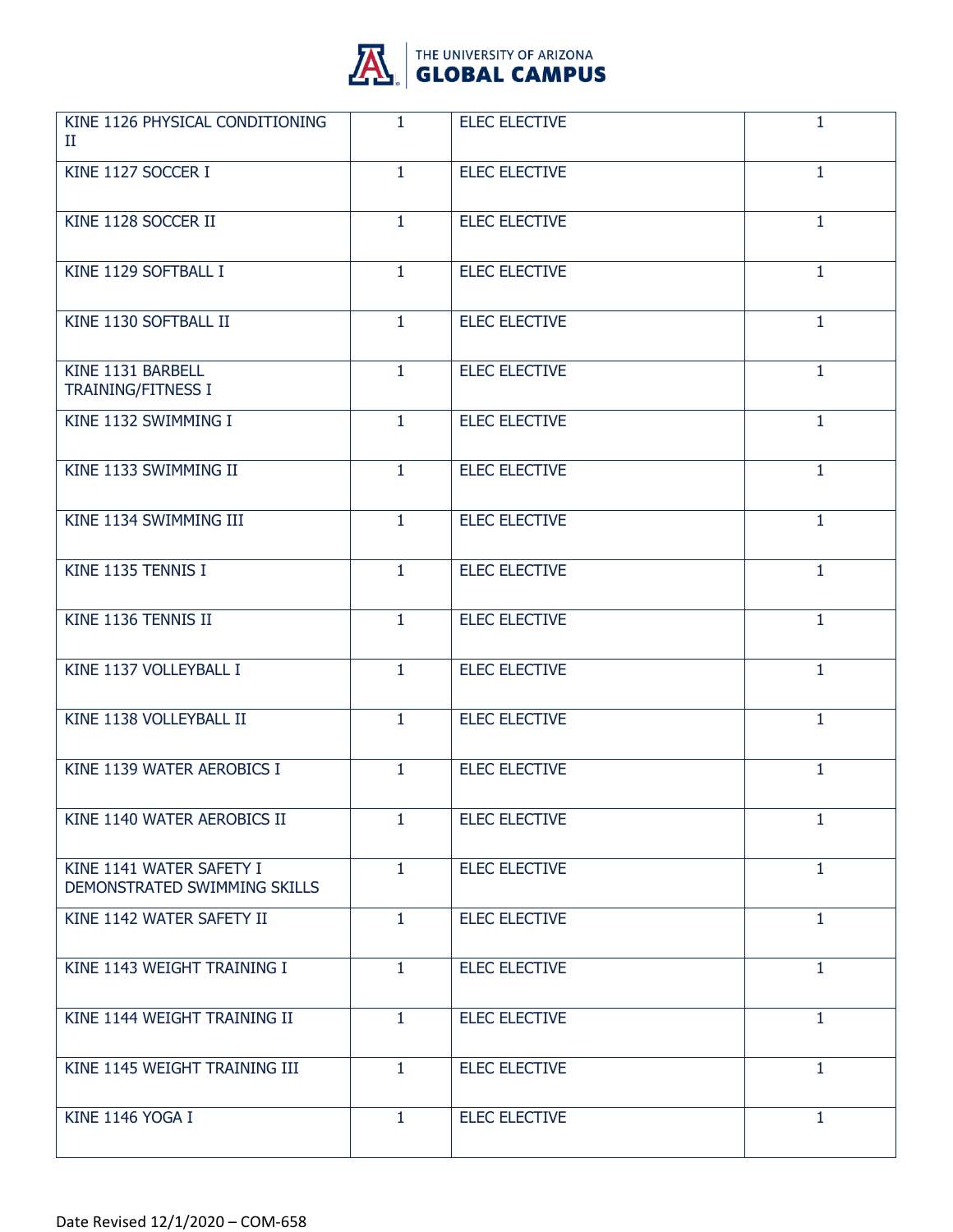| KINE 1126 PHYSICAL CONDITIONING II | 1 | ELEC ELECTIVE | 1 |
|---|---|---|---|
| KINE 1127 SOCCER I | 1 | ELEC ELECTIVE | 1 |
| KINE 1128 SOCCER II | 1 | ELEC ELECTIVE | 1 |
| KINE 1129 SOFTBALL I | 1 | ELEC ELECTIVE | 1 |
| KINE 1130 SOFTBALL II | 1 | ELEC ELECTIVE | 1 |
| KINE 1131 BARBELL TRAINING/FITNESS I | 1 | ELEC ELECTIVE | 1 |
| KINE 1132 SWIMMING I | 1 | ELEC ELECTIVE | 1 |
| KINE 1133 SWIMMING II | 1 | ELEC ELECTIVE | 1 |
| KINE 1134 SWIMMING III | 1 | ELEC ELECTIVE | 1 |
| KINE 1135 TENNIS I | 1 | ELEC ELECTIVE | 1 |
| KINE 1136 TENNIS II | 1 | ELEC ELECTIVE | 1 |
| KINE 1137 VOLLEYBALL I | 1 | ELEC ELECTIVE | 1 |
| KINE 1138 VOLLEYBALL II | 1 | ELEC ELECTIVE | 1 |
| KINE 1139 WATER AEROBICS I | 1 | ELEC ELECTIVE | 1 |
| KINE 1140 WATER AEROBICS II | 1 | ELEC ELECTIVE | 1 |
| KINE 1141 WATER SAFETY I DEMONSTRATED SWIMMING SKILLS | 1 | ELEC ELECTIVE | 1 |
| KINE 1142 WATER SAFETY II | 1 | ELEC ELECTIVE | 1 |
| KINE 1143 WEIGHT TRAINING I | 1 | ELEC ELECTIVE | 1 |
| KINE 1144 WEIGHT TRAINING II | 1 | ELEC ELECTIVE | 1 |
| KINE 1145 WEIGHT TRAINING III | 1 | ELEC ELECTIVE | 1 |
| KINE 1146 YOGA I | 1 | ELEC ELECTIVE | 1 |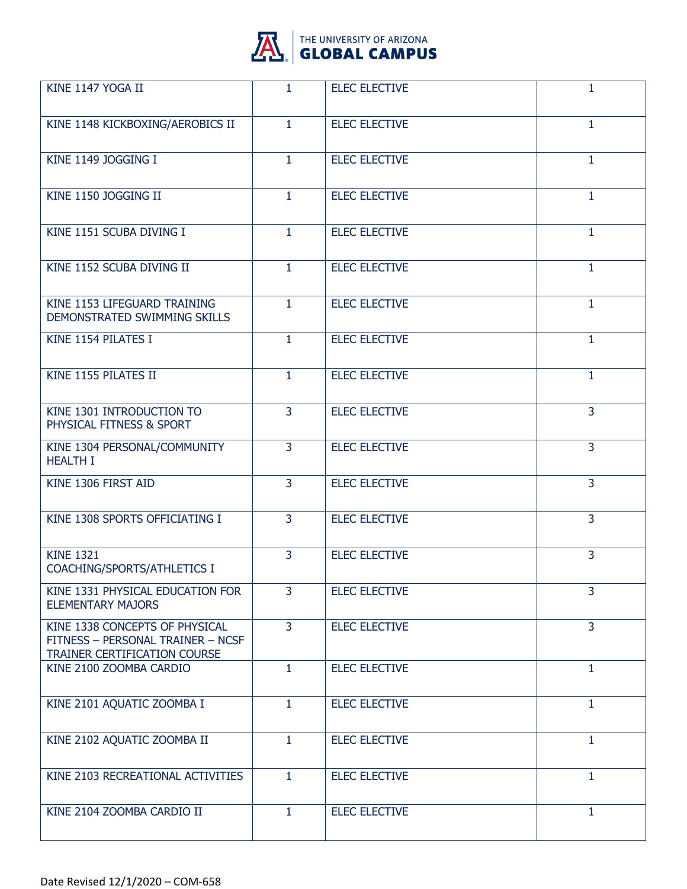| | | | |
|---|---|---|---|
| KINE 1147 YOGA II | 1 | ELEC ELECTIVE | 1 |
| KINE 1148 KICKBOXING/AEROBICS II | 1 | ELEC ELECTIVE | 1 |
| KINE 1149 JOGGING I | 1 | ELEC ELECTIVE | 1 |
| KINE 1150 JOGGING II | 1 | ELEC ELECTIVE | 1 |
| KINE 1151 SCUBA DIVING I | 1 | ELEC ELECTIVE | 1 |
| KINE 1152 SCUBA DIVING II | 1 | ELEC ELECTIVE | 1 |
| KINE 1153 LIFEGUARD TRAINING DEMONSTRATED SWIMMING SKILLS | 1 | ELEC ELECTIVE | 1 |
| KINE 1154 PILATES I | 1 | ELEC ELECTIVE | 1 |
| KINE 1155 PILATES II | 1 | ELEC ELECTIVE | 1 |
| KINE 1301 INTRODUCTION TO PHYSICAL FITNESS & SPORT | 3 | ELEC ELECTIVE | 3 |
| KINE 1304 PERSONAL/COMMUNITY HEALTH I | 3 | ELEC ELECTIVE | 3 |
| KINE 1306 FIRST AID | 3 | ELEC ELECTIVE | 3 |
| KINE 1308 SPORTS OFFICIATING I | 3 | ELEC ELECTIVE | 3 |
| KINE 1321 COACHING/SPORTS/ATHLETICS I | 3 | ELEC ELECTIVE | 3 |
| KINE 1331 PHYSICAL EDUCATION FOR ELEMENTARY MAJORS | 3 | ELEC ELECTIVE | 3 |
| KINE 1338 CONCEPTS OF PHYSICAL FITNESS – PERSONAL TRAINER – NCSF TRAINER CERTIFICATION COURSE | 3 | ELEC ELECTIVE | 3 |
| KINE 2100 ZOOMBA CARDIO | 1 | ELEC ELECTIVE | 1 |
| KINE 2101 AQUATIC ZOOMBA I | 1 | ELEC ELECTIVE | 1 |
| KINE 2102 AQUATIC ZOOMBA II | 1 | ELEC ELECTIVE | 1 |
| KINE 2103 RECREATIONAL ACTIVITIES | 1 | ELEC ELECTIVE | 1 |
| KINE 2104 ZOOMBA CARDIO II | 1 | ELEC ELECTIVE | 1 |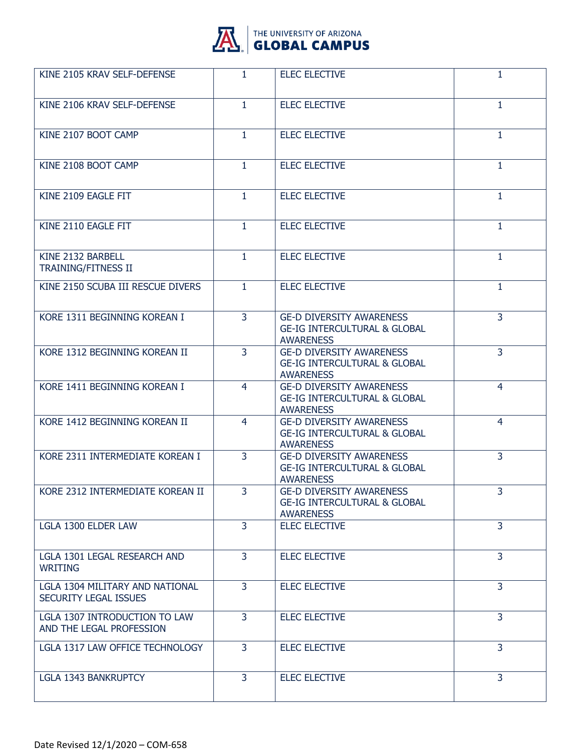| KINE 2105 KRAV SELF-DEFENSE | 1 | ELEC ELECTIVE | 1 |
|---|---|---|---|
| KINE 2106 KRAV SELF-DEFENSE | 1 | ELEC ELECTIVE | 1 |
| KINE 2107 BOOT CAMP | 1 | ELEC ELECTIVE | 1 |
| KINE 2108 BOOT CAMP | 1 | ELEC ELECTIVE | 1 |
| KINE 2109 EAGLE FIT | 1 | ELEC ELECTIVE | 1 |
| KINE 2110 EAGLE FIT | 1 | ELEC ELECTIVE | 1 |
| KINE 2132 BARBELL TRAINING/FITNESS II | 1 | ELEC ELECTIVE | 1 |
| KINE 2150 SCUBA III RESCUE DIVERS | 1 | ELEC ELECTIVE | 1 |
| KORE 1311 BEGINNING KOREAN I | 3 | GE-D DIVERSITY AWARENESS<br>GE-IG INTERCULTURAL & GLOBAL AWARENESS | 3 |
| KORE 1312 BEGINNING KOREAN II | 3 | GE-D DIVERSITY AWARENESS<br>GE-IG INTERCULTURAL & GLOBAL AWARENESS | 3 |
| KORE 1411 BEGINNING KOREAN I | 4 | GE-D DIVERSITY AWARENESS<br>GE-IG INTERCULTURAL & GLOBAL AWARENESS | 4 |
| KORE 1412 BEGINNING KOREAN II | 4 | GE-D DIVERSITY AWARENESS<br>GE-IG INTERCULTURAL & GLOBAL AWARENESS | 4 |
| KORE 2311 INTERMEDIATE KOREAN I | 3 | GE-D DIVERSITY AWARENESS<br>GE-IG INTERCULTURAL & GLOBAL AWARENESS | 3 |
| KORE 2312 INTERMEDIATE KOREAN II | 3 | GE-D DIVERSITY AWARENESS<br>GE-IG INTERCULTURAL & GLOBAL AWARENESS | 3 |
| LGLA 1300 ELDER LAW | 3 | ELEC ELECTIVE | 3 |
| LGLA 1301 LEGAL RESEARCH AND WRITING | 3 | ELEC ELECTIVE | 3 |
| LGLA 1304 MILITARY AND NATIONAL SECURITY LEGAL ISSUES | 3 | ELEC ELECTIVE | 3 |
| LGLA 1307 INTRODUCTION TO LAW AND THE LEGAL PROFESSION | 3 | ELEC ELECTIVE | 3 |
| LGLA 1317 LAW OFFICE TECHNOLOGY | 3 | ELEC ELECTIVE | 3 |
| LGLA 1343 BANKRUPTCY | 3 | ELEC ELECTIVE | 3 |

Date Revised 12/1/2020 – COM-658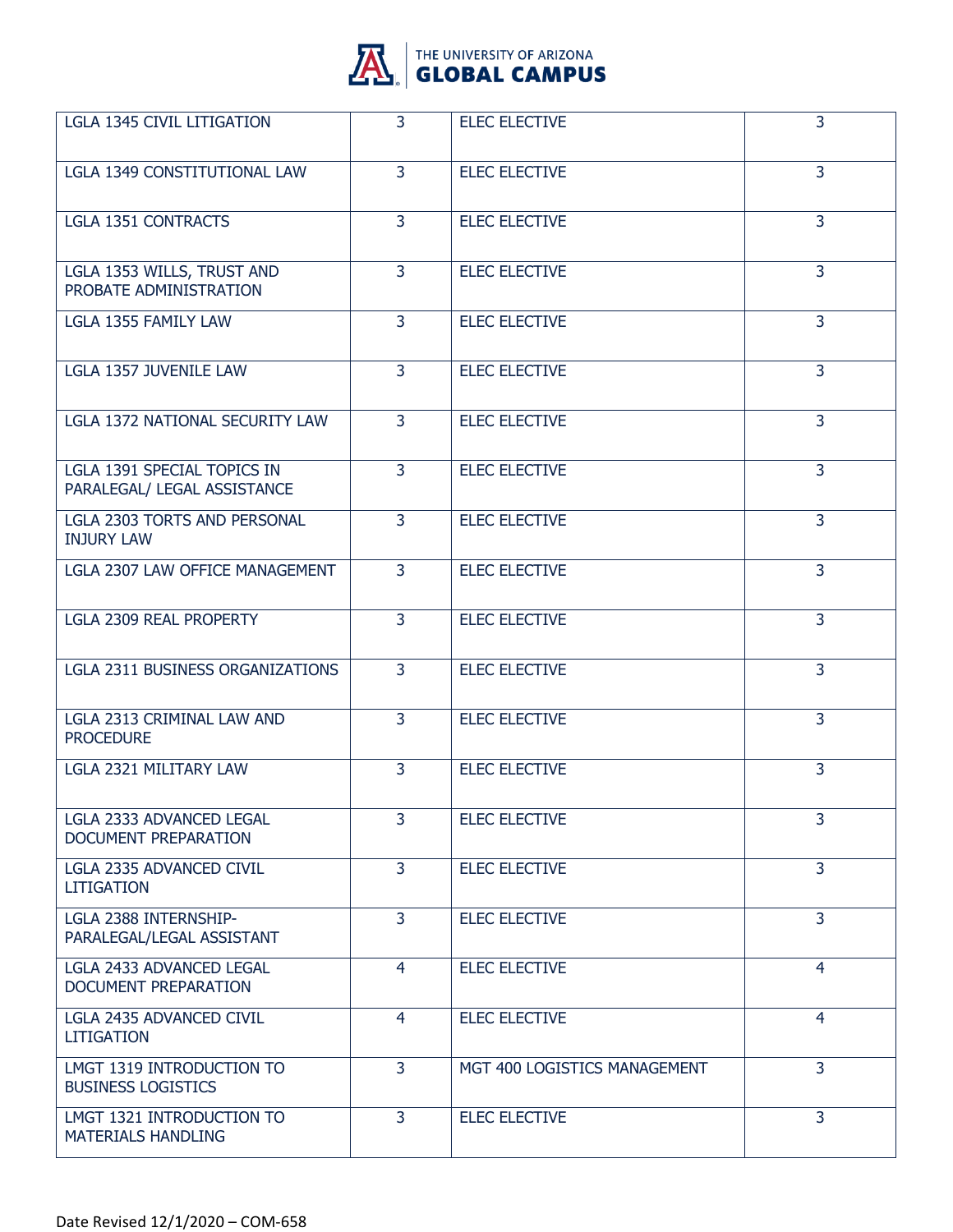| LGLA 1345 CIVIL LITIGATION | 3 | ELEC ELECTIVE | 3 |
|---|---|---|---|
| LGLA 1349 CONSTITUTIONAL LAW | 3 | ELEC ELECTIVE | 3 |
| LGLA 1351 CONTRACTS | 3 | ELEC ELECTIVE | 3 |
| LGLA 1353 WILLS, TRUST AND PROBATE ADMINISTRATION | 3 | ELEC ELECTIVE | 3 |
| LGLA 1355 FAMILY LAW | 3 | ELEC ELECTIVE | 3 |
| LGLA 1357 JUVENILE LAW | 3 | ELEC ELECTIVE | 3 |
| LGLA 1372 NATIONAL SECURITY LAW | 3 | ELEC ELECTIVE | 3 |
| LGLA 1391 SPECIAL TOPICS IN PARALEGAL/ LEGAL ASSISTANCE | 3 | ELEC ELECTIVE | 3 |
| LGLA 2303 TORTS AND PERSONAL INJURY LAW | 3 | ELEC ELECTIVE | 3 |
| LGLA 2307 LAW OFFICE MANAGEMENT | 3 | ELEC ELECTIVE | 3 |
| LGLA 2309 REAL PROPERTY | 3 | ELEC ELECTIVE | 3 |
| LGLA 2311 BUSINESS ORGANIZATIONS | 3 | ELEC ELECTIVE | 3 |
| LGLA 2313 CRIMINAL LAW AND PROCEDURE | 3 | ELEC ELECTIVE | 3 |
| LGLA 2321 MILITARY LAW | 3 | ELEC ELECTIVE | 3 |
| LGLA 2333 ADVANCED LEGAL DOCUMENT PREPARATION | 3 | ELEC ELECTIVE | 3 |
| LGLA 2335 ADVANCED CIVIL LITIGATION | 3 | ELEC ELECTIVE | 3 |
| LGLA 2388 INTERNSHIP-PARALEGAL/LEGAL ASSISTANT | 3 | ELEC ELECTIVE | 3 |
| LGLA 2433 ADVANCED LEGAL DOCUMENT PREPARATION | 4 | ELEC ELECTIVE | 4 |
| LGLA 2435 ADVANCED CIVIL LITIGATION | 4 | ELEC ELECTIVE | 4 |
| LMGT 1319 INTRODUCTION TO BUSINESS LOGISTICS | 3 | MGT 400 LOGISTICS MANAGEMENT | 3 |
| LMGT 1321 INTRODUCTION TO MATERIALS HANDLING | 3 | ELEC ELECTIVE | 3 |

Date Revised 12/1/2020 – COM-658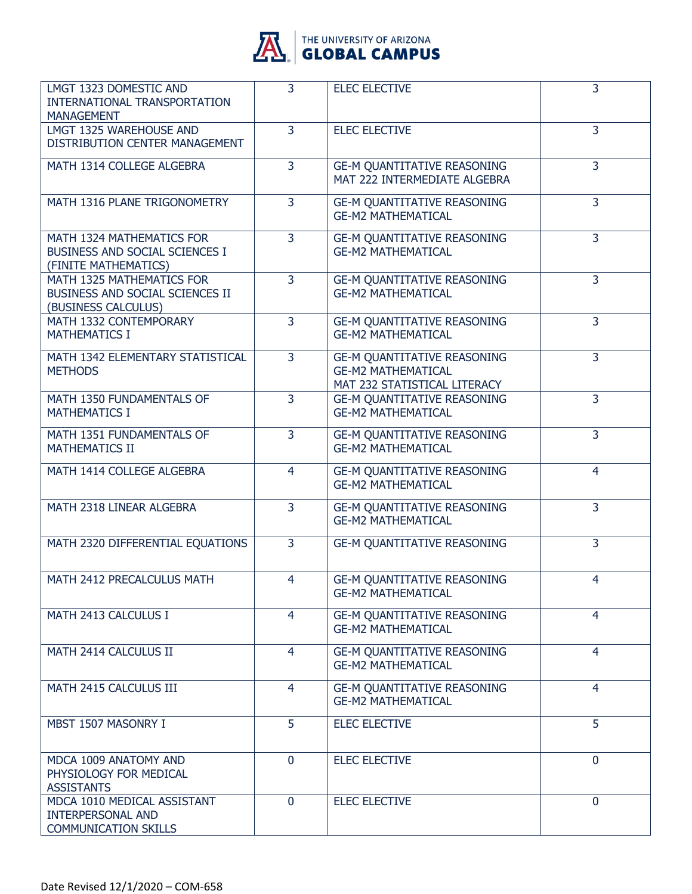| LMGT 1323 DOMESTIC AND INTERNATIONAL TRANSPORTATION MANAGEMENT | 3 | ELEC ELECTIVE | 3 |
|---|---|---|---|
| LMGT 1325 WAREHOUSE AND DISTRIBUTION CENTER MANAGEMENT | 3 | ELEC ELECTIVE | 3 |
| MATH 1314 COLLEGE ALGEBRA | 3 | GE-M QUANTITATIVE REASONING<br>MAT 222 INTERMEDIATE ALGEBRA | 3 |
| MATH 1316 PLANE TRIGONOMETRY | 3 | GE-M QUANTITATIVE REASONING<br>GE-M2 MATHEMATICAL | 3 |
| MATH 1324 MATHEMATICS FOR BUSINESS AND SOCIAL SCIENCES I (FINITE MATHEMATICS) | 3 | GE-M QUANTITATIVE REASONING<br>GE-M2 MATHEMATICAL | 3 |
| MATH 1325 MATHEMATICS FOR BUSINESS AND SOCIAL SCIENCES II (BUSINESS CALCULUS) | 3 | GE-M QUANTITATIVE REASONING<br>GE-M2 MATHEMATICAL | 3 |
| MATH 1332 CONTEMPORARY MATHEMATICS I | 3 | GE-M QUANTITATIVE REASONING<br>GE-M2 MATHEMATICAL | 3 |
| MATH 1342 ELEMENTARY STATISTICAL METHODS | 3 | GE-M QUANTITATIVE REASONING<br>GE-M2 MATHEMATICAL<br>MAT 232 STATISTICAL LITERACY | 3 |
| MATH 1350 FUNDAMENTALS OF MATHEMATICS I | 3 | GE-M QUANTITATIVE REASONING<br>GE-M2 MATHEMATICAL | 3 |
| MATH 1351 FUNDAMENTALS OF MATHEMATICS II | 3 | GE-M QUANTITATIVE REASONING<br>GE-M2 MATHEMATICAL | 3 |
| MATH 1414 COLLEGE ALGEBRA | 4 | GE-M QUANTITATIVE REASONING<br>GE-M2 MATHEMATICAL | 4 |
| MATH 2318 LINEAR ALGEBRA | 3 | GE-M QUANTITATIVE REASONING<br>GE-M2 MATHEMATICAL | 3 |
| MATH 2320 DIFFERENTIAL EQUATIONS | 3 | GE-M QUANTITATIVE REASONING | 3 |
| MATH 2412 PRECALCULUS MATH | 4 | GE-M QUANTITATIVE REASONING<br>GE-M2 MATHEMATICAL | 4 |
| MATH 2413 CALCULUS I | 4 | GE-M QUANTITATIVE REASONING<br>GE-M2 MATHEMATICAL | 4 |
| MATH 2414 CALCULUS II | 4 | GE-M QUANTITATIVE REASONING<br>GE-M2 MATHEMATICAL | 4 |
| MATH 2415 CALCULUS III | 4 | GE-M QUANTITATIVE REASONING<br>GE-M2 MATHEMATICAL | 4 |
| MBST 1507 MASONRY I | 5 | ELEC ELECTIVE | 5 |
| MDCA 1009 ANATOMY AND PHYSIOLOGY FOR MEDICAL ASSISTANTS | 0 | ELEC ELECTIVE | 0 |
| MDCA 1010 MEDICAL ASSISTANT INTERPERSONAL AND COMMUNICATION SKILLS | 0 | ELEC ELECTIVE | 0 |

Date Revised 12/1/2020 – COM-658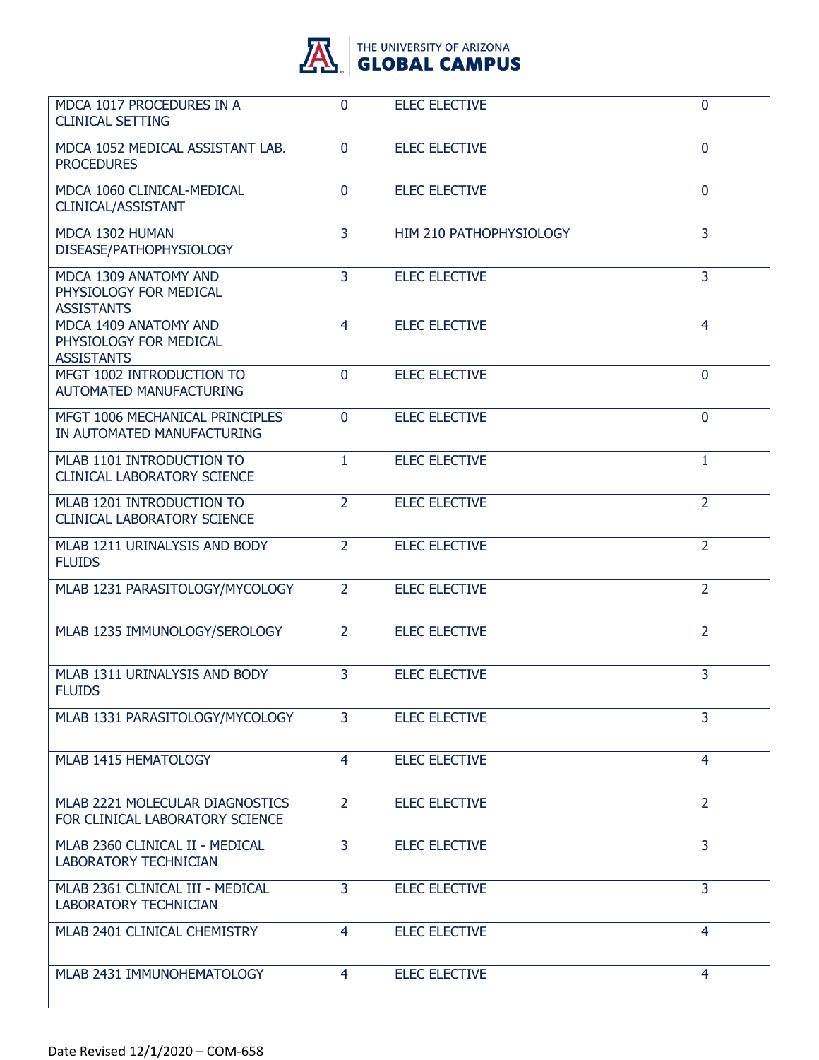| | | | |
|---|---|---|---|
| MDCA 1017 PROCEDURES IN A CLINICAL SETTING | 0 | ELEC ELECTIVE | 0 |
| MDCA 1052 MEDICAL ASSISTANT LAB. PROCEDURES | 0 | ELEC ELECTIVE | 0 |
| MDCA 1060 CLINICAL-MEDICAL CLINICAL/ASSISTANT | 0 | ELEC ELECTIVE | 0 |
| MDCA 1302 HUMAN DISEASE/PATHOPHYSIOLOGY | 3 | HIM 210 PATHOPHYSIOLOGY | 3 |
| MDCA 1309 ANATOMY AND PHYSIOLOGY FOR MEDICAL ASSISTANTS | 3 | ELEC ELECTIVE | 3 |
| MDCA 1409 ANATOMY AND PHYSIOLOGY FOR MEDICAL ASSISTANTS | 4 | ELEC ELECTIVE | 4 |
| MFGT 1002 INTRODUCTION TO AUTOMATED MANUFACTURING | 0 | ELEC ELECTIVE | 0 |
| MFGT 1006 MECHANICAL PRINCIPLES IN AUTOMATED MANUFACTURING | 0 | ELEC ELECTIVE | 0 |
| MLAB 1101 INTRODUCTION TO CLINICAL LABORATORY SCIENCE | 1 | ELEC ELECTIVE | 1 |
| MLAB 1201 INTRODUCTION TO CLINICAL LABORATORY SCIENCE | 2 | ELEC ELECTIVE | 2 |
| MLAB 1211 URINALYSIS AND BODY FLUIDS | 2 | ELEC ELECTIVE | 2 |
| MLAB 1231 PARASITOLOGY/MYCOLOGY | 2 | ELEC ELECTIVE | 2 |
| MLAB 1235 IMMUNOLOGY/SEROLOGY | 2 | ELEC ELECTIVE | 2 |
| MLAB 1311 URINALYSIS AND BODY FLUIDS | 3 | ELEC ELECTIVE | 3 |
| MLAB 1331 PARASITOLOGY/MYCOLOGY | 3 | ELEC ELECTIVE | 3 |
| MLAB 1415 HEMATOLOGY | 4 | ELEC ELECTIVE | 4 |
| MLAB 2221 MOLECULAR DIAGNOSTICS FOR CLINICAL LABORATORY SCIENCE | 2 | ELEC ELECTIVE | 2 |
| MLAB 2360 CLINICAL II - MEDICAL LABORATORY TECHNICIAN | 3 | ELEC ELECTIVE | 3 |
| MLAB 2361 CLINICAL III - MEDICAL LABORATORY TECHNICIAN | 3 | ELEC ELECTIVE | 3 |
| MLAB 2401 CLINICAL CHEMISTRY | 4 | ELEC ELECTIVE | 4 |
| MLAB 2431 IMMUNOHEMATOLOGY | 4 | ELEC ELECTIVE | 4 |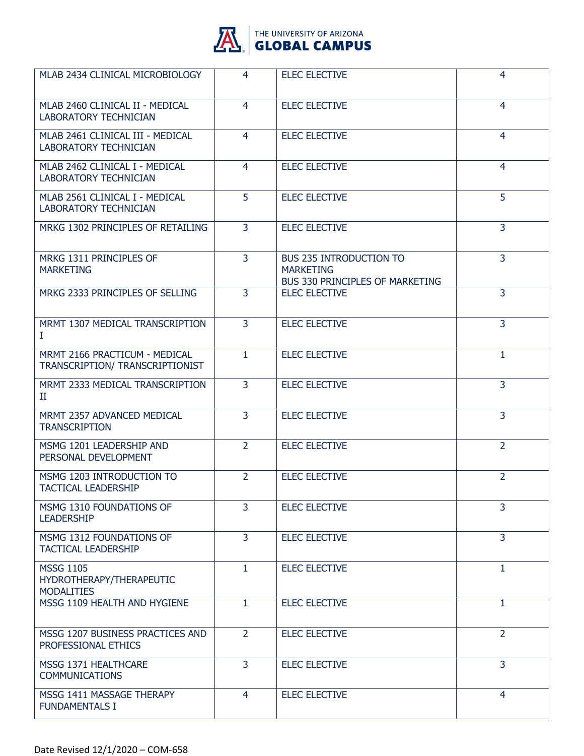| | | | |
|---|---|---|---|
| MLAB 2434 CLINICAL MICROBIOLOGY | 4 | ELEC ELECTIVE | 4 |
| MLAB 2460 CLINICAL II - MEDICAL LABORATORY TECHNICIAN | 4 | ELEC ELECTIVE | 4 |
| MLAB 2461 CLINICAL III - MEDICAL LABORATORY TECHNICIAN | 4 | ELEC ELECTIVE | 4 |
| MLAB 2462 CLINICAL I - MEDICAL LABORATORY TECHNICIAN | 4 | ELEC ELECTIVE | 4 |
| MLAB 2561 CLINICAL I - MEDICAL LABORATORY TECHNICIAN | 5 | ELEC ELECTIVE | 5 |
| MRKG 1302 PRINCIPLES OF RETAILING | 3 | ELEC ELECTIVE | 3 |
| MRKG 1311 PRINCIPLES OF MARKETING | 3 | BUS 235 INTRODUCTION TO MARKETING<br>BUS 330 PRINCIPLES OF MARKETING | 3 |
| MRKG 2333 PRINCIPLES OF SELLING | 3 | ELEC ELECTIVE | 3 |
| MRMT 1307 MEDICAL TRANSCRIPTION I | 3 | ELEC ELECTIVE | 3 |
| MRMT 2166 PRACTICUM - MEDICAL TRANSCRIPTION/ TRANSCRIPTIONIST | 1 | ELEC ELECTIVE | 1 |
| MRMT 2333 MEDICAL TRANSCRIPTION II | 3 | ELEC ELECTIVE | 3 |
| MRMT 2357 ADVANCED MEDICAL TRANSCRIPTION | 3 | ELEC ELECTIVE | 3 |
| MSMG 1201 LEADERSHIP AND PERSONAL DEVELOPMENT | 2 | ELEC ELECTIVE | 2 |
| MSMG 1203 INTRODUCTION TO TACTICAL LEADERSHIP | 2 | ELEC ELECTIVE | 2 |
| MSMG 1310 FOUNDATIONS OF LEADERSHIP | 3 | ELEC ELECTIVE | 3 |
| MSMG 1312 FOUNDATIONS OF TACTICAL LEADERSHIP | 3 | ELEC ELECTIVE | 3 |
| MSSG 1105 HYDROTHERAPY/THERAPEUTIC MODALITIES | 1 | ELEC ELECTIVE | 1 |
| MSSG 1109 HEALTH AND HYGIENE | 1 | ELEC ELECTIVE | 1 |
| MSSG 1207 BUSINESS PRACTICES AND PROFESSIONAL ETHICS | 2 | ELEC ELECTIVE | 2 |
| MSSG 1371 HEALTHCARE COMMUNICATIONS | 3 | ELEC ELECTIVE | 3 |
| MSSG 1411 MASSAGE THERAPY FUNDAMENTALS I | 4 | ELEC ELECTIVE | 4 |

Date Revised 12/1/2020 – COM-658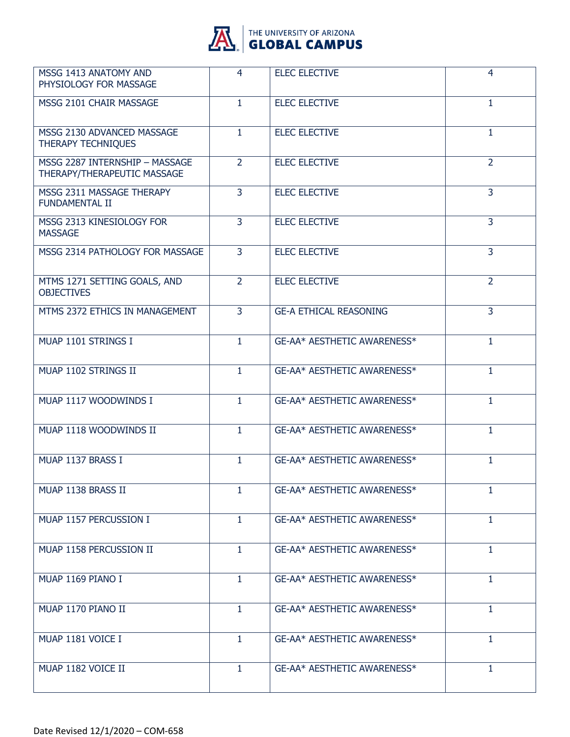| | | | |
|---|---|---|---|
| MSSG 1413 ANATOMY AND PHYSIOLOGY FOR MASSAGE | 4 | ELEC ELECTIVE | 4 |
| MSSG 2101 CHAIR MASSAGE | 1 | ELEC ELECTIVE | 1 |
| MSSG 2130 ADVANCED MASSAGE THERAPY TECHNIQUES | 1 | ELEC ELECTIVE | 1 |
| MSSG 2287 INTERNSHIP – MASSAGE THERAPY/THERAPEUTIC MASSAGE | 2 | ELEC ELECTIVE | 2 |
| MSSG 2311 MASSAGE THERAPY FUNDAMENTAL II | 3 | ELEC ELECTIVE | 3 |
| MSSG 2313 KINESIOLOGY FOR MASSAGE | 3 | ELEC ELECTIVE | 3 |
| MSSG 2314 PATHOLOGY FOR MASSAGE | 3 | ELEC ELECTIVE | 3 |
| MTMS 1271 SETTING GOALS, AND OBJECTIVES | 2 | ELEC ELECTIVE | 2 |
| MTMS 2372 ETHICS IN MANAGEMENT | 3 | GE-A ETHICAL REASONING | 3 |
| MUAP 1101 STRINGS I | 1 | GE-AA* AESTHETIC AWARENESS* | 1 |
| MUAP 1102 STRINGS II | 1 | GE-AA* AESTHETIC AWARENESS* | 1 |
| MUAP 1117 WOODWINDS I | 1 | GE-AA* AESTHETIC AWARENESS* | 1 |
| MUAP 1118 WOODWINDS II | 1 | GE-AA* AESTHETIC AWARENESS* | 1 |
| MUAP 1137 BRASS I | 1 | GE-AA* AESTHETIC AWARENESS* | 1 |
| MUAP 1138 BRASS II | 1 | GE-AA* AESTHETIC AWARENESS* | 1 |
| MUAP 1157 PERCUSSION I | 1 | GE-AA* AESTHETIC AWARENESS* | 1 |
| MUAP 1158 PERCUSSION II | 1 | GE-AA* AESTHETIC AWARENESS* | 1 |
| MUAP 1169 PIANO I | 1 | GE-AA* AESTHETIC AWARENESS* | 1 |
| MUAP 1170 PIANO II | 1 | GE-AA* AESTHETIC AWARENESS* | 1 |
| MUAP 1181 VOICE I | 1 | GE-AA* AESTHETIC AWARENESS* | 1 |
| MUAP 1182 VOICE II | 1 | GE-AA* AESTHETIC AWARENESS* | 1 |

Date Revised 12/1/2020 – COM-658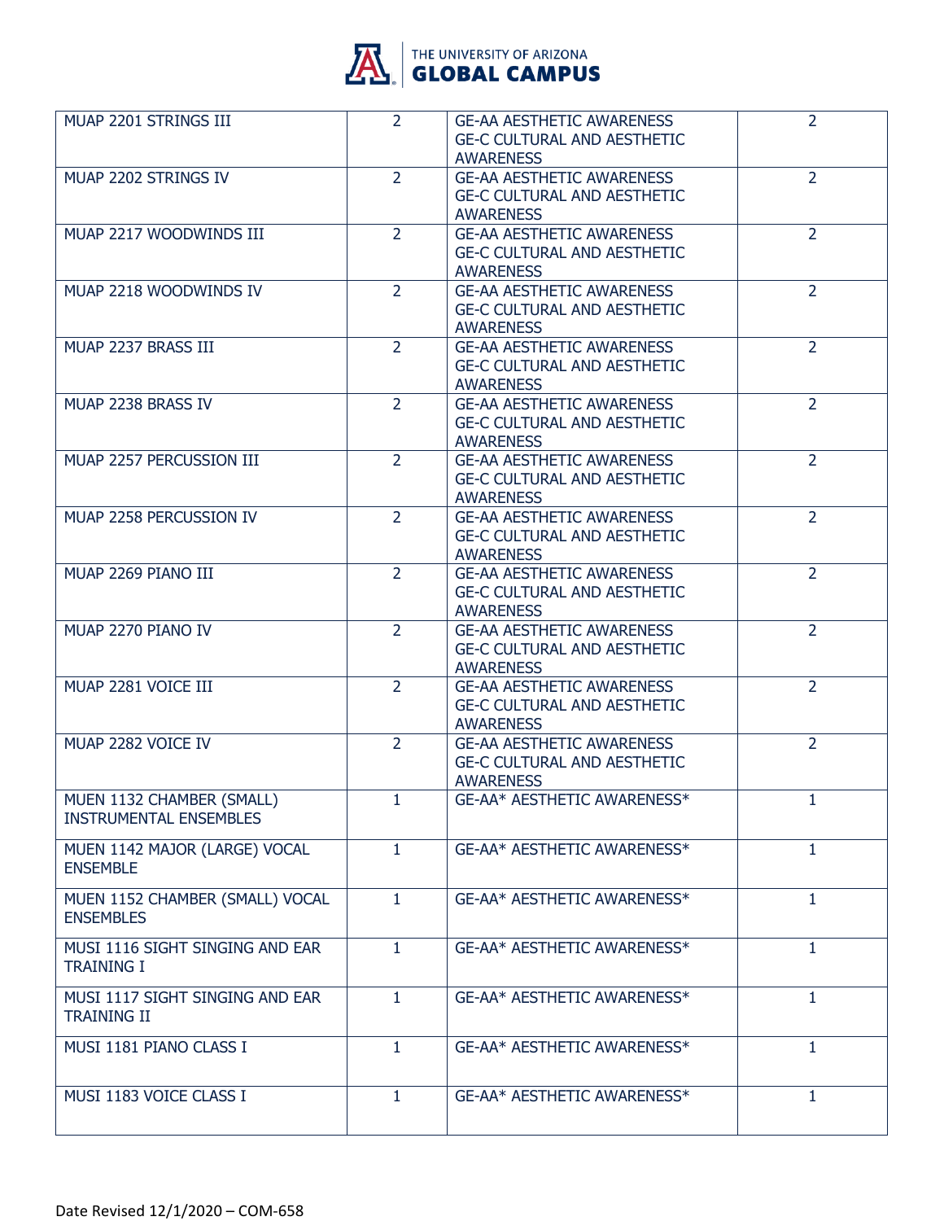| | | | |
|---|---|---|---|
| MUAP 2201 STRINGS III | 2 | GE-AA AESTHETIC AWARENESS GE-C CULTURAL AND AESTHETIC AWARENESS | 2 |
| MUAP 2202 STRINGS IV | 2 | GE-AA AESTHETIC AWARENESS GE-C CULTURAL AND AESTHETIC AWARENESS | 2 |
| MUAP 2217 WOODWINDS III | 2 | GE-AA AESTHETIC AWARENESS GE-C CULTURAL AND AESTHETIC AWARENESS | 2 |
| MUAP 2218 WOODWINDS IV | 2 | GE-AA AESTHETIC AWARENESS GE-C CULTURAL AND AESTHETIC AWARENESS | 2 |
| MUAP 2237 BRASS III | 2 | GE-AA AESTHETIC AWARENESS GE-C CULTURAL AND AESTHETIC AWARENESS | 2 |
| MUAP 2238 BRASS IV | 2 | GE-AA AESTHETIC AWARENESS GE-C CULTURAL AND AESTHETIC AWARENESS | 2 |
| MUAP 2257 PERCUSSION III | 2 | GE-AA AESTHETIC AWARENESS GE-C CULTURAL AND AESTHETIC AWARENESS | 2 |
| MUAP 2258 PERCUSSION IV | 2 | GE-AA AESTHETIC AWARENESS GE-C CULTURAL AND AESTHETIC AWARENESS | 2 |
| MUAP 2269 PIANO III | 2 | GE-AA AESTHETIC AWARENESS GE-C CULTURAL AND AESTHETIC AWARENESS | 2 |
| MUAP 2270 PIANO IV | 2 | GE-AA AESTHETIC AWARENESS GE-C CULTURAL AND AESTHETIC AWARENESS | 2 |
| MUAP 2281 VOICE III | 2 | GE-AA AESTHETIC AWARENESS GE-C CULTURAL AND AESTHETIC AWARENESS | 2 |
| MUAP 2282 VOICE IV | 2 | GE-AA AESTHETIC AWARENESS GE-C CULTURAL AND AESTHETIC AWARENESS | 2 |
| MUEN 1132 CHAMBER (SMALL) INSTRUMENTAL ENSEMBLES | 1 | GE-AA* AESTHETIC AWARENESS* | 1 |
| MUEN 1142 MAJOR (LARGE) VOCAL ENSEMBLE | 1 | GE-AA* AESTHETIC AWARENESS* | 1 |
| MUEN 1152 CHAMBER (SMALL) VOCAL ENSEMBLES | 1 | GE-AA* AESTHETIC AWARENESS* | 1 |
| MUSI 1116 SIGHT SINGING AND EAR TRAINING I | 1 | GE-AA* AESTHETIC AWARENESS* | 1 |
| MUSI 1117 SIGHT SINGING AND EAR TRAINING II | 1 | GE-AA* AESTHETIC AWARENESS* | 1 |
| MUSI 1181 PIANO CLASS I | 1 | GE-AA* AESTHETIC AWARENESS* | 1 |
| MUSI 1183 VOICE CLASS I | 1 | GE-AA* AESTHETIC AWARENESS* | 1 |

Date Revised 12/1/2020 – COM-658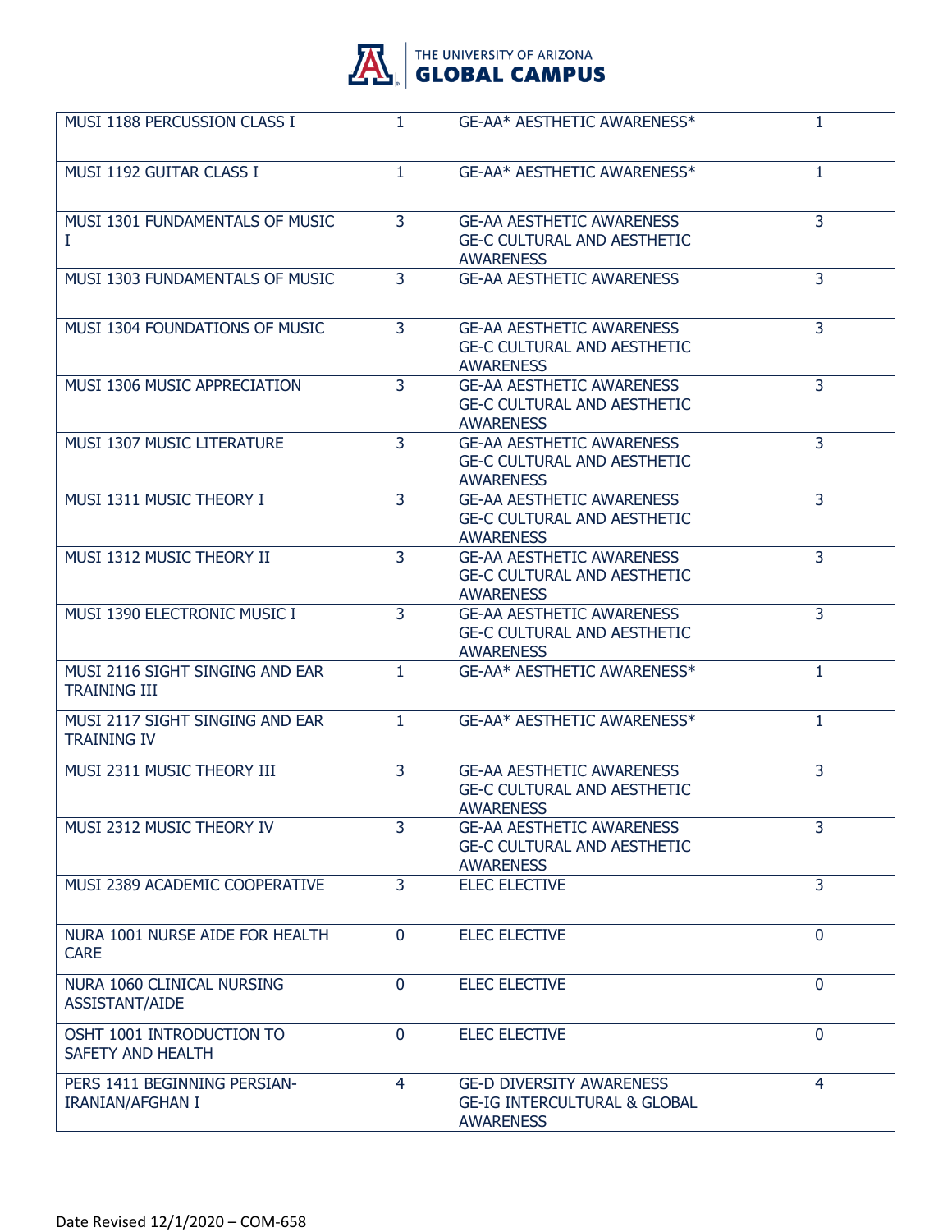| | | | |
|---|---|---|---|
| MUSI 1188 PERCUSSION CLASS I | 1 | GE-AA* AESTHETIC AWARENESS* | 1 |
| MUSI 1192 GUITAR CLASS I | 1 | GE-AA* AESTHETIC AWARENESS* | 1 |
| MUSI 1301 FUNDAMENTALS OF MUSIC I | 3 | GE-AA AESTHETIC AWARENESS<br>GE-C CULTURAL AND AESTHETIC AWARENESS | 3 |
| MUSI 1303 FUNDAMENTALS OF MUSIC | 3 | GE-AA AESTHETIC AWARENESS | 3 |
| MUSI 1304 FOUNDATIONS OF MUSIC | 3 | GE-AA AESTHETIC AWARENESS<br>GE-C CULTURAL AND AESTHETIC AWARENESS | 3 |
| MUSI 1306 MUSIC APPRECIATION | 3 | GE-AA AESTHETIC AWARENESS<br>GE-C CULTURAL AND AESTHETIC AWARENESS | 3 |
| MUSI 1307 MUSIC LITERATURE | 3 | GE-AA AESTHETIC AWARENESS<br>GE-C CULTURAL AND AESTHETIC AWARENESS | 3 |
| MUSI 1311 MUSIC THEORY I | 3 | GE-AA AESTHETIC AWARENESS<br>GE-C CULTURAL AND AESTHETIC AWARENESS | 3 |
| MUSI 1312 MUSIC THEORY II | 3 | GE-AA AESTHETIC AWARENESS<br>GE-C CULTURAL AND AESTHETIC AWARENESS | 3 |
| MUSI 1390 ELECTRONIC MUSIC I | 3 | GE-AA AESTHETIC AWARENESS<br>GE-C CULTURAL AND AESTHETIC AWARENESS | 3 |
| MUSI 2116 SIGHT SINGING AND EAR TRAINING III | 1 | GE-AA* AESTHETIC AWARENESS* | 1 |
| MUSI 2117 SIGHT SINGING AND EAR TRAINING IV | 1 | GE-AA* AESTHETIC AWARENESS* | 1 |
| MUSI 2311 MUSIC THEORY III | 3 | GE-AA AESTHETIC AWARENESS<br>GE-C CULTURAL AND AESTHETIC AWARENESS | 3 |
| MUSI 2312 MUSIC THEORY IV | 3 | GE-AA AESTHETIC AWARENESS<br>GE-C CULTURAL AND AESTHETIC AWARENESS | 3 |
| MUSI 2389 ACADEMIC COOPERATIVE | 3 | ELEC ELECTIVE | 3 |
| NURA 1001 NURSE AIDE FOR HEALTH CARE | 0 | ELEC ELECTIVE | 0 |
| NURA 1060 CLINICAL NURSING ASSISTANT/AIDE | 0 | ELEC ELECTIVE | 0 |
| OSHT 1001 INTRODUCTION TO SAFETY AND HEALTH | 0 | ELEC ELECTIVE | 0 |
| PERS 1411 BEGINNING PERSIAN-IRANIAN/AFGHAN I | 4 | GE-D DIVERSITY AWARENESS<br>GE-IG INTERCULTURAL & GLOBAL AWARENESS | 4 |

Date Revised 12/1/2020 – COM-658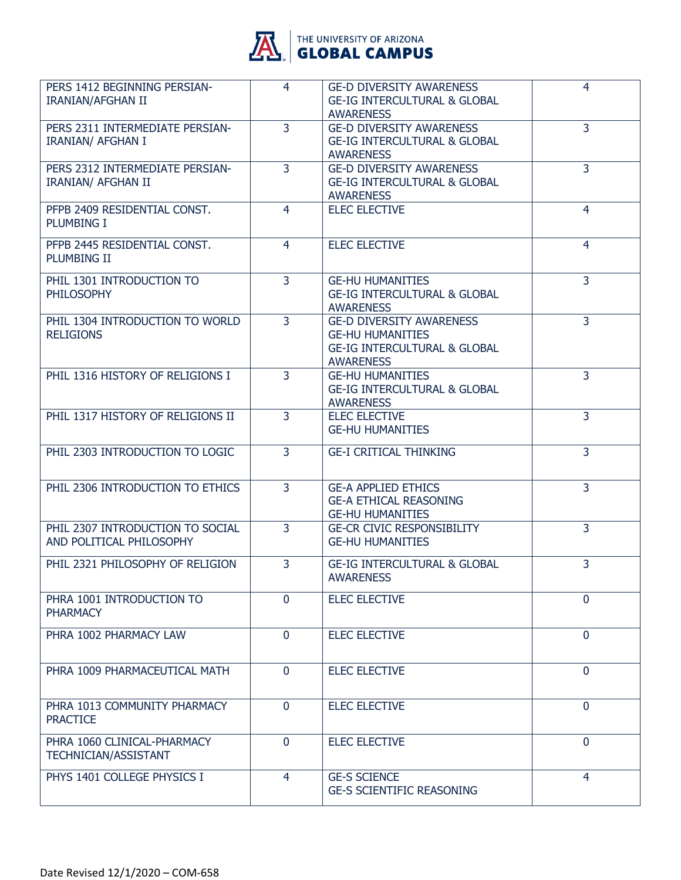| | | | |
|---|---|---|---|
| PERS 1412 BEGINNING PERSIAN-IRANIAN/AFGHAN II | 4 | GE-D DIVERSITY AWARENESS<br>GE-IG INTERCULTURAL & GLOBAL AWARENESS | 4 |
| PERS 2311 INTERMEDIATE PERSIAN-IRANIAN/ AFGHAN I | 3 | GE-D DIVERSITY AWARENESS<br>GE-IG INTERCULTURAL & GLOBAL AWARENESS | 3 |
| PERS 2312 INTERMEDIATE PERSIAN-IRANIAN/ AFGHAN II | 3 | GE-D DIVERSITY AWARENESS<br>GE-IG INTERCULTURAL & GLOBAL AWARENESS | 3 |
| PFPB 2409 RESIDENTIAL CONST. PLUMBING I | 4 | ELEC ELECTIVE | 4 |
| PFPB 2445 RESIDENTIAL CONST. PLUMBING II | 4 | ELEC ELECTIVE | 4 |
| PHIL 1301 INTRODUCTION TO PHILOSOPHY | 3 | GE-HU HUMANITIES<br>GE-IG INTERCULTURAL & GLOBAL AWARENESS | 3 |
| PHIL 1304 INTRODUCTION TO WORLD RELIGIONS | 3 | GE-D DIVERSITY AWARENESS<br>GE-HU HUMANITIES<br>GE-IG INTERCULTURAL & GLOBAL AWARENESS | 3 |
| PHIL 1316 HISTORY OF RELIGIONS I | 3 | GE-HU HUMANITIES<br>GE-IG INTERCULTURAL & GLOBAL AWARENESS | 3 |
| PHIL 1317 HISTORY OF RELIGIONS II | 3 | ELEC ELECTIVE<br>GE-HU HUMANITIES | 3 |
| PHIL 2303 INTRODUCTION TO LOGIC | 3 | GE-I CRITICAL THINKING | 3 |
| PHIL 2306 INTRODUCTION TO ETHICS | 3 | GE-A APPLIED ETHICS<br>GE-A ETHICAL REASONING<br>GE-HU HUMANITIES | 3 |
| PHIL 2307 INTRODUCTION TO SOCIAL AND POLITICAL PHILOSOPHY | 3 | GE-CR CIVIC RESPONSIBILITY<br>GE-HU HUMANITIES | 3 |
| PHIL 2321 PHILOSOPHY OF RELIGION | 3 | GE-IG INTERCULTURAL & GLOBAL AWARENESS | 3 |
| PHRA 1001 INTRODUCTION TO PHARMACY | 0 | ELEC ELECTIVE | 0 |
| PHRA 1002 PHARMACY LAW | 0 | ELEC ELECTIVE | 0 |
| PHRA 1009 PHARMACEUTICAL MATH | 0 | ELEC ELECTIVE | 0 |
| PHRA 1013 COMMUNITY PHARMACY PRACTICE | 0 | ELEC ELECTIVE | 0 |
| PHRA 1060 CLINICAL-PHARMACY TECHNICIAN/ASSISTANT | 0 | ELEC ELECTIVE | 0 |
| PHYS 1401 COLLEGE PHYSICS I | 4 | GE-S SCIENCE<br>GE-S SCIENTIFIC REASONING | 4 |

Date Revised 12/1/2020 – COM-658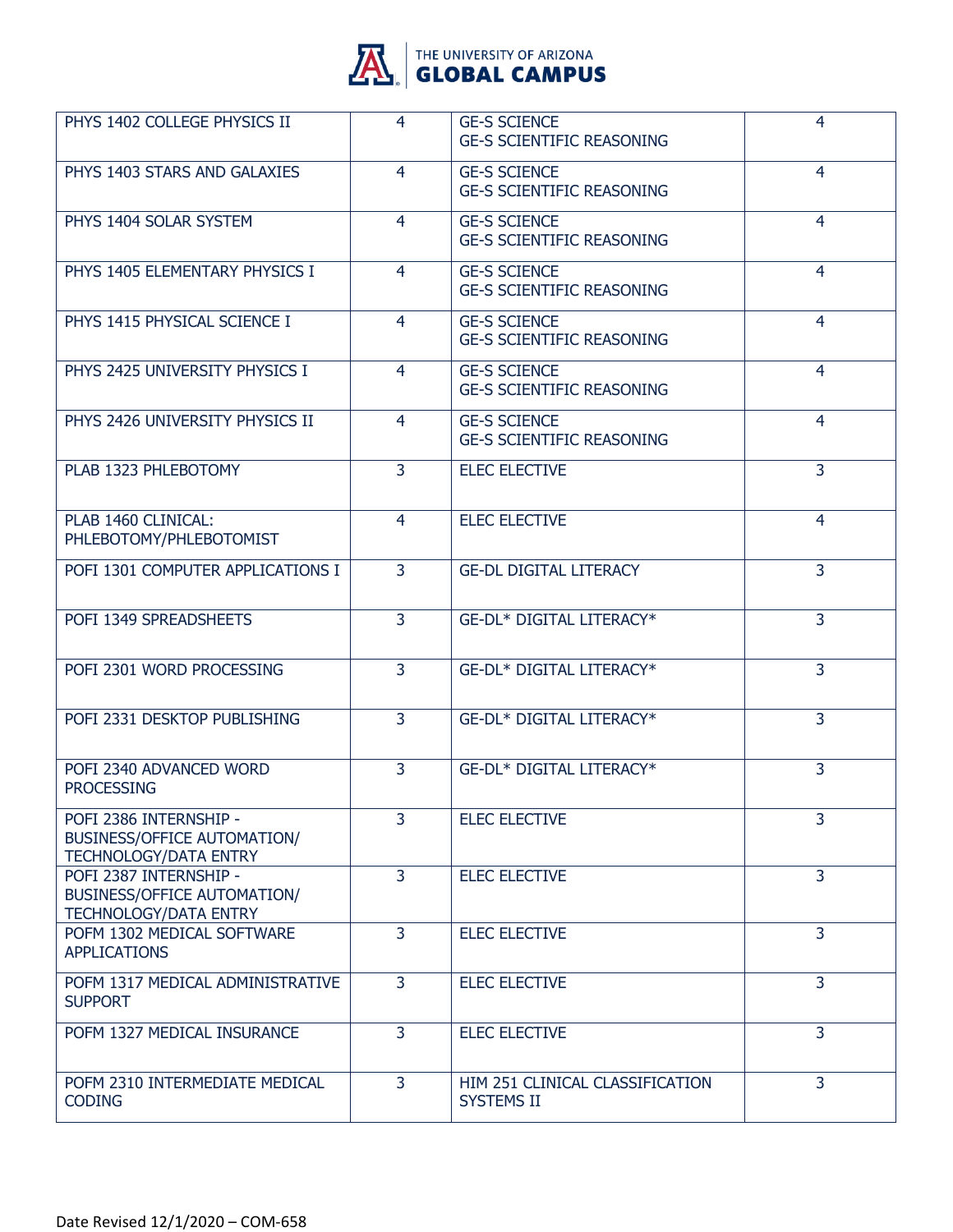| PHYS 1402 COLLEGE PHYSICS II | 4 | GE-S SCIENCE<br>GE-S SCIENTIFIC REASONING | 4 |
|---|---|---|---|
| PHYS 1403 STARS AND GALAXIES | 4 | GE-S SCIENCE<br>GE-S SCIENTIFIC REASONING | 4 |
| PHYS 1404 SOLAR SYSTEM | 4 | GE-S SCIENCE<br>GE-S SCIENTIFIC REASONING | 4 |
| PHYS 1405 ELEMENTARY PHYSICS I | 4 | GE-S SCIENCE<br>GE-S SCIENTIFIC REASONING | 4 |
| PHYS 1415 PHYSICAL SCIENCE I | 4 | GE-S SCIENCE<br>GE-S SCIENTIFIC REASONING | 4 |
| PHYS 2425 UNIVERSITY PHYSICS I | 4 | GE-S SCIENCE<br>GE-S SCIENTIFIC REASONING | 4 |
| PHYS 2426 UNIVERSITY PHYSICS II | 4 | GE-S SCIENCE<br>GE-S SCIENTIFIC REASONING | 4 |
| PLAB 1323 PHLEBOTOMY | 3 | ELEC ELECTIVE | 3 |
| PLAB 1460 CLINICAL: PHLEBOTOMY/PHLEBOTOMIST | 4 | ELEC ELECTIVE | 4 |
| POFI 1301 COMPUTER APPLICATIONS I | 3 | GE-DL DIGITAL LITERACY | 3 |
| POFI 1349 SPREADSHEETS | 3 | GE-DL* DIGITAL LITERACY* | 3 |
| POFI 2301 WORD PROCESSING | 3 | GE-DL* DIGITAL LITERACY* | 3 |
| POFI 2331 DESKTOP PUBLISHING | 3 | GE-DL* DIGITAL LITERACY* | 3 |
| POFI 2340 ADVANCED WORD PROCESSING | 3 | GE-DL* DIGITAL LITERACY* | 3 |
| POFI 2386 INTERNSHIP - BUSINESS/OFFICE AUTOMATION/ TECHNOLOGY/DATA ENTRY | 3 | ELEC ELECTIVE | 3 |
| POFI 2387 INTERNSHIP - BUSINESS/OFFICE AUTOMATION/ TECHNOLOGY/DATA ENTRY | 3 | ELEC ELECTIVE | 3 |
| POFM 1302 MEDICAL SOFTWARE APPLICATIONS | 3 | ELEC ELECTIVE | 3 |
| POFM 1317 MEDICAL ADMINISTRATIVE SUPPORT | 3 | ELEC ELECTIVE | 3 |
| POFM 1327 MEDICAL INSURANCE | 3 | ELEC ELECTIVE | 3 |
| POFM 2310 INTERMEDIATE MEDICAL CODING | 3 | HIM 251 CLINICAL CLASSIFICATION SYSTEMS II | 3 |

Date Revised 12/1/2020 – COM-658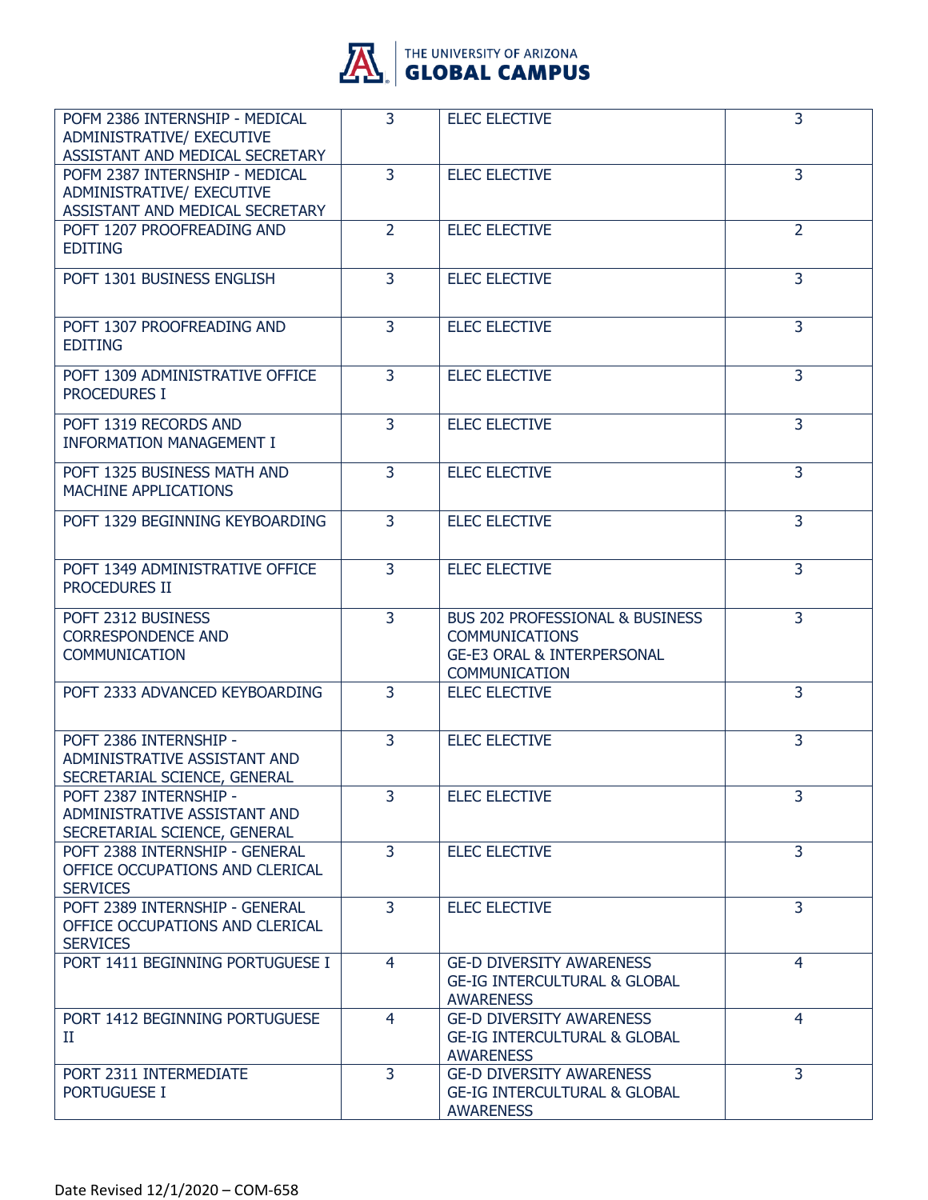| | | | |
|---|---|---|---|
| POFM 2386 INTERNSHIP - MEDICAL ADMINISTRATIVE/ EXECUTIVE ASSISTANT AND MEDICAL SECRETARY | 3 | ELEC ELECTIVE | 3 |
| POFM 2387 INTERNSHIP - MEDICAL ADMINISTRATIVE/ EXECUTIVE ASSISTANT AND MEDICAL SECRETARY | 3 | ELEC ELECTIVE | 3 |
| POFT 1207 PROOFREADING AND EDITING | 2 | ELEC ELECTIVE | 2 |
| POFT 1301 BUSINESS ENGLISH | 3 | ELEC ELECTIVE | 3 |
| POFT 1307 PROOFREADING AND EDITING | 3 | ELEC ELECTIVE | 3 |
| POFT 1309 ADMINISTRATIVE OFFICE PROCEDURES I | 3 | ELEC ELECTIVE | 3 |
| POFT 1319 RECORDS AND INFORMATION MANAGEMENT I | 3 | ELEC ELECTIVE | 3 |
| POFT 1325 BUSINESS MATH AND MACHINE APPLICATIONS | 3 | ELEC ELECTIVE | 3 |
| POFT 1329 BEGINNING KEYBOARDING | 3 | ELEC ELECTIVE | 3 |
| POFT 1349 ADMINISTRATIVE OFFICE PROCEDURES II | 3 | ELEC ELECTIVE | 3 |
| POFT 2312 BUSINESS CORRESPONDENCE AND COMMUNICATION | 3 | BUS 202 PROFESSIONAL & BUSINESS COMMUNICATIONS<br>GE-E3 ORAL & INTERPERSONAL COMMUNICATION | 3 |
| POFT 2333 ADVANCED KEYBOARDING | 3 | ELEC ELECTIVE | 3 |
| POFT 2386 INTERNSHIP - ADMINISTRATIVE ASSISTANT AND SECRETARIAL SCIENCE, GENERAL | 3 | ELEC ELECTIVE | 3 |
| POFT 2387 INTERNSHIP - ADMINISTRATIVE ASSISTANT AND SECRETARIAL SCIENCE, GENERAL | 3 | ELEC ELECTIVE | 3 |
| POFT 2388 INTERNSHIP - GENERAL OFFICE OCCUPATIONS AND CLERICAL SERVICES | 3 | ELEC ELECTIVE | 3 |
| POFT 2389 INTERNSHIP - GENERAL OFFICE OCCUPATIONS AND CLERICAL SERVICES | 3 | ELEC ELECTIVE | 3 |
| PORT 1411 BEGINNING PORTUGUESE I | 4 | GE-D DIVERSITY AWARENESS<br>GE-IG INTERCULTURAL & GLOBAL AWARENESS | 4 |
| PORT 1412 BEGINNING PORTUGUESE II | 4 | GE-D DIVERSITY AWARENESS<br>GE-IG INTERCULTURAL & GLOBAL AWARENESS | 4 |
| PORT 2311 INTERMEDIATE PORTUGUESE I | 3 | GE-D DIVERSITY AWARENESS<br>GE-IG INTERCULTURAL & GLOBAL AWARENESS | 3 |

Date Revised 12/1/2020 – COM-658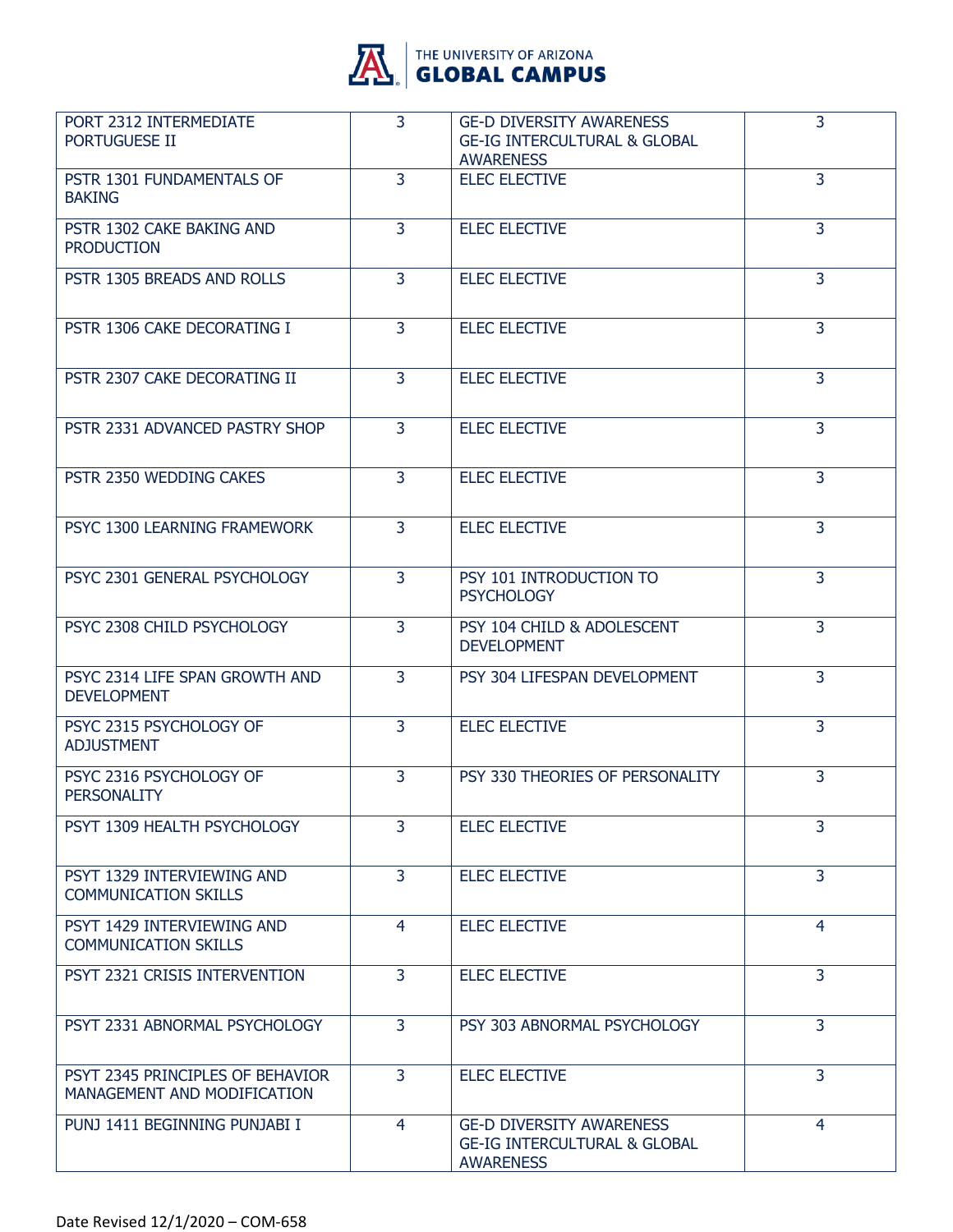| | | | |
|---|---|---|---|
| PORT 2312 INTERMEDIATE PORTUGUESE II | 3 | GE-D DIVERSITY AWARENESS<br>GE-IG INTERCULTURAL & GLOBAL AWARENESS | 3 |
| PSTR 1301 FUNDAMENTALS OF BAKING | 3 | ELEC ELECTIVE | 3 |
| PSTR 1302 CAKE BAKING AND PRODUCTION | 3 | ELEC ELECTIVE | 3 |
| PSTR 1305 BREADS AND ROLLS | 3 | ELEC ELECTIVE | 3 |
| PSTR 1306 CAKE DECORATING I | 3 | ELEC ELECTIVE | 3 |
| PSTR 2307 CAKE DECORATING II | 3 | ELEC ELECTIVE | 3 |
| PSTR 2331 ADVANCED PASTRY SHOP | 3 | ELEC ELECTIVE | 3 |
| PSTR 2350 WEDDING CAKES | 3 | ELEC ELECTIVE | 3 |
| PSYC 1300 LEARNING FRAMEWORK | 3 | ELEC ELECTIVE | 3 |
| PSYC 2301 GENERAL PSYCHOLOGY | 3 | PSY 101 INTRODUCTION TO PSYCHOLOGY | 3 |
| PSYC 2308 CHILD PSYCHOLOGY | 3 | PSY 104 CHILD & ADOLESCENT DEVELOPMENT | 3 |
| PSYC 2314 LIFE SPAN GROWTH AND DEVELOPMENT | 3 | PSY 304 LIFESPAN DEVELOPMENT | 3 |
| PSYC 2315 PSYCHOLOGY OF ADJUSTMENT | 3 | ELEC ELECTIVE | 3 |
| PSYC 2316 PSYCHOLOGY OF PERSONALITY | 3 | PSY 330 THEORIES OF PERSONALITY | 3 |
| PSYT 1309 HEALTH PSYCHOLOGY | 3 | ELEC ELECTIVE | 3 |
| PSYT 1329 INTERVIEWING AND COMMUNICATION SKILLS | 3 | ELEC ELECTIVE | 3 |
| PSYT 1429 INTERVIEWING AND COMMUNICATION SKILLS | 4 | ELEC ELECTIVE | 4 |
| PSYT 2321 CRISIS INTERVENTION | 3 | ELEC ELECTIVE | 3 |
| PSYT 2331 ABNORMAL PSYCHOLOGY | 3 | PSY 303 ABNORMAL PSYCHOLOGY | 3 |
| PSYT 2345 PRINCIPLES OF BEHAVIOR MANAGEMENT AND MODIFICATION | 3 | ELEC ELECTIVE | 3 |
| PUNJ 1411 BEGINNING PUNJABI I | 4 | GE-D DIVERSITY AWARENESS<br>GE-IG INTERCULTURAL & GLOBAL AWARENESS | 4 |

Date Revised 12/1/2020 – COM-658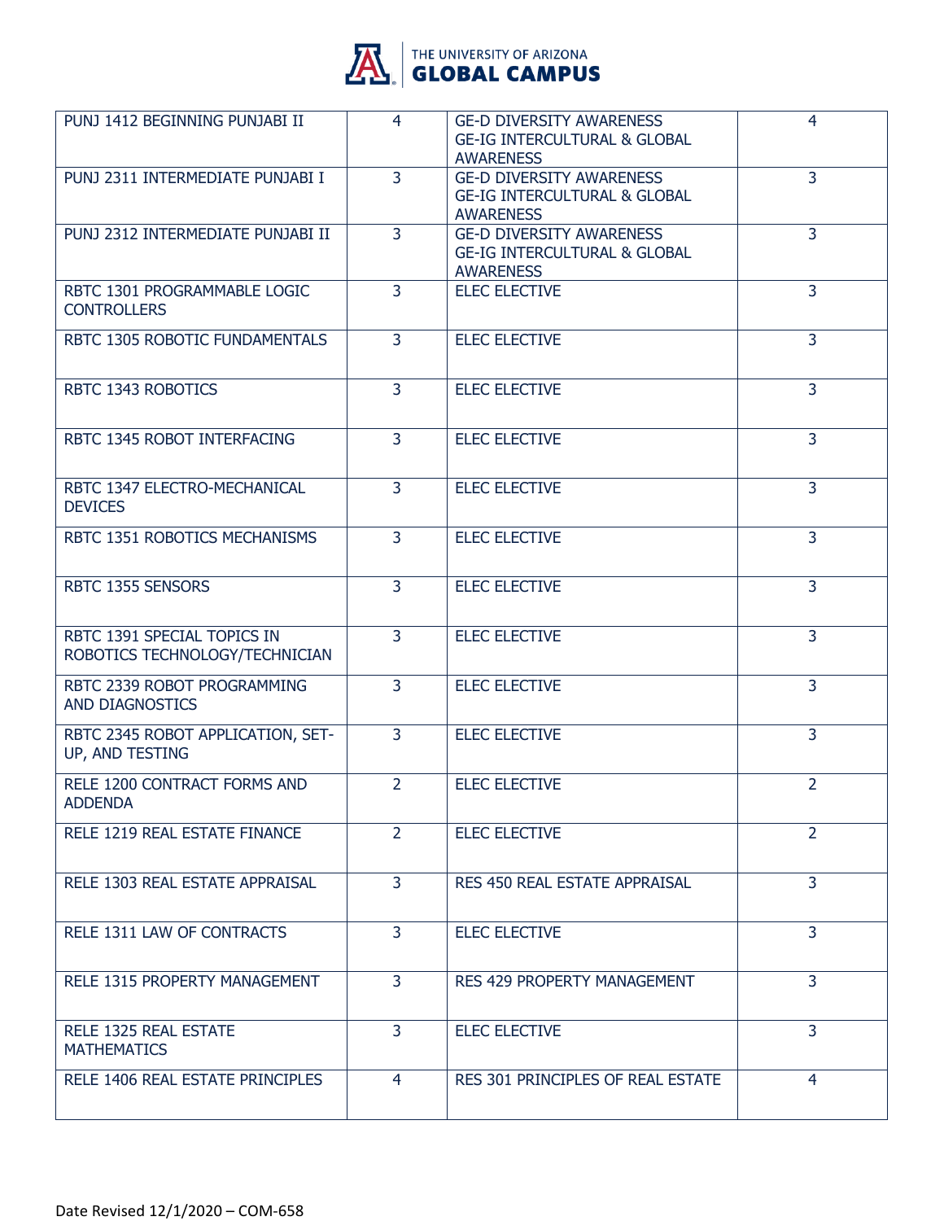| | | | |
|---|---|---|---|
| PUNJ 1412 BEGINNING PUNJABI II | 4 | GE-D DIVERSITY AWARENESS GE-IG INTERCULTURAL & GLOBAL AWARENESS | 4 |
| PUNJ 2311 INTERMEDIATE PUNJABI I | 3 | GE-D DIVERSITY AWARENESS GE-IG INTERCULTURAL & GLOBAL AWARENESS | 3 |
| PUNJ 2312 INTERMEDIATE PUNJABI II | 3 | GE-D DIVERSITY AWARENESS GE-IG INTERCULTURAL & GLOBAL AWARENESS | 3 |
| RBTC 1301 PROGRAMMABLE LOGIC CONTROLLERS | 3 | ELEC ELECTIVE | 3 |
| RBTC 1305 ROBOTIC FUNDAMENTALS | 3 | ELEC ELECTIVE | 3 |
| RBTC 1343 ROBOTICS | 3 | ELEC ELECTIVE | 3 |
| RBTC 1345 ROBOT INTERFACING | 3 | ELEC ELECTIVE | 3 |
| RBTC 1347 ELECTRO-MECHANICAL DEVICES | 3 | ELEC ELECTIVE | 3 |
| RBTC 1351 ROBOTICS MECHANISMS | 3 | ELEC ELECTIVE | 3 |
| RBTC 1355 SENSORS | 3 | ELEC ELECTIVE | 3 |
| RBTC 1391 SPECIAL TOPICS IN ROBOTICS TECHNOLOGY/TECHNICIAN | 3 | ELEC ELECTIVE | 3 |
| RBTC 2339 ROBOT PROGRAMMING AND DIAGNOSTICS | 3 | ELEC ELECTIVE | 3 |
| RBTC 2345 ROBOT APPLICATION, SET-UP, AND TESTING | 3 | ELEC ELECTIVE | 3 |
| RELE 1200 CONTRACT FORMS AND ADDENDA | 2 | ELEC ELECTIVE | 2 |
| RELE 1219 REAL ESTATE FINANCE | 2 | ELEC ELECTIVE | 2 |
| RELE 1303 REAL ESTATE APPRAISAL | 3 | RES 450 REAL ESTATE APPRAISAL | 3 |
| RELE 1311 LAW OF CONTRACTS | 3 | ELEC ELECTIVE | 3 |
| RELE 1315 PROPERTY MANAGEMENT | 3 | RES 429 PROPERTY MANAGEMENT | 3 |
| RELE 1325 REAL ESTATE MATHEMATICS | 3 | ELEC ELECTIVE | 3 |
| RELE 1406 REAL ESTATE PRINCIPLES | 4 | RES 301 PRINCIPLES OF REAL ESTATE | 4 |

Date Revised 12/1/2020 – COM-658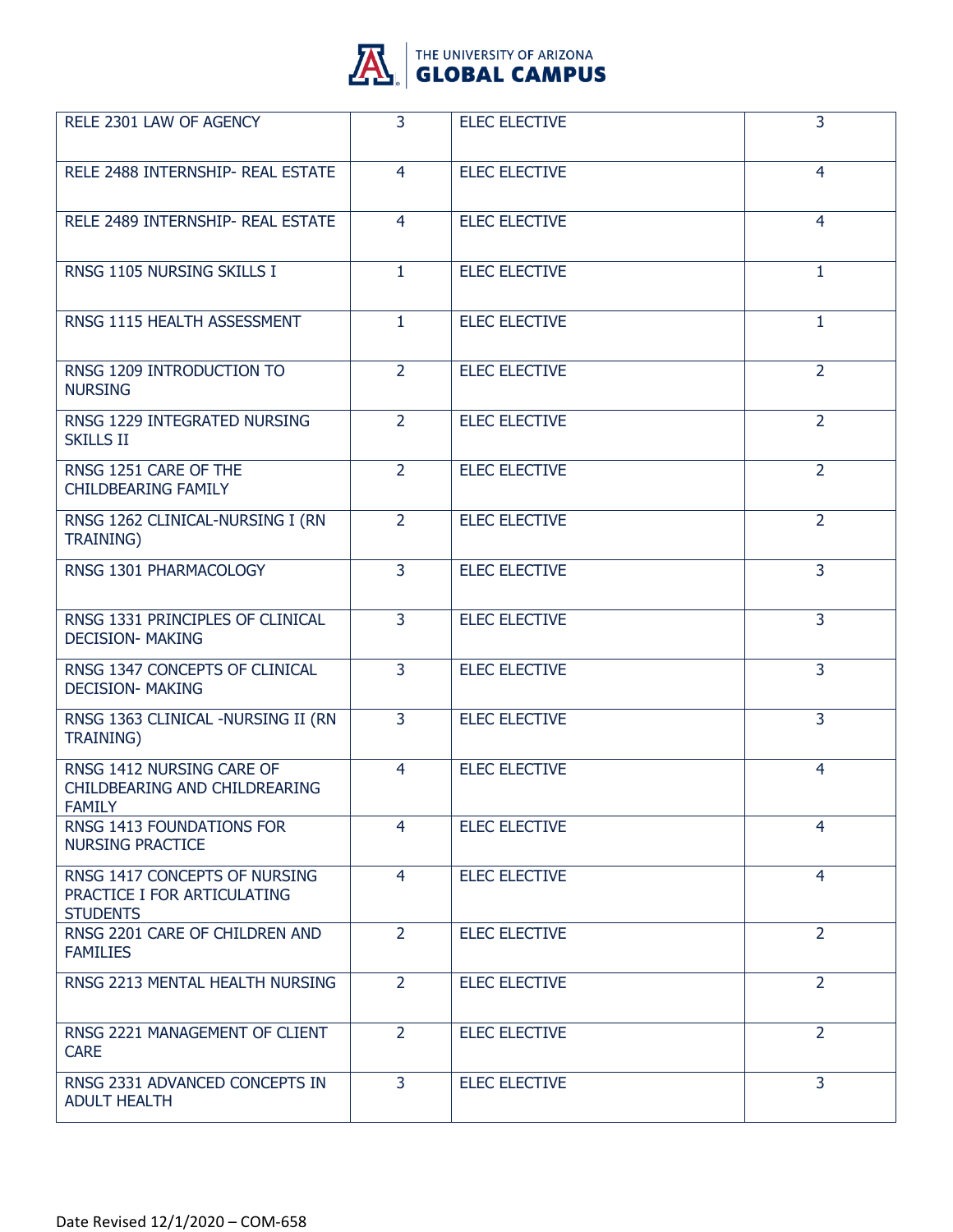| RELE 2301 LAW OF AGENCY | 3 | ELEC ELECTIVE | 3 |
|---|---|---|---|
| RELE 2488 INTERNSHIP- REAL ESTATE | 4 | ELEC ELECTIVE | 4 |
| RELE 2489 INTERNSHIP- REAL ESTATE | 4 | ELEC ELECTIVE | 4 |
| RNSG 1105 NURSING SKILLS I | 1 | ELEC ELECTIVE | 1 |
| RNSG 1115 HEALTH ASSESSMENT | 1 | ELEC ELECTIVE | 1 |
| RNSG 1209 INTRODUCTION TO NURSING | 2 | ELEC ELECTIVE | 2 |
| RNSG 1229 INTEGRATED NURSING SKILLS II | 2 | ELEC ELECTIVE | 2 |
| RNSG 1251 CARE OF THE CHILDBEARING FAMILY | 2 | ELEC ELECTIVE | 2 |
| RNSG 1262 CLINICAL-NURSING I (RN TRAINING) | 2 | ELEC ELECTIVE | 2 |
| RNSG 1301 PHARMACOLOGY | 3 | ELEC ELECTIVE | 3 |
| RNSG 1331 PRINCIPLES OF CLINICAL DECISION- MAKING | 3 | ELEC ELECTIVE | 3 |
| RNSG 1347 CONCEPTS OF CLINICAL DECISION- MAKING | 3 | ELEC ELECTIVE | 3 |
| RNSG 1363 CLINICAL -NURSING II (RN TRAINING) | 3 | ELEC ELECTIVE | 3 |
| RNSG 1412 NURSING CARE OF CHILDBEARING AND CHILDREARING FAMILY | 4 | ELEC ELECTIVE | 4 |
| RNSG 1413 FOUNDATIONS FOR NURSING PRACTICE | 4 | ELEC ELECTIVE | 4 |
| RNSG 1417 CONCEPTS OF NURSING PRACTICE I FOR ARTICULATING STUDENTS | 4 | ELEC ELECTIVE | 4 |
| RNSG 2201 CARE OF CHILDREN AND FAMILIES | 2 | ELEC ELECTIVE | 2 |
| RNSG 2213 MENTAL HEALTH NURSING | 2 | ELEC ELECTIVE | 2 |
| RNSG 2221 MANAGEMENT OF CLIENT CARE | 2 | ELEC ELECTIVE | 2 |
| RNSG 2331 ADVANCED CONCEPTS IN ADULT HEALTH | 3 | ELEC ELECTIVE | 3 |

Date Revised 12/1/2020 – COM-658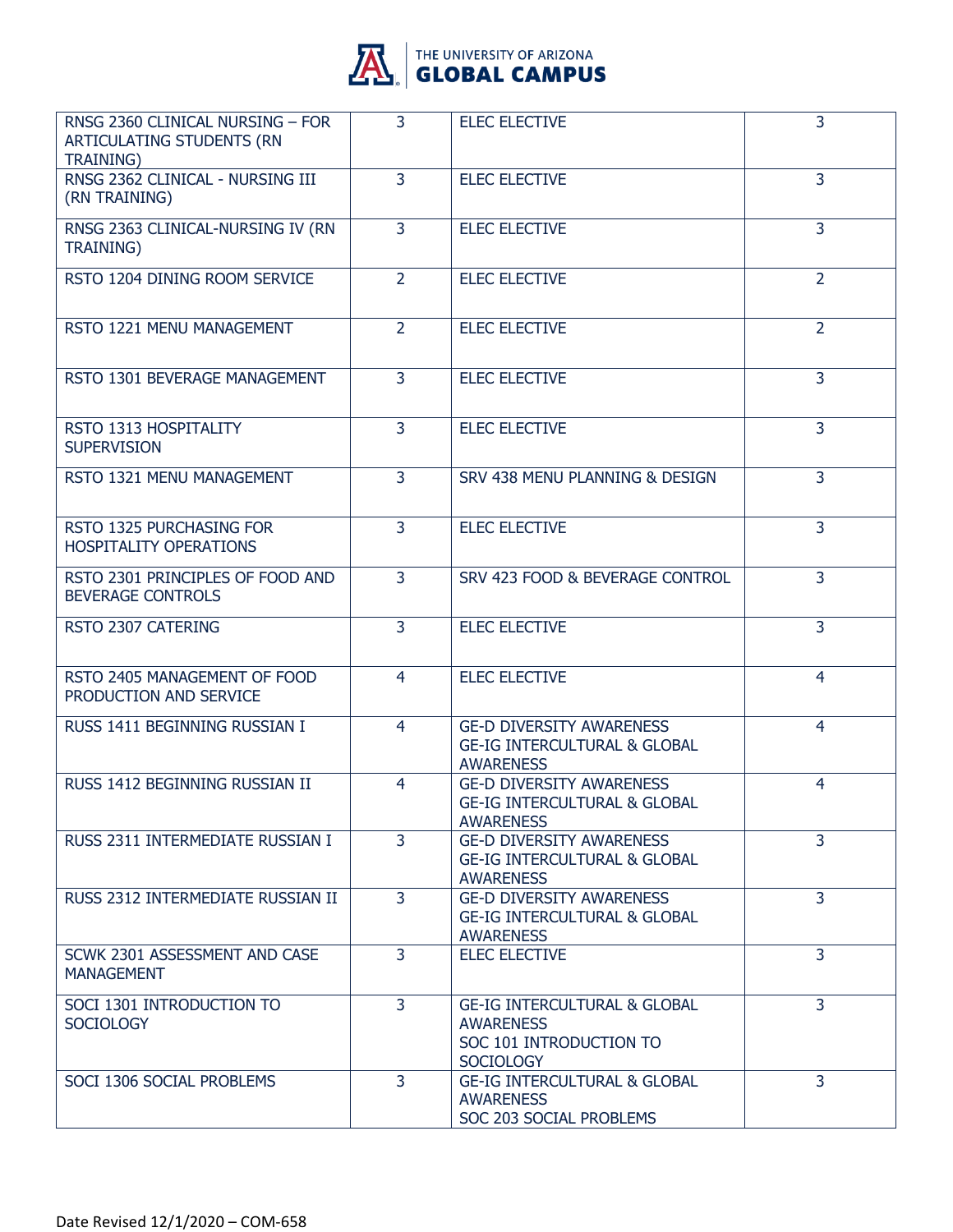| | | | |
|---|---|---|---|
| RNSG 2360 CLINICAL NURSING – FOR ARTICULATING STUDENTS (RN TRAINING) | 3 | ELEC ELECTIVE | 3 |
| RNSG 2362 CLINICAL - NURSING III (RN TRAINING) | 3 | ELEC ELECTIVE | 3 |
| RNSG 2363 CLINICAL-NURSING IV (RN TRAINING) | 3 | ELEC ELECTIVE | 3 |
| RSTO 1204 DINING ROOM SERVICE | 2 | ELEC ELECTIVE | 2 |
| RSTO 1221 MENU MANAGEMENT | 2 | ELEC ELECTIVE | 2 |
| RSTO 1301 BEVERAGE MANAGEMENT | 3 | ELEC ELECTIVE | 3 |
| RSTO 1313 HOSPITALITY SUPERVISION | 3 | ELEC ELECTIVE | 3 |
| RSTO 1321 MENU MANAGEMENT | 3 | SRV 438 MENU PLANNING & DESIGN | 3 |
| RSTO 1325 PURCHASING FOR HOSPITALITY OPERATIONS | 3 | ELEC ELECTIVE | 3 |
| RSTO 2301 PRINCIPLES OF FOOD AND BEVERAGE CONTROLS | 3 | SRV 423 FOOD & BEVERAGE CONTROL | 3 |
| RSTO 2307 CATERING | 3 | ELEC ELECTIVE | 3 |
| RSTO 2405 MANAGEMENT OF FOOD PRODUCTION AND SERVICE | 4 | ELEC ELECTIVE | 4 |
| RUSS 1411 BEGINNING RUSSIAN I | 4 | GE-D DIVERSITY AWARENESS<br>GE-IG INTERCULTURAL & GLOBAL AWARENESS | 4 |
| RUSS 1412 BEGINNING RUSSIAN II | 4 | GE-D DIVERSITY AWARENESS<br>GE-IG INTERCULTURAL & GLOBAL AWARENESS | 4 |
| RUSS 2311 INTERMEDIATE RUSSIAN I | 3 | GE-D DIVERSITY AWARENESS<br>GE-IG INTERCULTURAL & GLOBAL AWARENESS | 3 |
| RUSS 2312 INTERMEDIATE RUSSIAN II | 3 | GE-D DIVERSITY AWARENESS<br>GE-IG INTERCULTURAL & GLOBAL AWARENESS | 3 |
| SCWK 2301 ASSESSMENT AND CASE MANAGEMENT | 3 | ELEC ELECTIVE | 3 |
| SOCI 1301 INTRODUCTION TO SOCIOLOGY | 3 | GE-IG INTERCULTURAL & GLOBAL AWARENESS<br>SOC 101 INTRODUCTION TO SOCIOLOGY | 3 |
| SOCI 1306 SOCIAL PROBLEMS | 3 | GE-IG INTERCULTURAL & GLOBAL AWARENESS<br>SOC 203 SOCIAL PROBLEMS | 3 |

Date Revised 12/1/2020 – COM-658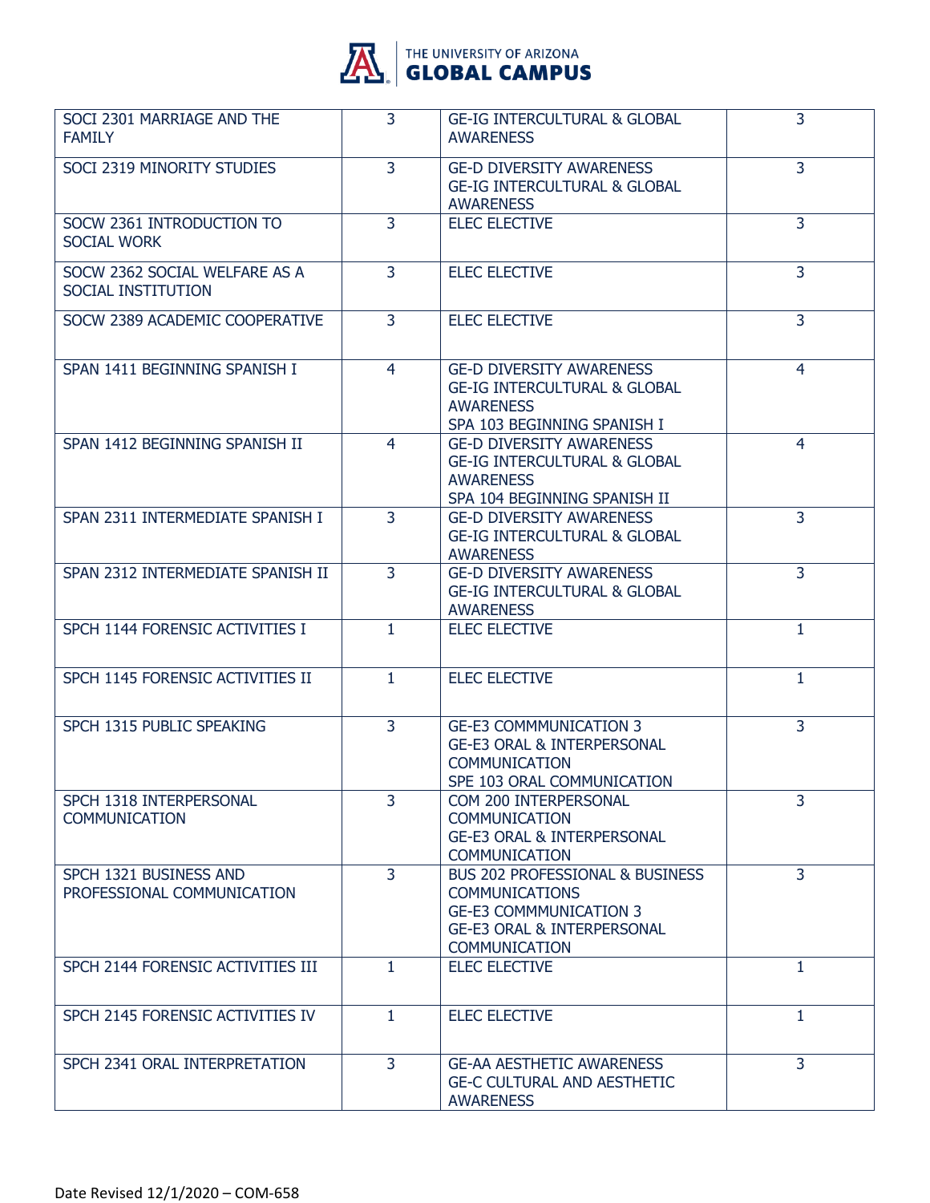| | | | |
|---|---|---|---|
| SOCI 2301 MARRIAGE AND THE FAMILY | 3 | GE-IG INTERCULTURAL & GLOBAL AWARENESS | 3 |
| SOCI 2319 MINORITY STUDIES | 3 | GE-D DIVERSITY AWARENESS<br>GE-IG INTERCULTURAL & GLOBAL AWARENESS | 3 |
| SOCW 2361 INTRODUCTION TO SOCIAL WORK | 3 | ELEC ELECTIVE | 3 |
| SOCW 2362 SOCIAL WELFARE AS A SOCIAL INSTITUTION | 3 | ELEC ELECTIVE | 3 |
| SOCW 2389 ACADEMIC COOPERATIVE | 3 | ELEC ELECTIVE | 3 |
| SPAN 1411 BEGINNING SPANISH I | 4 | GE-D DIVERSITY AWARENESS<br>GE-IG INTERCULTURAL & GLOBAL AWARENESS<br>SPA 103 BEGINNING SPANISH I | 4 |
| SPAN 1412 BEGINNING SPANISH II | 4 | GE-D DIVERSITY AWARENESS<br>GE-IG INTERCULTURAL & GLOBAL AWARENESS<br>SPA 104 BEGINNING SPANISH II | 4 |
| SPAN 2311 INTERMEDIATE SPANISH I | 3 | GE-D DIVERSITY AWARENESS<br>GE-IG INTERCULTURAL & GLOBAL AWARENESS | 3 |
| SPAN 2312 INTERMEDIATE SPANISH II | 3 | GE-D DIVERSITY AWARENESS<br>GE-IG INTERCULTURAL & GLOBAL AWARENESS | 3 |
| SPCH 1144 FORENSIC ACTIVITIES I | 1 | ELEC ELECTIVE | 1 |
| SPCH 1145 FORENSIC ACTIVITIES II | 1 | ELEC ELECTIVE | 1 |
| SPCH 1315 PUBLIC SPEAKING | 3 | GE-E3 COMMMUNICATION 3<br>GE-E3 ORAL & INTERPERSONAL COMMUNICATION<br>SPE 103 ORAL COMMUNICATION | 3 |
| SPCH 1318 INTERPERSONAL COMMUNICATION | 3 | COM 200 INTERPERSONAL COMMUNICATION<br>GE-E3 ORAL & INTERPERSONAL COMMUNICATION | 3 |
| SPCH 1321 BUSINESS AND PROFESSIONAL COMMUNICATION | 3 | BUS 202 PROFESSIONAL & BUSINESS COMMUNICATIONS<br>GE-E3 COMMMUNICATION 3<br>GE-E3 ORAL & INTERPERSONAL COMMUNICATION | 3 |
| SPCH 2144 FORENSIC ACTIVITIES III | 1 | ELEC ELECTIVE | 1 |
| SPCH 2145 FORENSIC ACTIVITIES IV | 1 | ELEC ELECTIVE | 1 |
| SPCH 2341 ORAL INTERPRETATION | 3 | GE-AA AESTHETIC AWARENESS<br>GE-C CULTURAL AND AESTHETIC AWARENESS | 3 |

Date Revised 12/1/2020 – COM-658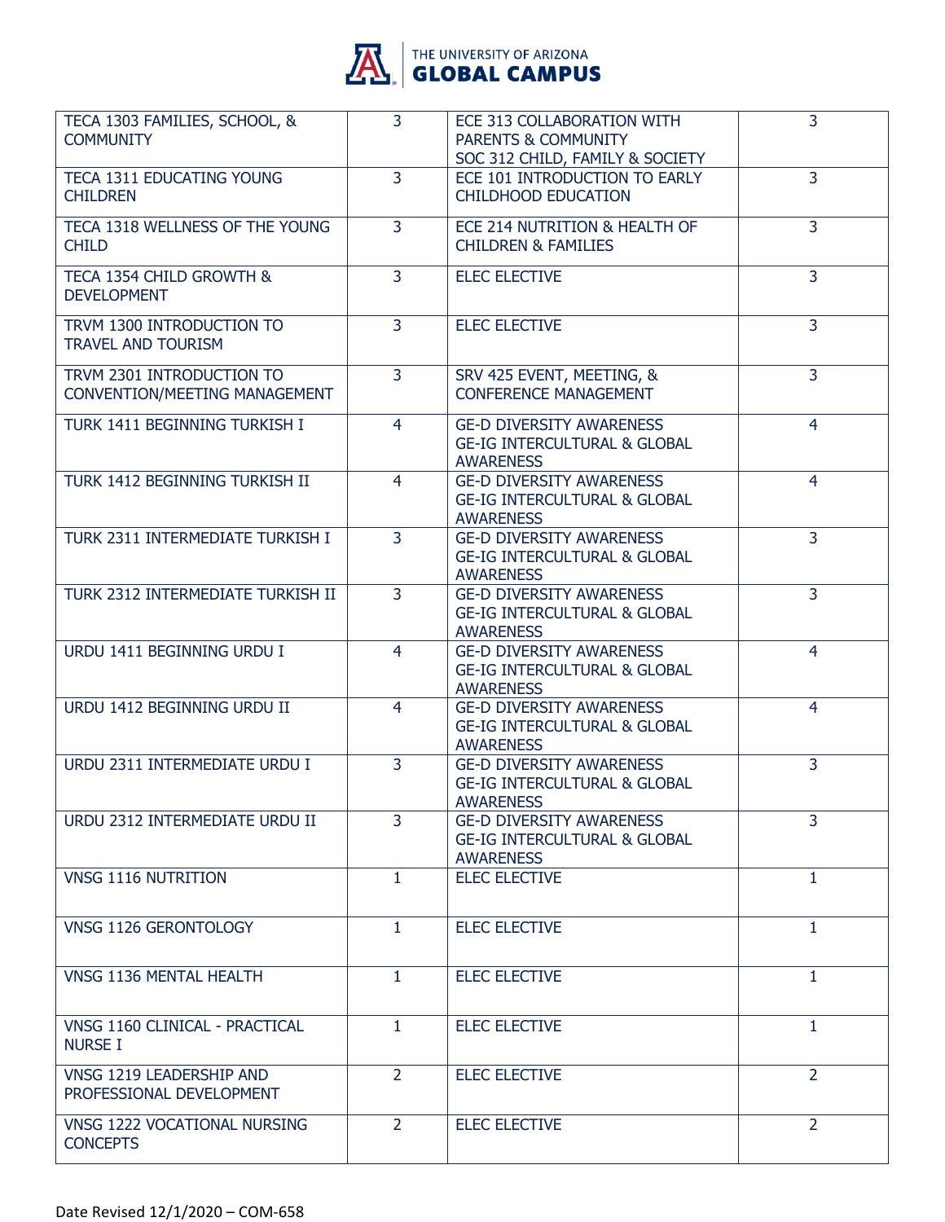| | | | |
|---|---|---|---|
| TECA 1303 FAMILIES, SCHOOL, & COMMUNITY | 3 | ECE 313 COLLABORATION WITH PARENTS & COMMUNITY<br>SOC 312 CHILD, FAMILY & SOCIETY | 3 |
| TECA 1311 EDUCATING YOUNG CHILDREN | 3 | ECE 101 INTRODUCTION TO EARLY CHILDHOOD EDUCATION | 3 |
| TECA 1318 WELLNESS OF THE YOUNG CHILD | 3 | ECE 214 NUTRITION & HEALTH OF CHILDREN & FAMILIES | 3 |
| TECA 1354 CHILD GROWTH & DEVELOPMENT | 3 | ELEC ELECTIVE | 3 |
| TRVM 1300 INTRODUCTION TO TRAVEL AND TOURISM | 3 | ELEC ELECTIVE | 3 |
| TRVM 2301 INTRODUCTION TO CONVENTION/MEETING MANAGEMENT | 3 | SRV 425 EVENT, MEETING, & CONFERENCE MANAGEMENT | 3 |
| TURK 1411 BEGINNING TURKISH I | 4 | GE-D DIVERSITY AWARENESS<br>GE-IG INTERCULTURAL & GLOBAL AWARENESS | 4 |
| TURK 1412 BEGINNING TURKISH II | 4 | GE-D DIVERSITY AWARENESS<br>GE-IG INTERCULTURAL & GLOBAL AWARENESS | 4 |
| TURK 2311 INTERMEDIATE TURKISH I | 3 | GE-D DIVERSITY AWARENESS<br>GE-IG INTERCULTURAL & GLOBAL AWARENESS | 3 |
| TURK 2312 INTERMEDIATE TURKISH II | 3 | GE-D DIVERSITY AWARENESS<br>GE-IG INTERCULTURAL & GLOBAL AWARENESS | 3 |
| URDU 1411 BEGINNING URDU I | 4 | GE-D DIVERSITY AWARENESS<br>GE-IG INTERCULTURAL & GLOBAL AWARENESS | 4 |
| URDU 1412 BEGINNING URDU II | 4 | GE-D DIVERSITY AWARENESS<br>GE-IG INTERCULTURAL & GLOBAL AWARENESS | 4 |
| URDU 2311 INTERMEDIATE URDU I | 3 | GE-D DIVERSITY AWARENESS<br>GE-IG INTERCULTURAL & GLOBAL AWARENESS | 3 |
| URDU 2312 INTERMEDIATE URDU II | 3 | GE-D DIVERSITY AWARENESS<br>GE-IG INTERCULTURAL & GLOBAL AWARENESS | 3 |
| VNSG 1116 NUTRITION | 1 | ELEC ELECTIVE | 1 |
| VNSG 1126 GERONTOLOGY | 1 | ELEC ELECTIVE | 1 |
| VNSG 1136 MENTAL HEALTH | 1 | ELEC ELECTIVE | 1 |
| VNSG 1160 CLINICAL - PRACTICAL NURSE I | 1 | ELEC ELECTIVE | 1 |
| VNSG 1219 LEADERSHIP AND PROFESSIONAL DEVELOPMENT | 2 | ELEC ELECTIVE | 2 |
| VNSG 1222 VOCATIONAL NURSING CONCEPTS | 2 | ELEC ELECTIVE | 2 |

Date Revised 12/1/2020 – COM-658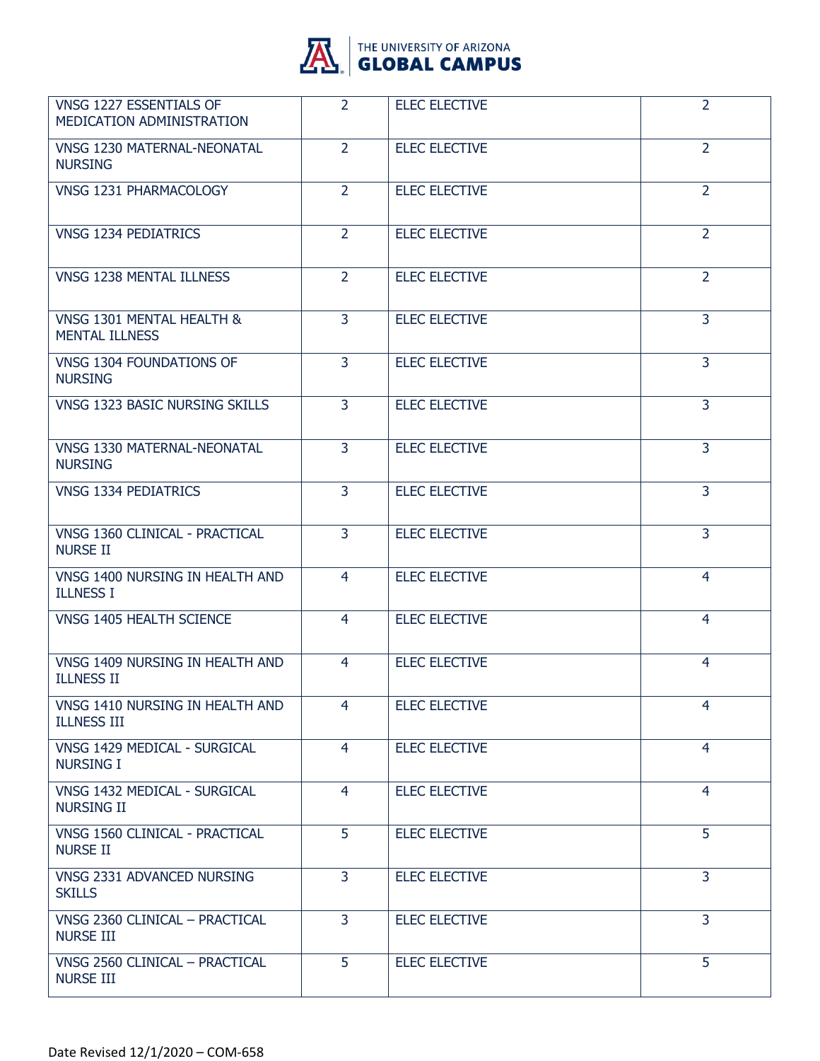| | | | |
|---|---|---|---|
| VNSG 1227 ESSENTIALS OF MEDICATION ADMINISTRATION | 2 | ELEC ELECTIVE | 2 |
| VNSG 1230 MATERNAL-NEONATAL NURSING | 2 | ELEC ELECTIVE | 2 |
| VNSG 1231 PHARMACOLOGY | 2 | ELEC ELECTIVE | 2 |
| VNSG 1234 PEDIATRICS | 2 | ELEC ELECTIVE | 2 |
| VNSG 1238 MENTAL ILLNESS | 2 | ELEC ELECTIVE | 2 |
| VNSG 1301 MENTAL HEALTH & MENTAL ILLNESS | 3 | ELEC ELECTIVE | 3 |
| VNSG 1304 FOUNDATIONS OF NURSING | 3 | ELEC ELECTIVE | 3 |
| VNSG 1323 BASIC NURSING SKILLS | 3 | ELEC ELECTIVE | 3 |
| VNSG 1330 MATERNAL-NEONATAL NURSING | 3 | ELEC ELECTIVE | 3 |
| VNSG 1334 PEDIATRICS | 3 | ELEC ELECTIVE | 3 |
| VNSG 1360 CLINICAL - PRACTICAL NURSE II | 3 | ELEC ELECTIVE | 3 |
| VNSG 1400 NURSING IN HEALTH AND ILLNESS I | 4 | ELEC ELECTIVE | 4 |
| VNSG 1405 HEALTH SCIENCE | 4 | ELEC ELECTIVE | 4 |
| VNSG 1409 NURSING IN HEALTH AND ILLNESS II | 4 | ELEC ELECTIVE | 4 |
| VNSG 1410 NURSING IN HEALTH AND ILLNESS III | 4 | ELEC ELECTIVE | 4 |
| VNSG 1429 MEDICAL - SURGICAL NURSING I | 4 | ELEC ELECTIVE | 4 |
| VNSG 1432 MEDICAL - SURGICAL NURSING II | 4 | ELEC ELECTIVE | 4 |
| VNSG 1560 CLINICAL - PRACTICAL NURSE II | 5 | ELEC ELECTIVE | 5 |
| VNSG 2331 ADVANCED NURSING SKILLS | 3 | ELEC ELECTIVE | 3 |
| VNSG 2360 CLINICAL – PRACTICAL NURSE III | 3 | ELEC ELECTIVE | 3 |
| VNSG 2560 CLINICAL – PRACTICAL NURSE III | 5 | ELEC ELECTIVE | 5 |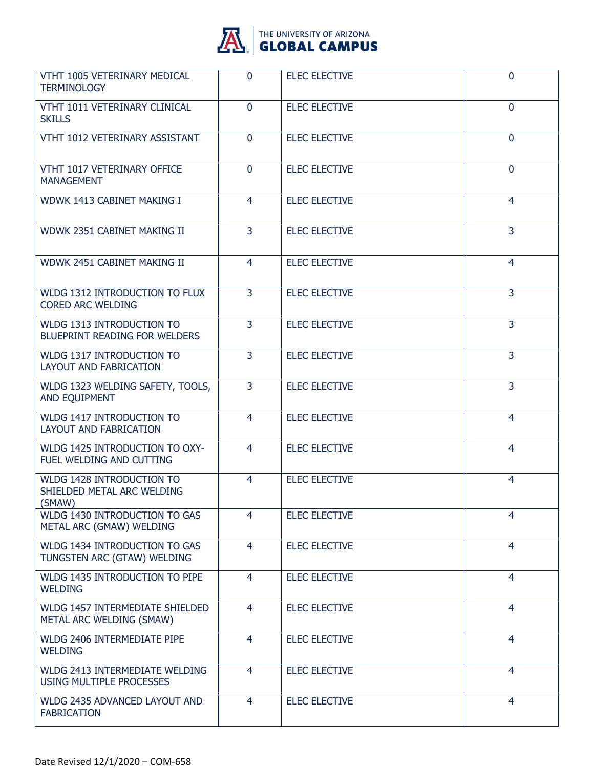| | | | |
|---|---|---|---|
| VTHT 1005 VETERINARY MEDICAL TERMINOLOGY | 0 | ELEC ELECTIVE | 0 |
| VTHT 1011 VETERINARY CLINICAL SKILLS | 0 | ELEC ELECTIVE | 0 |
| VTHT 1012 VETERINARY ASSISTANT | 0 | ELEC ELECTIVE | 0 |
| VTHT 1017 VETERINARY OFFICE MANAGEMENT | 0 | ELEC ELECTIVE | 0 |
| WDWK 1413 CABINET MAKING I | 4 | ELEC ELECTIVE | 4 |
| WDWK 2351 CABINET MAKING II | 3 | ELEC ELECTIVE | 3 |
| WDWK 2451 CABINET MAKING II | 4 | ELEC ELECTIVE | 4 |
| WLDG 1312 INTRODUCTION TO FLUX CORED ARC WELDING | 3 | ELEC ELECTIVE | 3 |
| WLDG 1313 INTRODUCTION TO BLUEPRINT READING FOR WELDERS | 3 | ELEC ELECTIVE | 3 |
| WLDG 1317 INTRODUCTION TO LAYOUT AND FABRICATION | 3 | ELEC ELECTIVE | 3 |
| WLDG 1323 WELDING SAFETY, TOOLS, AND EQUIPMENT | 3 | ELEC ELECTIVE | 3 |
| WLDG 1417 INTRODUCTION TO LAYOUT AND FABRICATION | 4 | ELEC ELECTIVE | 4 |
| WLDG 1425 INTRODUCTION TO OXY-FUEL WELDING AND CUTTING | 4 | ELEC ELECTIVE | 4 |
| WLDG 1428 INTRODUCTION TO SHIELDED METAL ARC WELDING (SMAW) | 4 | ELEC ELECTIVE | 4 |
| WLDG 1430 INTRODUCTION TO GAS METAL ARC (GMAW) WELDING | 4 | ELEC ELECTIVE | 4 |
| WLDG 1434 INTRODUCTION TO GAS TUNGSTEN ARC (GTAW) WELDING | 4 | ELEC ELECTIVE | 4 |
| WLDG 1435 INTRODUCTION TO PIPE WELDING | 4 | ELEC ELECTIVE | 4 |
| WLDG 1457 INTERMEDIATE SHIELDED METAL ARC WELDING (SMAW) | 4 | ELEC ELECTIVE | 4 |
| WLDG 2406 INTERMEDIATE PIPE WELDING | 4 | ELEC ELECTIVE | 4 |
| WLDG 2413 INTERMEDIATE WELDING USING MULTIPLE PROCESSES | 4 | ELEC ELECTIVE | 4 |
| WLDG 2435 ADVANCED LAYOUT AND FABRICATION | 4 | ELEC ELECTIVE | 4 |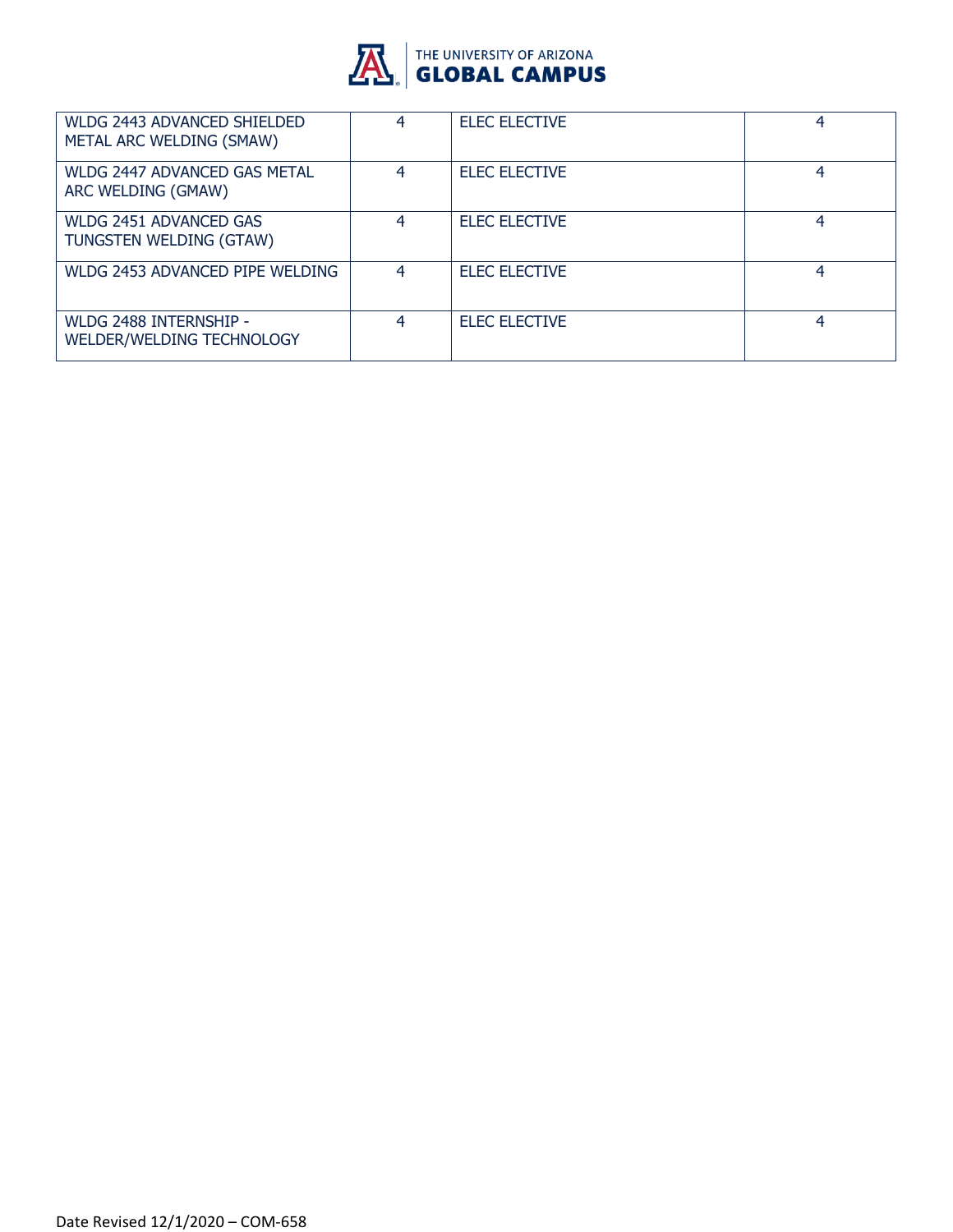| | | | |
|---|---|---|---|
| WLDG 2443 ADVANCED SHIELDED METAL ARC WELDING (SMAW) | 4 | ELEC ELECTIVE | 4 |
| WLDG 2447 ADVANCED GAS METAL ARC WELDING (GMAW) | 4 | ELEC ELECTIVE | 4 |
| WLDG 2451 ADVANCED GAS TUNGSTEN WELDING (GTAW) | 4 | ELEC ELECTIVE | 4 |
| WLDG 2453 ADVANCED PIPE WELDING | 4 | ELEC ELECTIVE | 4 |
| WLDG 2488 INTERNSHIP - WELDER/WELDING TECHNOLOGY | 4 | ELEC ELECTIVE | 4 |

Date Revised 12/1/2020 – COM-658